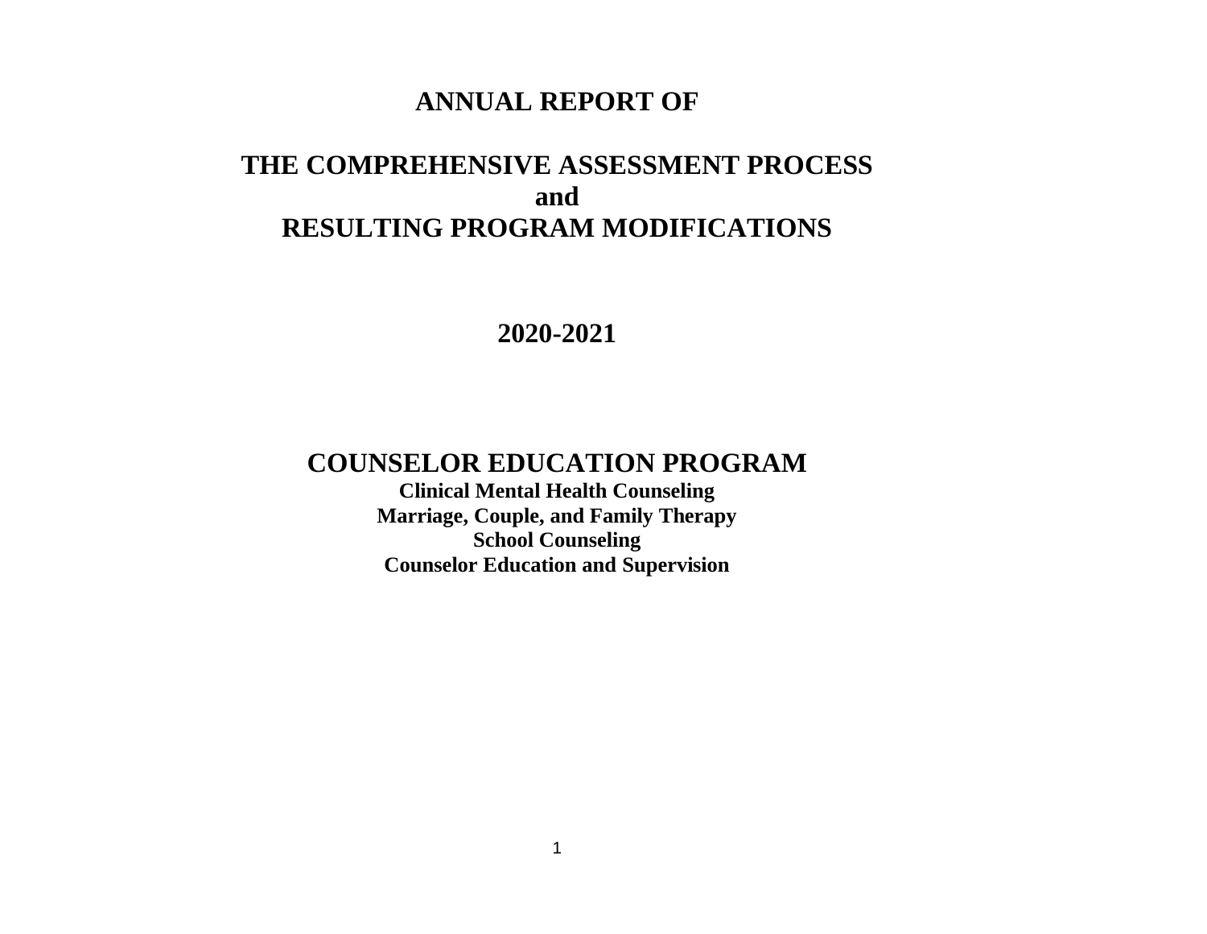# ANNUAL REPORT OF

# THE COMPREHENSIVE ASSESSMENT PROCESS
# and
# RESULTING PROGRAM MODIFICATIONS

## 2020-2021

## COUNSELOR EDUCATION PROGRAM

**Clinical Mental Health Counseling**
**Marriage, Couple, and Family Therapy**
**School Counseling**
**Counselor Education and Supervision**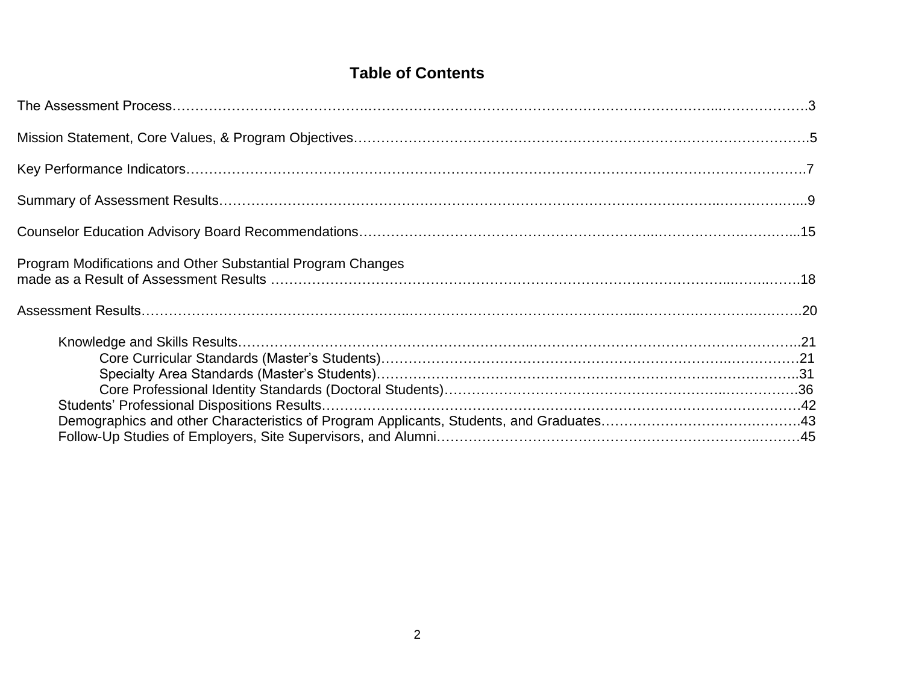# Table of Contents

The Assessment Process……………………………………………………………………………………………………………3

Mission Statement, Core Values, & Program Objectives……………………………………………………………………………5

Key Performance Indicators…………………………………………………………………………………………………………7

Summary of Assessment Results……………………………………………………………………………………………………9

Counselor Education Advisory Board Recommendations…………………………………………………………………………15

Program Modifications and Other Substantial Program Changes
made as a Result of Assessment Results ……………………………………………………………………………………………18

Assessment Results…………………………………………………………………………………………………………………20

- Knowledge and Skills Results……………………………………………………………………………………………21
  - Core Curricular Standards (Master's Students)………………………………………………………………………21
  - Specialty Area Standards (Master's Students)………………………………………………………………………31
  - Core Professional Identity Standards (Doctoral Students)……………………………………………………………36
- Students' Professional Dispositions Results………………………………………………………………………………42
- Demographics and other Characteristics of Program Applicants, Students, and Graduates……………………………43
- Follow-Up Studies of Employers, Site Supervisors, and Alumni…………………………………………………………45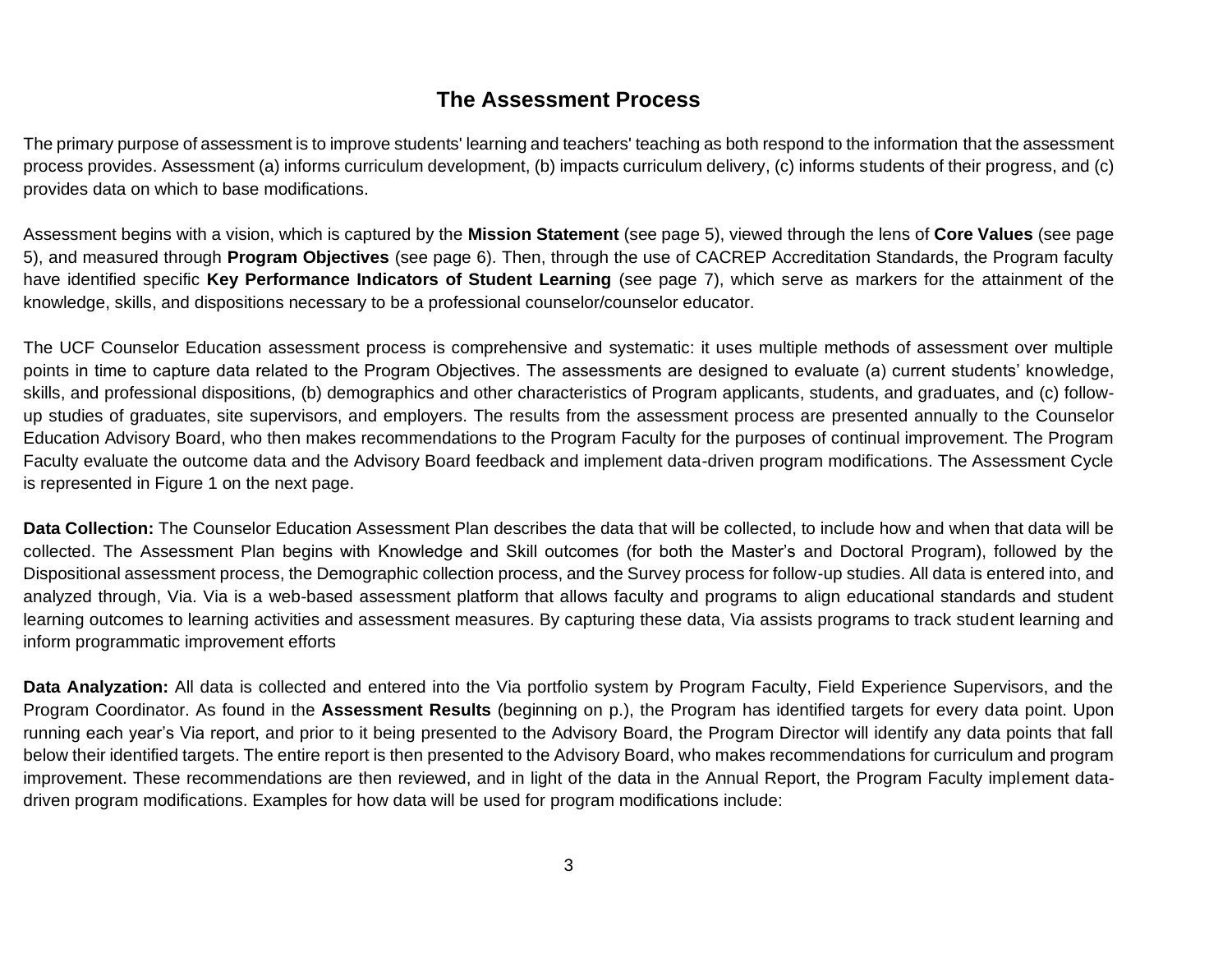## The Assessment Process

The primary purpose of assessment is to improve students' learning and teachers' teaching as both respond to the information that the assessment process provides. Assessment (a) informs curriculum development, (b) impacts curriculum delivery, (c) informs students of their progress, and (c) provides data on which to base modifications.

Assessment begins with a vision, which is captured by the **Mission Statement** (see page 5), viewed through the lens of **Core Values** (see page 5), and measured through **Program Objectives** (see page 6). Then, through the use of CACREP Accreditation Standards, the Program faculty have identified specific **Key Performance Indicators of Student Learning** (see page 7), which serve as markers for the attainment of the knowledge, skills, and dispositions necessary to be a professional counselor/counselor educator.

The UCF Counselor Education assessment process is comprehensive and systematic: it uses multiple methods of assessment over multiple points in time to capture data related to the Program Objectives. The assessments are designed to evaluate (a) current students' knowledge, skills, and professional dispositions, (b) demographics and other characteristics of Program applicants, students, and graduates, and (c) follow-up studies of graduates, site supervisors, and employers. The results from the assessment process are presented annually to the Counselor Education Advisory Board, who then makes recommendations to the Program Faculty for the purposes of continual improvement. The Program Faculty evaluate the outcome data and the Advisory Board feedback and implement data-driven program modifications. The Assessment Cycle is represented in Figure 1 on the next page.

**Data Collection:** The Counselor Education Assessment Plan describes the data that will be collected, to include how and when that data will be collected. The Assessment Plan begins with Knowledge and Skill outcomes (for both the Master's and Doctoral Program), followed by the Dispositional assessment process, the Demographic collection process, and the Survey process for follow-up studies. All data is entered into, and analyzed through, Via. Via is a web-based assessment platform that allows faculty and programs to align educational standards and student learning outcomes to learning activities and assessment measures. By capturing these data, Via assists programs to track student learning and inform programmatic improvement efforts

**Data Analyzation:** All data is collected and entered into the Via portfolio system by Program Faculty, Field Experience Supervisors, and the Program Coordinator. As found in the **Assessment Results** (beginning on p.), the Program has identified targets for every data point. Upon running each year's Via report, and prior to it being presented to the Advisory Board, the Program Director will identify any data points that fall below their identified targets. The entire report is then presented to the Advisory Board, who makes recommendations for curriculum and program improvement. These recommendations are then reviewed, and in light of the data in the Annual Report, the Program Faculty implement data-driven program modifications. Examples for how data will be used for program modifications include: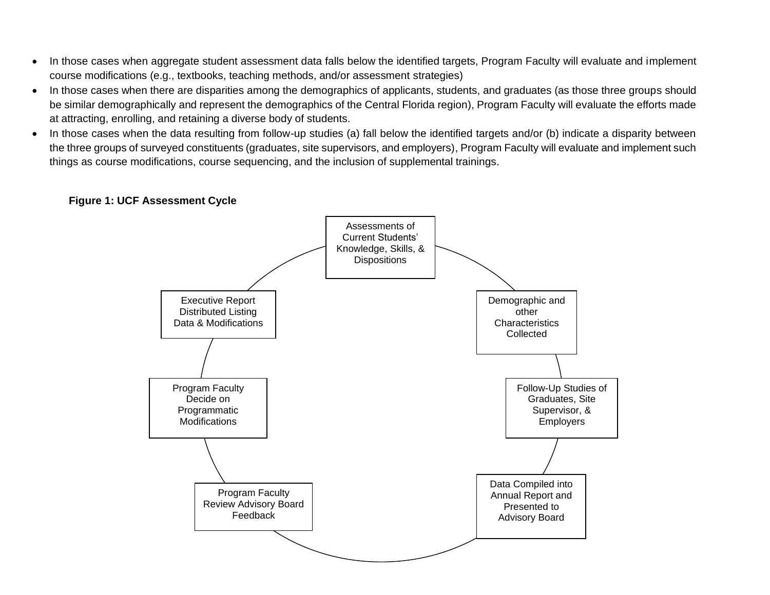- In those cases when aggregate student assessment data falls below the identified targets, Program Faculty will evaluate and implement course modifications (e.g., textbooks, teaching methods, and/or assessment strategies)
- In those cases when there are disparities among the demographics of applicants, students, and graduates (as those three groups should be similar demographically and represent the demographics of the Central Florida region), Program Faculty will evaluate the efforts made at attracting, enrolling, and retaining a diverse body of students.
- In those cases when the data resulting from follow-up studies (a) fall below the identified targets and/or (b) indicate a disparity between the three groups of surveyed constituents (graduates, site supervisors, and employers), Program Faculty will evaluate and implement such things as course modifications, course sequencing, and the inclusion of supplemental trainings.

**Figure 1: UCF Assessment Cycle**

Assessments of Current Students' Knowledge, Skills, & Dispositions

Demographic and other Characteristics Collected

Follow-Up Studies of Graduates, Site Supervisor, & Employers

Data Compiled into Annual Report and Presented to Advisory Board

Program Faculty Review Advisory Board Feedback

Program Faculty Decide on Programmatic Modifications

Executive Report Distributed Listing Data & Modifications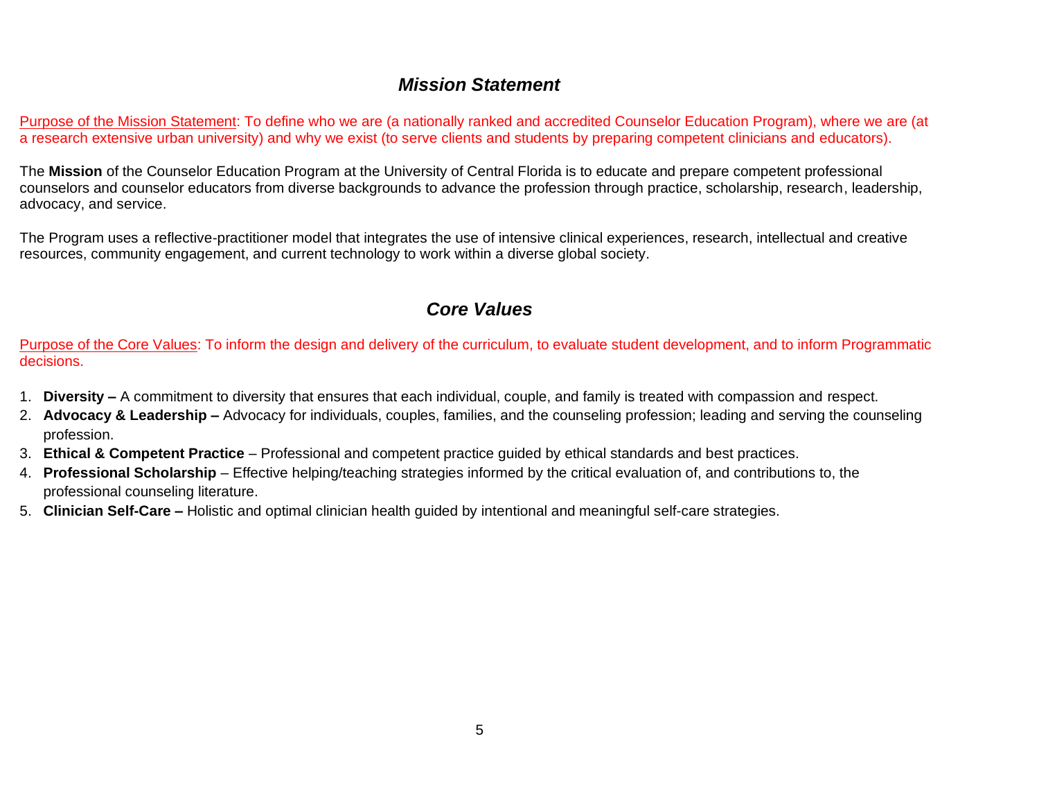## *Mission Statement*

Purpose of the Mission Statement: To define who we are (a nationally ranked and accredited Counselor Education Program), where we are (at a research extensive urban university) and why we exist (to serve clients and students by preparing competent clinicians and educators).

The **Mission** of the Counselor Education Program at the University of Central Florida is to educate and prepare competent professional counselors and counselor educators from diverse backgrounds to advance the profession through practice, scholarship, research, leadership, advocacy, and service.

The Program uses a reflective-practitioner model that integrates the use of intensive clinical experiences, research, intellectual and creative resources, community engagement, and current technology to work within a diverse global society.

## *Core Values*

Purpose of the Core Values: To inform the design and delivery of the curriculum, to evaluate student development, and to inform Programmatic decisions.

1. **Diversity –** A commitment to diversity that ensures that each individual, couple, and family is treated with compassion and respect.
2. **Advocacy & Leadership –** Advocacy for individuals, couples, families, and the counseling profession; leading and serving the counseling profession.
3. **Ethical & Competent Practice** – Professional and competent practice guided by ethical standards and best practices.
4. **Professional Scholarship** – Effective helping/teaching strategies informed by the critical evaluation of, and contributions to, the professional counseling literature.
5. **Clinician Self-Care –** Holistic and optimal clinician health guided by intentional and meaningful self-care strategies.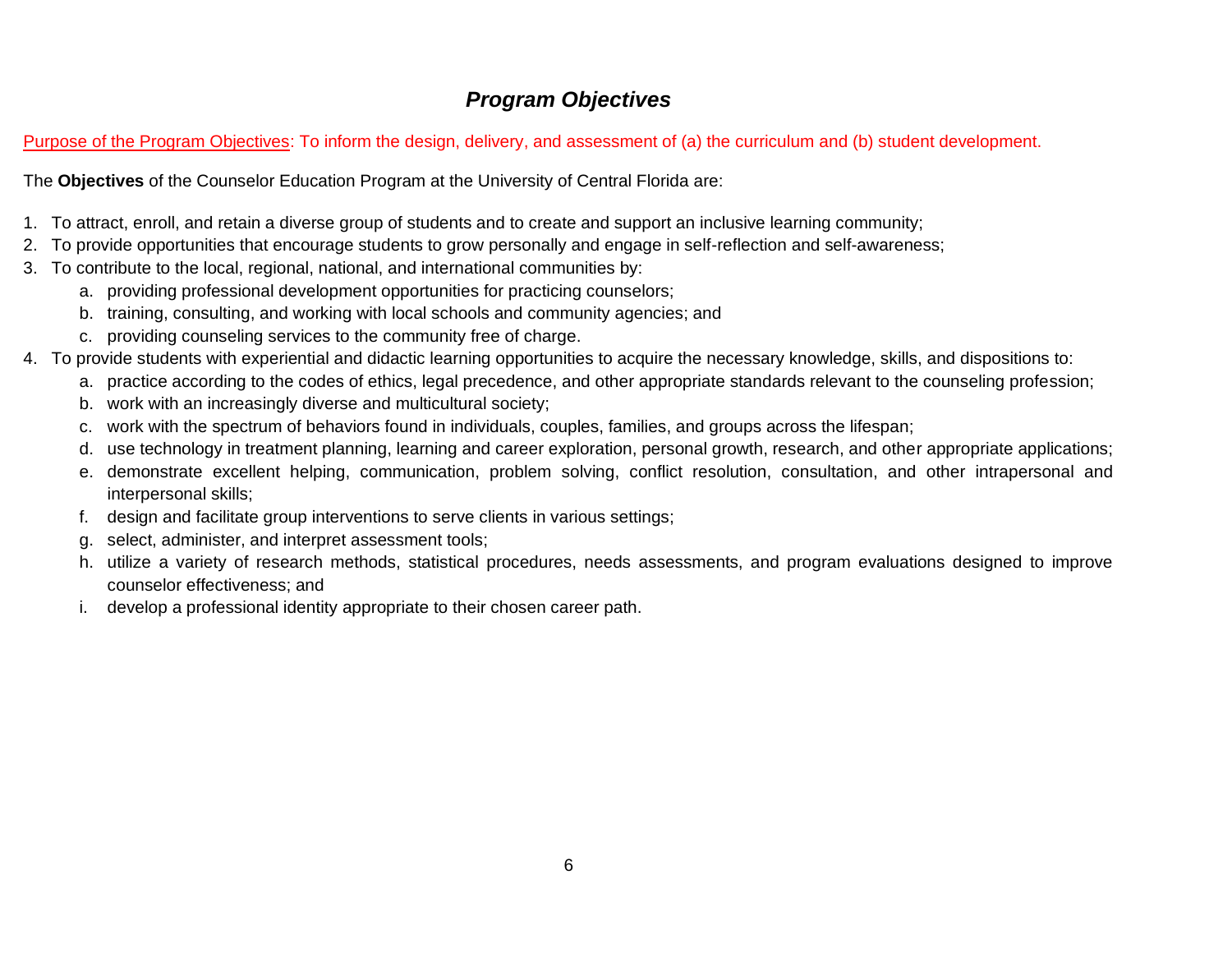## ***Program Objectives***

Purpose of the Program Objectives: To inform the design, delivery, and assessment of (a) the curriculum and (b) student development.

The **Objectives** of the Counselor Education Program at the University of Central Florida are:

1. To attract, enroll, and retain a diverse group of students and to create and support an inclusive learning community;
2. To provide opportunities that encourage students to grow personally and engage in self-reflection and self-awareness;
3. To contribute to the local, regional, national, and international communities by:
    a. providing professional development opportunities for practicing counselors;
    b. training, consulting, and working with local schools and community agencies; and
    c. providing counseling services to the community free of charge.
4. To provide students with experiential and didactic learning opportunities to acquire the necessary knowledge, skills, and dispositions to:
    a. practice according to the codes of ethics, legal precedence, and other appropriate standards relevant to the counseling profession;
    b. work with an increasingly diverse and multicultural society;
    c. work with the spectrum of behaviors found in individuals, couples, families, and groups across the lifespan;
    d. use technology in treatment planning, learning and career exploration, personal growth, research, and other appropriate applications;
    e. demonstrate excellent helping, communication, problem solving, conflict resolution, consultation, and other intrapersonal and interpersonal skills;
    f. design and facilitate group interventions to serve clients in various settings;
    g. select, administer, and interpret assessment tools;
    h. utilize a variety of research methods, statistical procedures, needs assessments, and program evaluations designed to improve counselor effectiveness; and
    i. develop a professional identity appropriate to their chosen career path.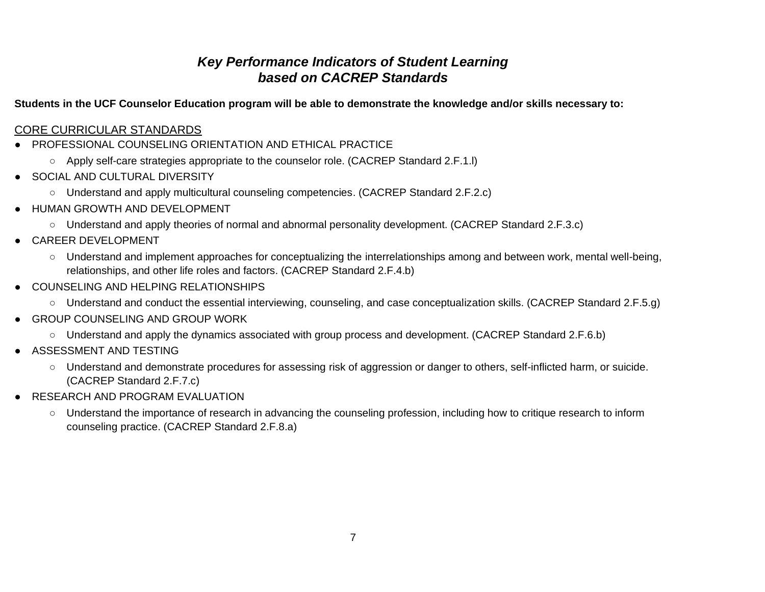### *Key Performance Indicators of Student Learning based on CACREP Standards*

**Students in the UCF Counselor Education program will be able to demonstrate the knowledge and/or skills necessary to:**

<u>CORE CURRICULAR STANDARDS</u>

- PROFESSIONAL COUNSELING ORIENTATION AND ETHICAL PRACTICE
  - Apply self-care strategies appropriate to the counselor role. (CACREP Standard 2.F.1.l)
- SOCIAL AND CULTURAL DIVERSITY
  - Understand and apply multicultural counseling competencies. (CACREP Standard 2.F.2.c)
- HUMAN GROWTH AND DEVELOPMENT
  - Understand and apply theories of normal and abnormal personality development. (CACREP Standard 2.F.3.c)
- CAREER DEVELOPMENT
  - Understand and implement approaches for conceptualizing the interrelationships among and between work, mental well-being, relationships, and other life roles and factors. (CACREP Standard 2.F.4.b)
- COUNSELING AND HELPING RELATIONSHIPS
  - Understand and conduct the essential interviewing, counseling, and case conceptualization skills. (CACREP Standard 2.F.5.g)
- GROUP COUNSELING AND GROUP WORK
  - Understand and apply the dynamics associated with group process and development. (CACREP Standard 2.F.6.b)
- ASSESSMENT AND TESTING
  - Understand and demonstrate procedures for assessing risk of aggression or danger to others, self-inflicted harm, or suicide. (CACREP Standard 2.F.7.c)
- RESEARCH AND PROGRAM EVALUATION
  - Understand the importance of research in advancing the counseling profession, including how to critique research to inform counseling practice. (CACREP Standard 2.F.8.a)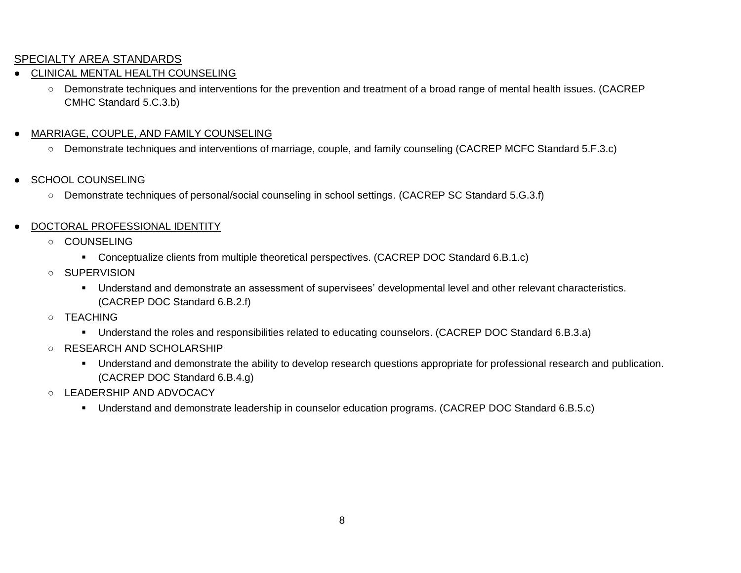SPECIALTY AREA STANDARDS

- CLINICAL MENTAL HEALTH COUNSELING
    - Demonstrate techniques and interventions for the prevention and treatment of a broad range of mental health issues. (CACREP CMHC Standard 5.C.3.b)

- MARRIAGE, COUPLE, AND FAMILY COUNSELING
    - Demonstrate techniques and interventions of marriage, couple, and family counseling (CACREP MCFC Standard 5.F.3.c)

- SCHOOL COUNSELING
    - Demonstrate techniques of personal/social counseling in school settings. (CACREP SC Standard 5.G.3.f)

- DOCTORAL PROFESSIONAL IDENTITY
    - COUNSELING
        - Conceptualize clients from multiple theoretical perspectives. (CACREP DOC Standard 6.B.1.c)
    - SUPERVISION
        - Understand and demonstrate an assessment of supervisees' developmental level and other relevant characteristics. (CACREP DOC Standard 6.B.2.f)
    - TEACHING
        - Understand the roles and responsibilities related to educating counselors. (CACREP DOC Standard 6.B.3.a)
    - RESEARCH AND SCHOLARSHIP
        - Understand and demonstrate the ability to develop research questions appropriate for professional research and publication. (CACREP DOC Standard 6.B.4.g)
    - LEADERSHIP AND ADVOCACY
        - Understand and demonstrate leadership in counselor education programs. (CACREP DOC Standard 6.B.5.c)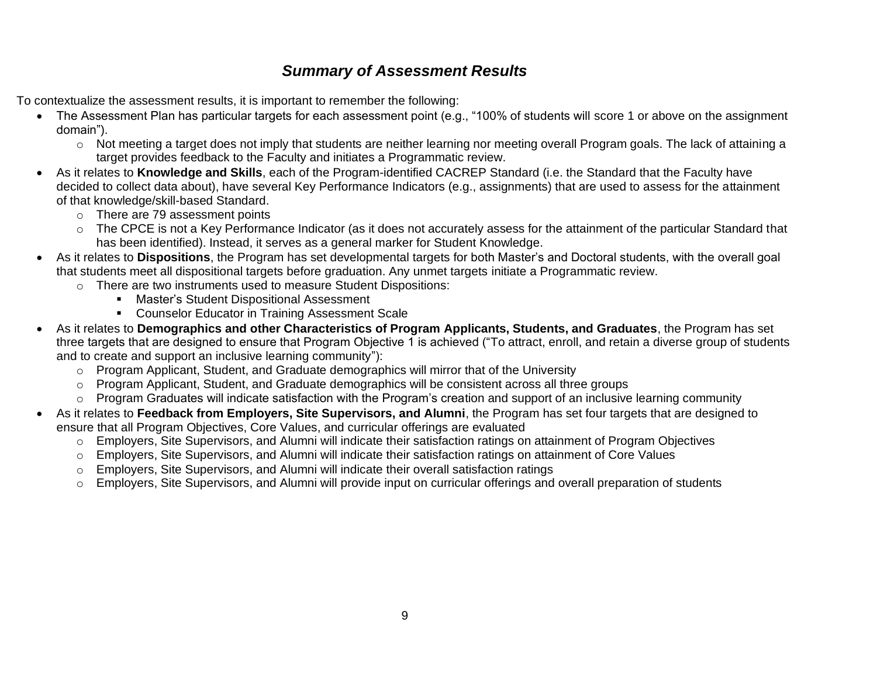## ***Summary of Assessment Results***

To contextualize the assessment results, it is important to remember the following:

- The Assessment Plan has particular targets for each assessment point (e.g., "100% of students will score 1 or above on the assignment domain").
    - Not meeting a target does not imply that students are neither learning nor meeting overall Program goals. The lack of attaining a target provides feedback to the Faculty and initiates a Programmatic review.
- As it relates to **Knowledge and Skills**, each of the Program-identified CACREP Standard (i.e. the Standard that the Faculty have decided to collect data about), have several Key Performance Indicators (e.g., assignments) that are used to assess for the attainment of that knowledge/skill-based Standard.
    - There are 79 assessment points
    - The CPCE is not a Key Performance Indicator (as it does not accurately assess for the attainment of the particular Standard that has been identified). Instead, it serves as a general marker for Student Knowledge.
- As it relates to **Dispositions**, the Program has set developmental targets for both Master's and Doctoral students, with the overall goal that students meet all dispositional targets before graduation. Any unmet targets initiate a Programmatic review.
    - There are two instruments used to measure Student Dispositions:
        - Master's Student Dispositional Assessment
        - Counselor Educator in Training Assessment Scale
- As it relates to **Demographics and other Characteristics of Program Applicants, Students, and Graduates**, the Program has set three targets that are designed to ensure that Program Objective 1 is achieved ("To attract, enroll, and retain a diverse group of students and to create and support an inclusive learning community"):
    - Program Applicant, Student, and Graduate demographics will mirror that of the University
    - Program Applicant, Student, and Graduate demographics will be consistent across all three groups
    - Program Graduates will indicate satisfaction with the Program's creation and support of an inclusive learning community
- As it relates to **Feedback from Employers, Site Supervisors, and Alumni**, the Program has set four targets that are designed to ensure that all Program Objectives, Core Values, and curricular offerings are evaluated
    - Employers, Site Supervisors, and Alumni will indicate their satisfaction ratings on attainment of Program Objectives
    - Employers, Site Supervisors, and Alumni will indicate their satisfaction ratings on attainment of Core Values
    - Employers, Site Supervisors, and Alumni will indicate their overall satisfaction ratings
    - Employers, Site Supervisors, and Alumni will provide input on curricular offerings and overall preparation of students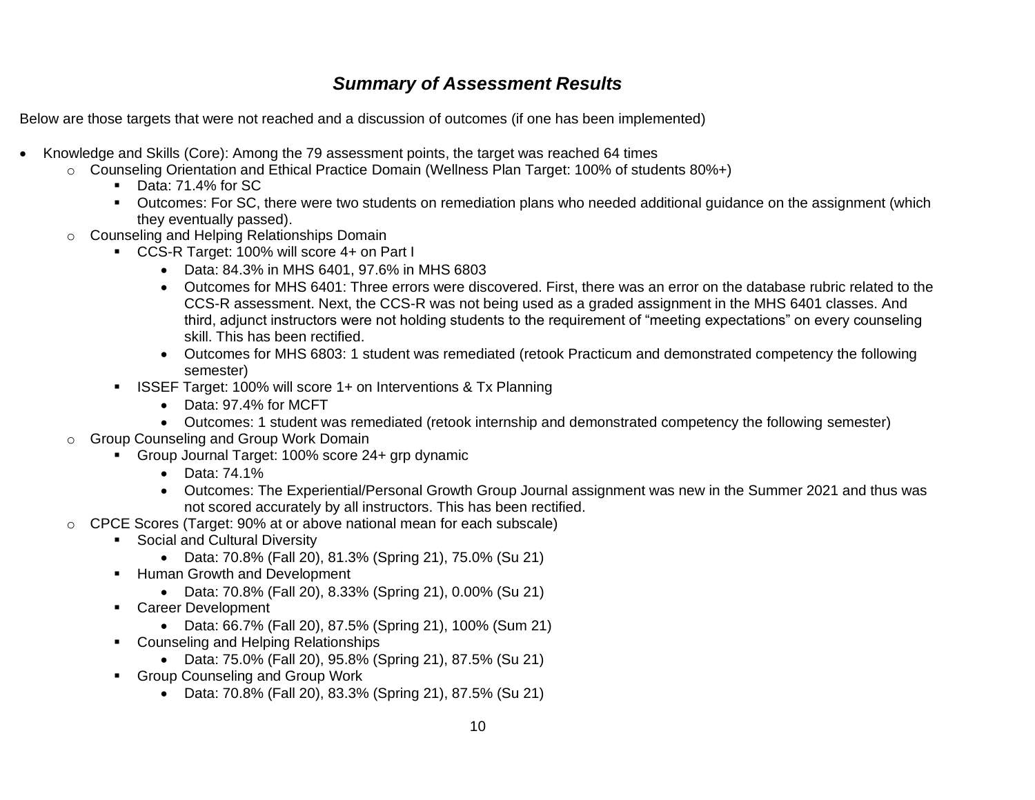## *Summary of Assessment Results*

Below are those targets that were not reached and a discussion of outcomes (if one has been implemented)

- Knowledge and Skills (Core): Among the 79 assessment points, the target was reached 64 times
  - Counseling Orientation and Ethical Practice Domain (Wellness Plan Target: 100% of students 80%+)
    - Data: 71.4% for SC
    - Outcomes: For SC, there were two students on remediation plans who needed additional guidance on the assignment (which they eventually passed).
  - Counseling and Helping Relationships Domain
    - CCS-R Target: 100% will score 4+ on Part I
      - Data: 84.3% in MHS 6401, 97.6% in MHS 6803
      - Outcomes for MHS 6401: Three errors were discovered. First, there was an error on the database rubric related to the CCS-R assessment. Next, the CCS-R was not being used as a graded assignment in the MHS 6401 classes. And third, adjunct instructors were not holding students to the requirement of "meeting expectations" on every counseling skill. This has been rectified.
      - Outcomes for MHS 6803: 1 student was remediated (retook Practicum and demonstrated competency the following semester)
    - ISSEF Target: 100% will score 1+ on Interventions & Tx Planning
      - Data: 97.4% for MCFT
      - Outcomes: 1 student was remediated (retook internship and demonstrated competency the following semester)
  - Group Counseling and Group Work Domain
    - Group Journal Target: 100% score 24+ grp dynamic
      - Data: 74.1%
      - Outcomes: The Experiential/Personal Growth Group Journal assignment was new in the Summer 2021 and thus was not scored accurately by all instructors. This has been rectified.
  - CPCE Scores (Target: 90% at or above national mean for each subscale)
    - Social and Cultural Diversity
      - Data: 70.8% (Fall 20), 81.3% (Spring 21), 75.0% (Su 21)
    - Human Growth and Development
      - Data: 70.8% (Fall 20), 8.33% (Spring 21), 0.00% (Su 21)
    - Career Development
      - Data: 66.7% (Fall 20), 87.5% (Spring 21), 100% (Sum 21)
    - Counseling and Helping Relationships
      - Data: 75.0% (Fall 20), 95.8% (Spring 21), 87.5% (Su 21)
    - Group Counseling and Group Work
      - Data: 70.8% (Fall 20), 83.3% (Spring 21), 87.5% (Su 21)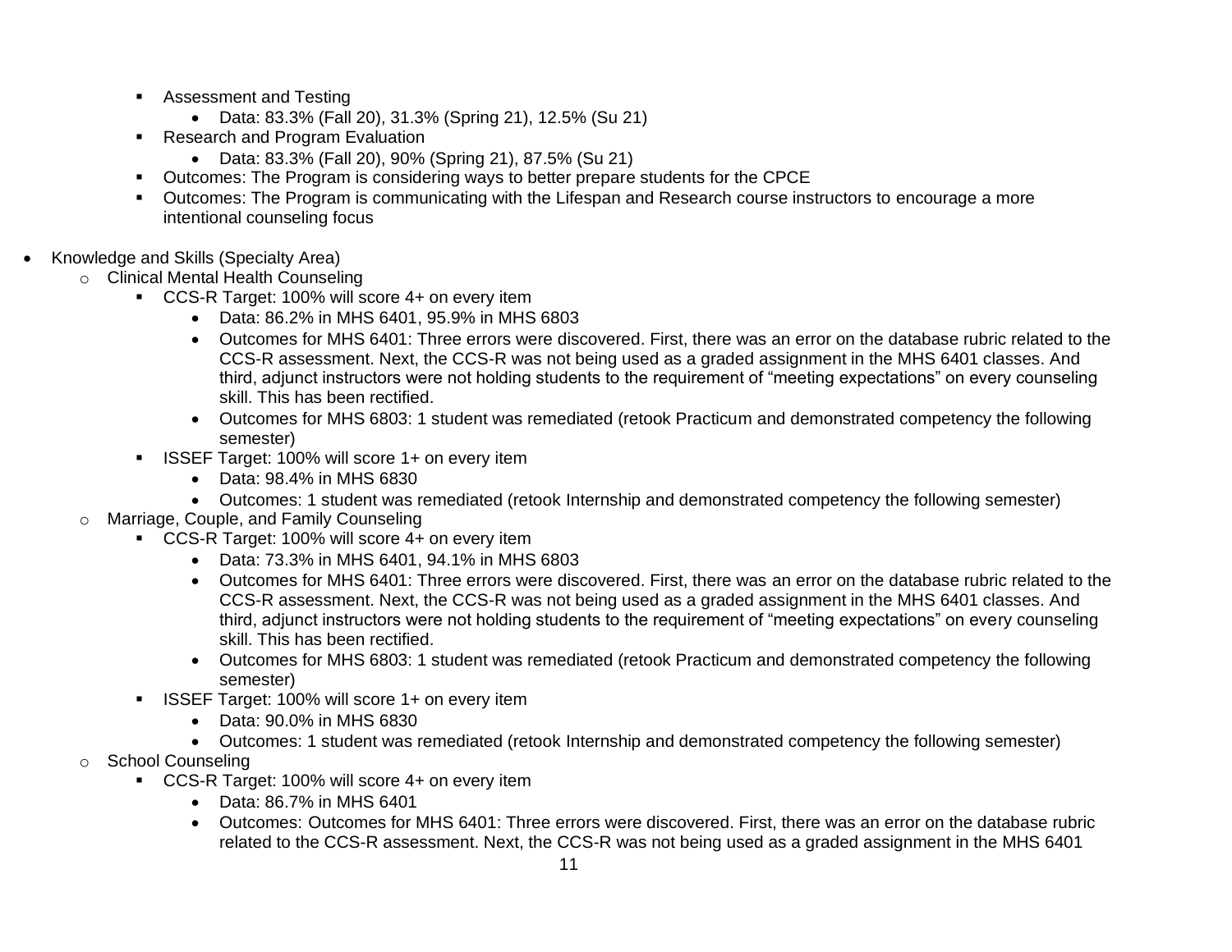- Assessment and Testing
      - Data: 83.3% (Fall 20), 31.3% (Spring 21), 12.5% (Su 21)
    - Research and Program Evaluation
      - Data: 83.3% (Fall 20), 90% (Spring 21), 87.5% (Su 21)
    - Outcomes: The Program is considering ways to better prepare students for the CPCE
    - Outcomes: The Program is communicating with the Lifespan and Research course instructors to encourage a more intentional counseling focus

- Knowledge and Skills (Specialty Area)
  - Clinical Mental Health Counseling
    - CCS-R Target: 100% will score 4+ on every item
      - Data: 86.2% in MHS 6401, 95.9% in MHS 6803
      - Outcomes for MHS 6401: Three errors were discovered. First, there was an error on the database rubric related to the CCS-R assessment. Next, the CCS-R was not being used as a graded assignment in the MHS 6401 classes. And third, adjunct instructors were not holding students to the requirement of "meeting expectations" on every counseling skill. This has been rectified.
      - Outcomes for MHS 6803: 1 student was remediated (retook Practicum and demonstrated competency the following semester)
    - ISSEF Target: 100% will score 1+ on every item
      - Data: 98.4% in MHS 6830
      - Outcomes: 1 student was remediated (retook Internship and demonstrated competency the following semester)
  - Marriage, Couple, and Family Counseling
    - CCS-R Target: 100% will score 4+ on every item
      - Data: 73.3% in MHS 6401, 94.1% in MHS 6803
      - Outcomes for MHS 6401: Three errors were discovered. First, there was an error on the database rubric related to the CCS-R assessment. Next, the CCS-R was not being used as a graded assignment in the MHS 6401 classes. And third, adjunct instructors were not holding students to the requirement of "meeting expectations" on every counseling skill. This has been rectified.
      - Outcomes for MHS 6803: 1 student was remediated (retook Practicum and demonstrated competency the following semester)
    - ISSEF Target: 100% will score 1+ on every item
      - Data: 90.0% in MHS 6830
      - Outcomes: 1 student was remediated (retook Internship and demonstrated competency the following semester)
  - School Counseling
    - CCS-R Target: 100% will score 4+ on every item
      - Data: 86.7% in MHS 6401
      - Outcomes: Outcomes for MHS 6401: Three errors were discovered. First, there was an error on the database rubric related to the CCS-R assessment. Next, the CCS-R was not being used as a graded assignment in the MHS 6401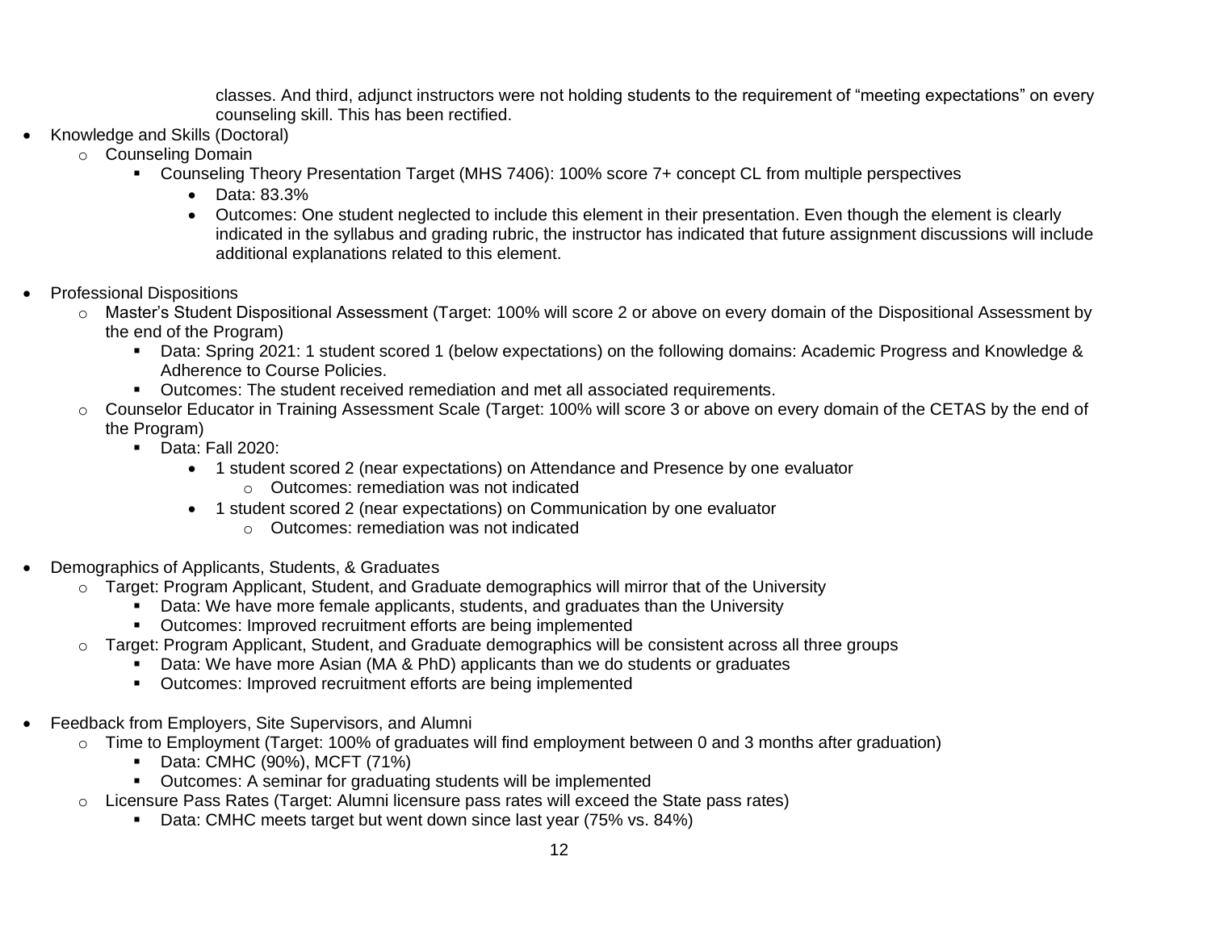classes. And third, adjunct instructors were not holding students to the requirement of "meeting expectations" on every counseling skill. This has been rectified.

- Knowledge and Skills (Doctoral)
    - Counseling Domain
        - Counseling Theory Presentation Target (MHS 7406): 100% score 7+ concept CL from multiple perspectives
            - Data: 83.3%
            - Outcomes: One student neglected to include this element in their presentation. Even though the element is clearly indicated in the syllabus and grading rubric, the instructor has indicated that future assignment discussions will include additional explanations related to this element.

- Professional Dispositions
    - Master's Student Dispositional Assessment (Target: 100% will score 2 or above on every domain of the Dispositional Assessment by the end of the Program)
        - Data: Spring 2021: 1 student scored 1 (below expectations) on the following domains: Academic Progress and Knowledge & Adherence to Course Policies.
        - Outcomes: The student received remediation and met all associated requirements.
    - Counselor Educator in Training Assessment Scale (Target: 100% will score 3 or above on every domain of the CETAS by the end of the Program)
        - Data: Fall 2020:
            - 1 student scored 2 (near expectations) on Attendance and Presence by one evaluator
                - Outcomes: remediation was not indicated
            - 1 student scored 2 (near expectations) on Communication by one evaluator
                - Outcomes: remediation was not indicated

- Demographics of Applicants, Students, & Graduates
    - Target: Program Applicant, Student, and Graduate demographics will mirror that of the University
        - Data: We have more female applicants, students, and graduates than the University
        - Outcomes: Improved recruitment efforts are being implemented
    - Target: Program Applicant, Student, and Graduate demographics will be consistent across all three groups
        - Data: We have more Asian (MA & PhD) applicants than we do students or graduates
        - Outcomes: Improved recruitment efforts are being implemented

- Feedback from Employers, Site Supervisors, and Alumni
    - Time to Employment (Target: 100% of graduates will find employment between 0 and 3 months after graduation)
        - Data: CMHC (90%), MCFT (71%)
        - Outcomes: A seminar for graduating students will be implemented
    - Licensure Pass Rates (Target: Alumni licensure pass rates will exceed the State pass rates)
        - Data: CMHC meets target but went down since last year (75% vs. 84%)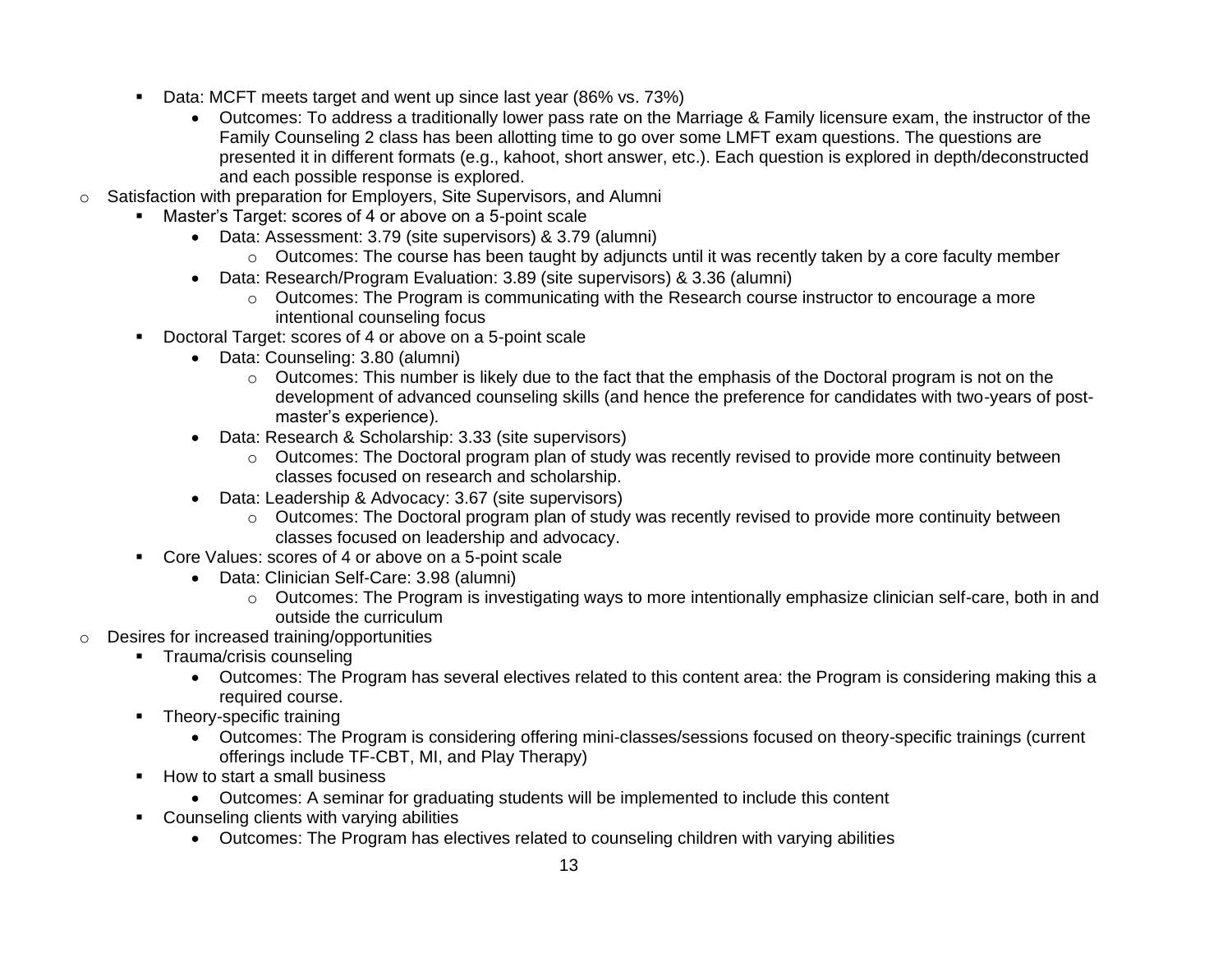- Data: MCFT meets target and went up since last year (86% vs. 73%)
    - Outcomes: To address a traditionally lower pass rate on the Marriage & Family licensure exam, the instructor of the Family Counseling 2 class has been allotting time to go over some LMFT exam questions. The questions are presented it in different formats (e.g., kahoot, short answer, etc.). Each question is explored in depth/deconstructed and each possible response is explored.

- Satisfaction with preparation for Employers, Site Supervisors, and Alumni
    - Master's Target: scores of 4 or above on a 5-point scale
        - Data: Assessment: 3.79 (site supervisors) & 3.79 (alumni)
            - Outcomes: The course has been taught by adjuncts until it was recently taken by a core faculty member
        - Data: Research/Program Evaluation: 3.89 (site supervisors) & 3.36 (alumni)
            - Outcomes: The Program is communicating with the Research course instructor to encourage a more intentional counseling focus
    - Doctoral Target: scores of 4 or above on a 5-point scale
        - Data: Counseling: 3.80 (alumni)
            - Outcomes: This number is likely due to the fact that the emphasis of the Doctoral program is not on the development of advanced counseling skills (and hence the preference for candidates with two-years of post-master's experience).
        - Data: Research & Scholarship: 3.33 (site supervisors)
            - Outcomes: The Doctoral program plan of study was recently revised to provide more continuity between classes focused on research and scholarship.
        - Data: Leadership & Advocacy: 3.67 (site supervisors)
            - Outcomes: The Doctoral program plan of study was recently revised to provide more continuity between classes focused on leadership and advocacy.
    - Core Values: scores of 4 or above on a 5-point scale
        - Data: Clinician Self-Care: 3.98 (alumni)
            - Outcomes: The Program is investigating ways to more intentionally emphasize clinician self-care, both in and outside the curriculum
- Desires for increased training/opportunities
    - Trauma/crisis counseling
        - Outcomes: The Program has several electives related to this content area: the Program is considering making this a required course.
    - Theory-specific training
        - Outcomes: The Program is considering offering mini-classes/sessions focused on theory-specific trainings (current offerings include TF-CBT, MI, and Play Therapy)
    - How to start a small business
        - Outcomes: A seminar for graduating students will be implemented to include this content
    - Counseling clients with varying abilities
        - Outcomes: The Program has electives related to counseling children with varying abilities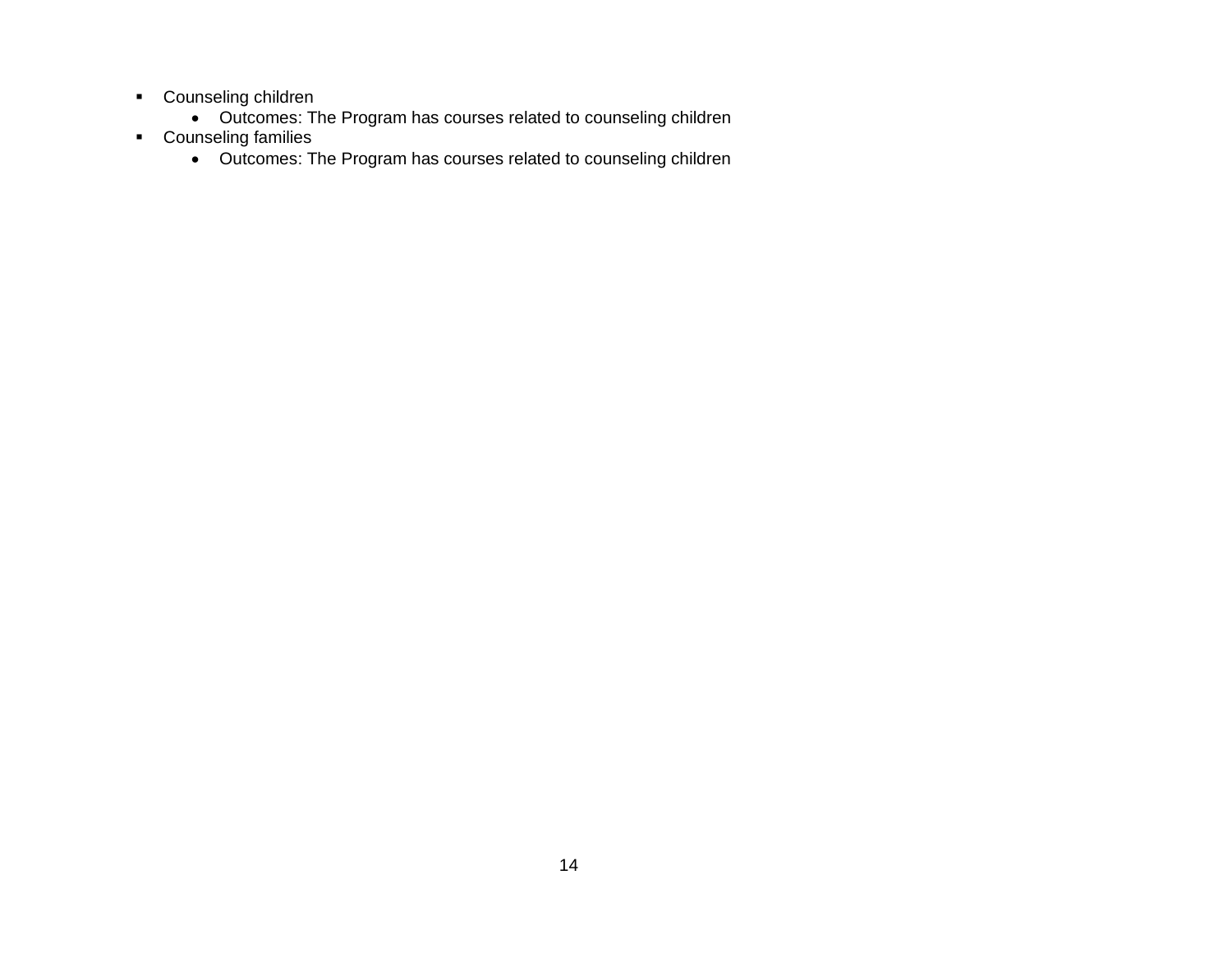- Counseling children
    - Outcomes: The Program has courses related to counseling children
- Counseling families
    - Outcomes: The Program has courses related to counseling children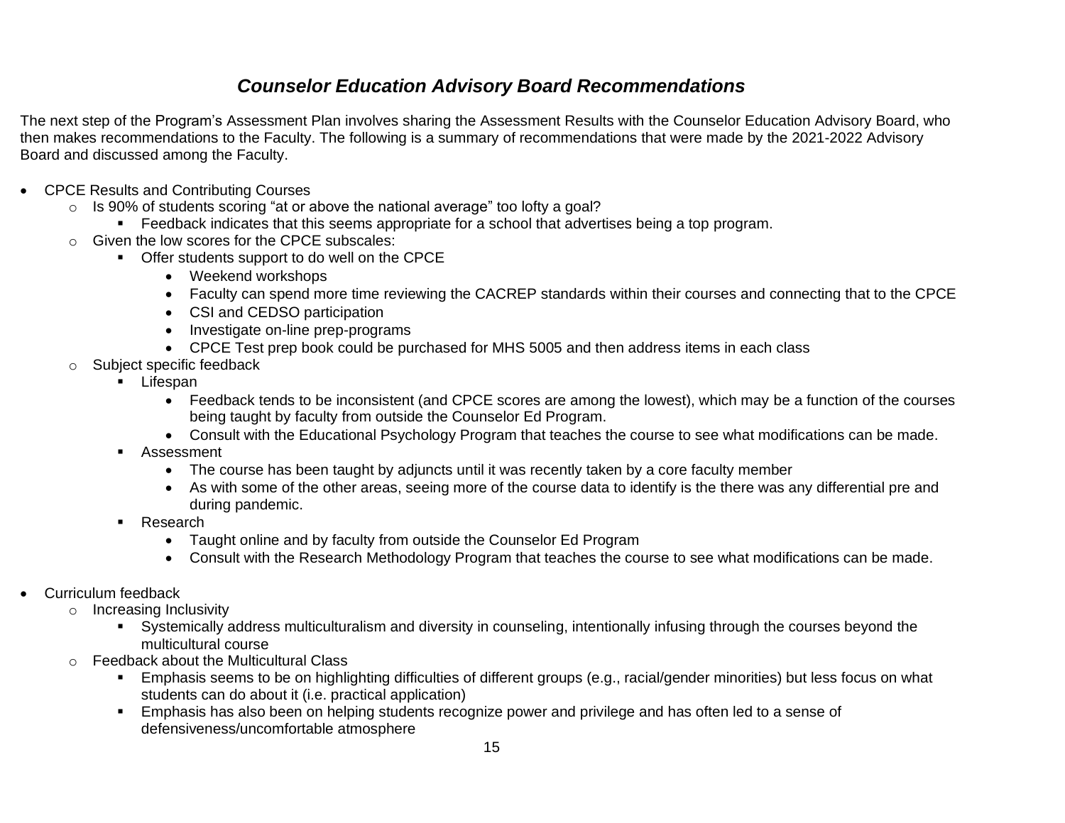## *Counselor Education Advisory Board Recommendations*

The next step of the Program's Assessment Plan involves sharing the Assessment Results with the Counselor Education Advisory Board, who then makes recommendations to the Faculty. The following is a summary of recommendations that were made by the 2021-2022 Advisory Board and discussed among the Faculty.

- CPCE Results and Contributing Courses
  - Is 90% of students scoring "at or above the national average" too lofty a goal?
    - Feedback indicates that this seems appropriate for a school that advertises being a top program.
  - Given the low scores for the CPCE subscales:
    - Offer students support to do well on the CPCE
      - Weekend workshops
      - Faculty can spend more time reviewing the CACREP standards within their courses and connecting that to the CPCE
      - CSI and CEDSO participation
      - Investigate on-line prep-programs
      - CPCE Test prep book could be purchased for MHS 5005 and then address items in each class
  - Subject specific feedback
    - Lifespan
      - Feedback tends to be inconsistent (and CPCE scores are among the lowest), which may be a function of the courses being taught by faculty from outside the Counselor Ed Program.
      - Consult with the Educational Psychology Program that teaches the course to see what modifications can be made.
    - Assessment
      - The course has been taught by adjuncts until it was recently taken by a core faculty member
      - As with some of the other areas, seeing more of the course data to identify is the there was any differential pre and during pandemic.
    - Research
      - Taught online and by faculty from outside the Counselor Ed Program
      - Consult with the Research Methodology Program that teaches the course to see what modifications can be made.

- Curriculum feedback
  - Increasing Inclusivity
    - Systemically address multiculturalism and diversity in counseling, intentionally infusing through the courses beyond the multicultural course
  - Feedback about the Multicultural Class
    - Emphasis seems to be on highlighting difficulties of different groups (e.g., racial/gender minorities) but less focus on what students can do about it (i.e. practical application)
    - Emphasis has also been on helping students recognize power and privilege and has often led to a sense of defensiveness/uncomfortable atmosphere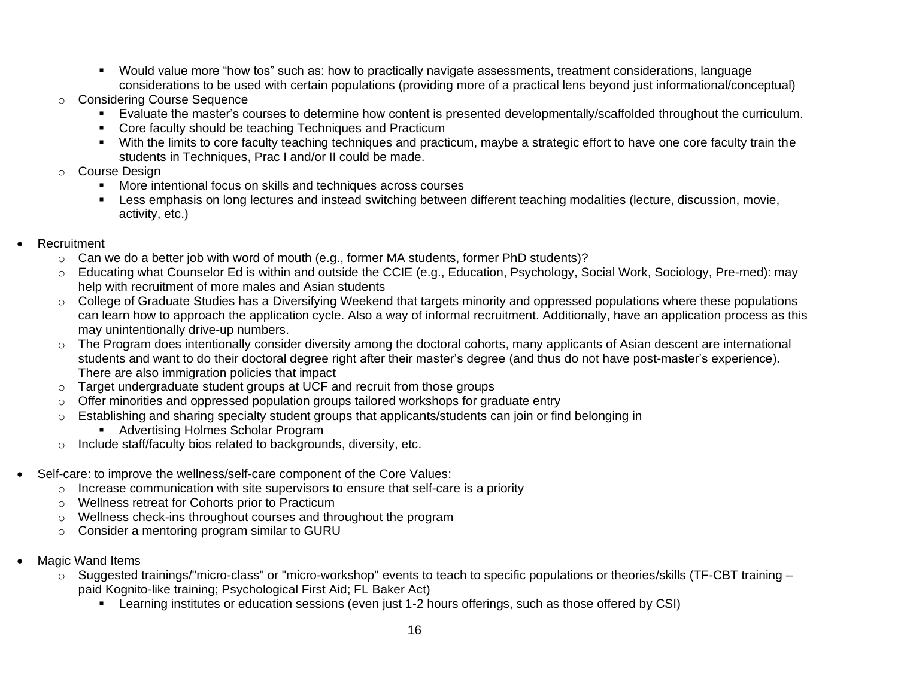- Would value more "how tos" such as: how to practically navigate assessments, treatment considerations, language considerations to be used with certain populations (providing more of a practical lens beyond just informational/conceptual)
    - Considering Course Sequence
        - Evaluate the master's courses to determine how content is presented developmentally/scaffolded throughout the curriculum.
        - Core faculty should be teaching Techniques and Practicum
        - With the limits to core faculty teaching techniques and practicum, maybe a strategic effort to have one core faculty train the students in Techniques, Prac I and/or II could be made.
    - Course Design
        - More intentional focus on skills and techniques across courses
        - Less emphasis on long lectures and instead switching between different teaching modalities (lecture, discussion, movie, activity, etc.)

- Recruitment
    - Can we do a better job with word of mouth (e.g., former MA students, former PhD students)?
    - Educating what Counselor Ed is within and outside the CCIE (e.g., Education, Psychology, Social Work, Sociology, Pre-med): may help with recruitment of more males and Asian students
    - College of Graduate Studies has a Diversifying Weekend that targets minority and oppressed populations where these populations can learn how to approach the application cycle. Also a way of informal recruitment. Additionally, have an application process as this may unintentionally drive-up numbers.
    - The Program does intentionally consider diversity among the doctoral cohorts, many applicants of Asian descent are international students and want to do their doctoral degree right after their master's degree (and thus do not have post-master's experience). There are also immigration policies that impact
    - Target undergraduate student groups at UCF and recruit from those groups
    - Offer minorities and oppressed population groups tailored workshops for graduate entry
    - Establishing and sharing specialty student groups that applicants/students can join or find belonging in
        - Advertising Holmes Scholar Program
    - Include staff/faculty bios related to backgrounds, diversity, etc.

- Self-care: to improve the wellness/self-care component of the Core Values:
    - Increase communication with site supervisors to ensure that self-care is a priority
    - Wellness retreat for Cohorts prior to Practicum
    - Wellness check-ins throughout courses and throughout the program
    - Consider a mentoring program similar to GURU

- Magic Wand Items
    - Suggested trainings/"micro-class" or "micro-workshop" events to teach to specific populations or theories/skills (TF-CBT training – paid Kognito-like training; Psychological First Aid; FL Baker Act)
        - Learning institutes or education sessions (even just 1-2 hours offerings, such as those offered by CSI)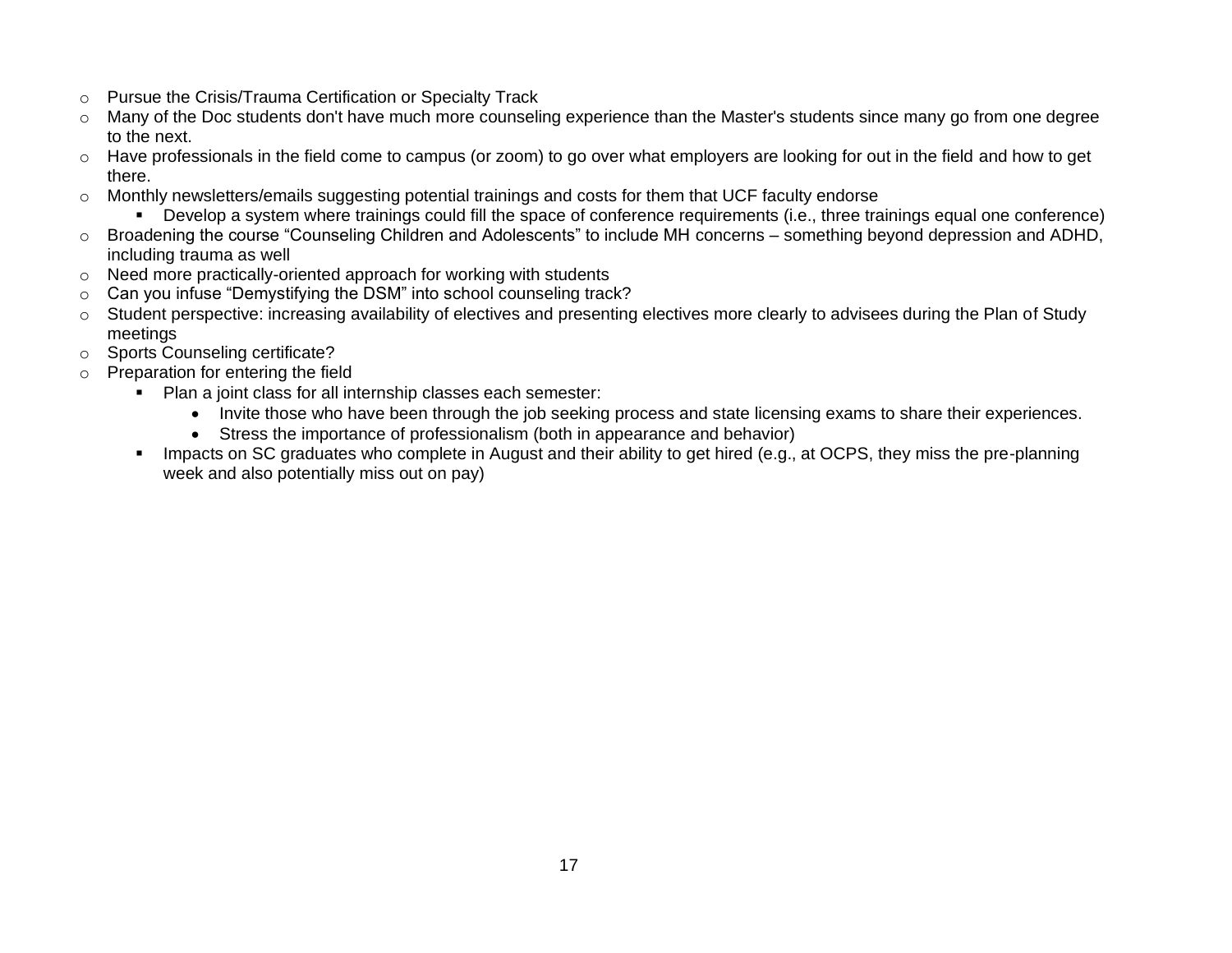- Pursue the Crisis/Trauma Certification or Specialty Track
- Many of the Doc students don't have much more counseling experience than the Master's students since many go from one degree to the next.
- Have professionals in the field come to campus (or zoom) to go over what employers are looking for out in the field and how to get there.
- Monthly newsletters/emails suggesting potential trainings and costs for them that UCF faculty endorse
    - Develop a system where trainings could fill the space of conference requirements (i.e., three trainings equal one conference)
- Broadening the course "Counseling Children and Adolescents" to include MH concerns – something beyond depression and ADHD, including trauma as well
- Need more practically-oriented approach for working with students
- Can you infuse "Demystifying the DSM" into school counseling track?
- Student perspective: increasing availability of electives and presenting electives more clearly to advisees during the Plan of Study meetings
- Sports Counseling certificate?
- Preparation for entering the field
    - Plan a joint class for all internship classes each semester:
        - Invite those who have been through the job seeking process and state licensing exams to share their experiences.
        - Stress the importance of professionalism (both in appearance and behavior)
    - Impacts on SC graduates who complete in August and their ability to get hired (e.g., at OCPS, they miss the pre-planning week and also potentially miss out on pay)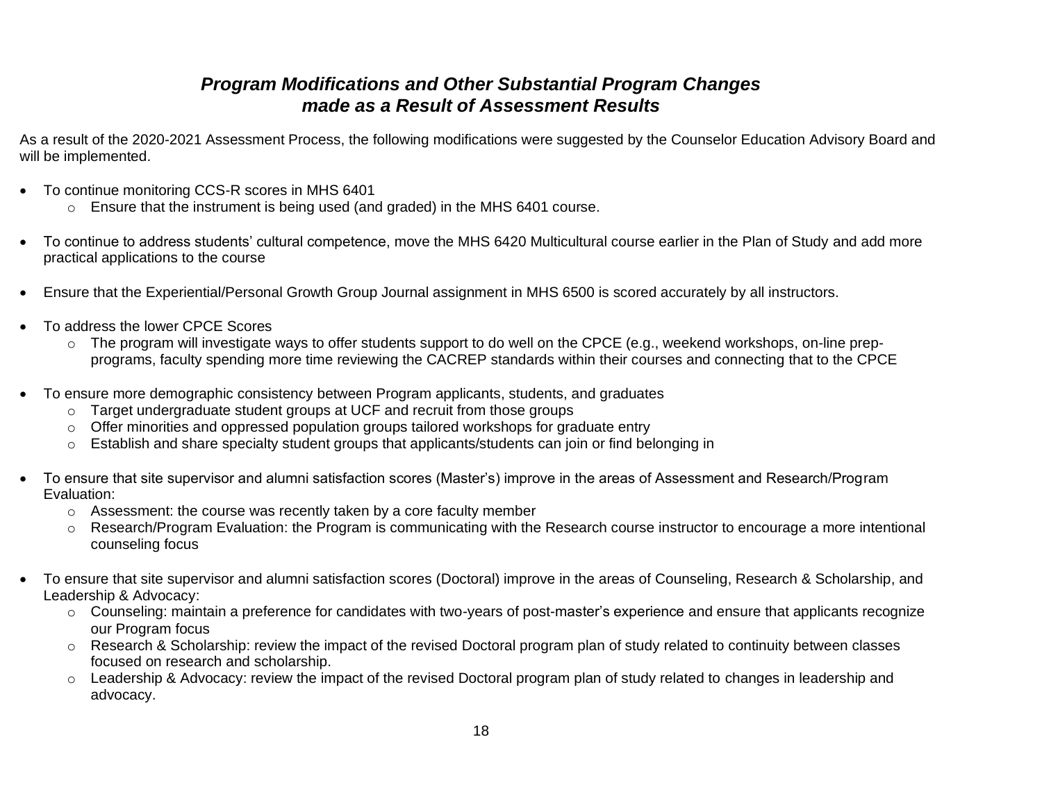## ***Program Modifications and Other Substantial Program Changes made as a Result of Assessment Results***

As a result of the 2020-2021 Assessment Process, the following modifications were suggested by the Counselor Education Advisory Board and will be implemented.

- To continue monitoring CCS-R scores in MHS 6401
    - Ensure that the instrument is being used (and graded) in the MHS 6401 course.
- To continue to address students' cultural competence, move the MHS 6420 Multicultural course earlier in the Plan of Study and add more practical applications to the course
- Ensure that the Experiential/Personal Growth Group Journal assignment in MHS 6500 is scored accurately by all instructors.
- To address the lower CPCE Scores
    - The program will investigate ways to offer students support to do well on the CPCE (e.g., weekend workshops, on-line prep-programs, faculty spending more time reviewing the CACREP standards within their courses and connecting that to the CPCE
- To ensure more demographic consistency between Program applicants, students, and graduates
    - Target undergraduate student groups at UCF and recruit from those groups
    - Offer minorities and oppressed population groups tailored workshops for graduate entry
    - Establish and share specialty student groups that applicants/students can join or find belonging in
- To ensure that site supervisor and alumni satisfaction scores (Master's) improve in the areas of Assessment and Research/Program Evaluation:
    - Assessment: the course was recently taken by a core faculty member
    - Research/Program Evaluation: the Program is communicating with the Research course instructor to encourage a more intentional counseling focus
- To ensure that site supervisor and alumni satisfaction scores (Doctoral) improve in the areas of Counseling, Research & Scholarship, and Leadership & Advocacy:
    - Counseling: maintain a preference for candidates with two-years of post-master's experience and ensure that applicants recognize our Program focus
    - Research & Scholarship: review the impact of the revised Doctoral program plan of study related to continuity between classes focused on research and scholarship.
    - Leadership & Advocacy: review the impact of the revised Doctoral program plan of study related to changes in leadership and advocacy.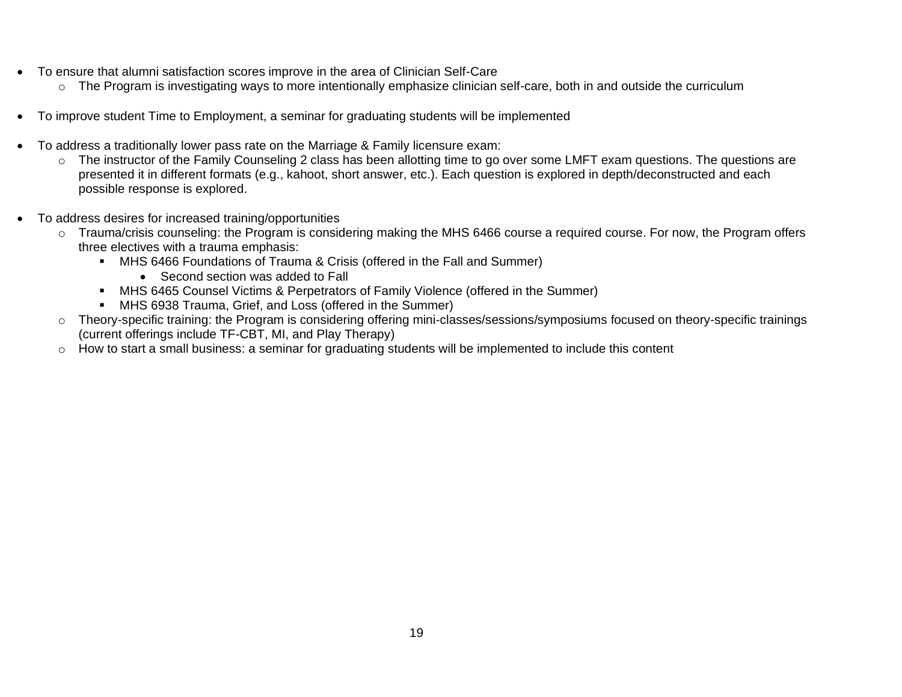- To ensure that alumni satisfaction scores improve in the area of Clinician Self-Care
    - The Program is investigating ways to more intentionally emphasize clinician self-care, both in and outside the curriculum

- To improve student Time to Employment, a seminar for graduating students will be implemented

- To address a traditionally lower pass rate on the Marriage & Family licensure exam:
    - The instructor of the Family Counseling 2 class has been allotting time to go over some LMFT exam questions. The questions are presented it in different formats (e.g., kahoot, short answer, etc.). Each question is explored in depth/deconstructed and each possible response is explored.

- To address desires for increased training/opportunities
    - Trauma/crisis counseling: the Program is considering making the MHS 6466 course a required course. For now, the Program offers three electives with a trauma emphasis:
        - MHS 6466 Foundations of Trauma & Crisis (offered in the Fall and Summer)
            - Second section was added to Fall
        - MHS 6465 Counsel Victims & Perpetrators of Family Violence (offered in the Summer)
        - MHS 6938 Trauma, Grief, and Loss (offered in the Summer)
    - Theory-specific training: the Program is considering offering mini-classes/sessions/symposiums focused on theory-specific trainings (current offerings include TF-CBT, MI, and Play Therapy)
    - How to start a small business: a seminar for graduating students will be implemented to include this content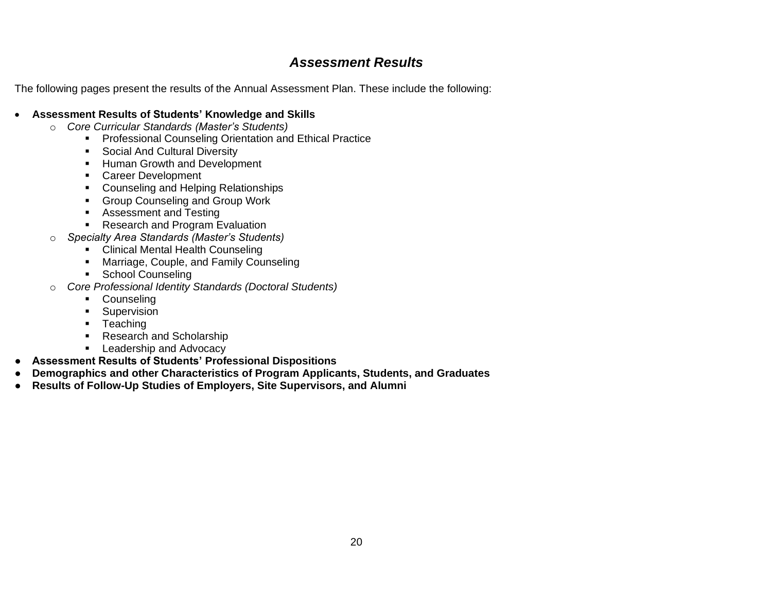## *Assessment Results*

The following pages present the results of the Annual Assessment Plan. These include the following:

- **Assessment Results of Students' Knowledge and Skills**
    - *Core Curricular Standards (Master's Students)*
        - Professional Counseling Orientation and Ethical Practice
        - Social And Cultural Diversity
        - Human Growth and Development
        - Career Development
        - Counseling and Helping Relationships
        - Group Counseling and Group Work
        - Assessment and Testing
        - Research and Program Evaluation
    - *Specialty Area Standards (Master's Students)*
        - Clinical Mental Health Counseling
        - Marriage, Couple, and Family Counseling
        - School Counseling
    - *Core Professional Identity Standards (Doctoral Students)*
        - Counseling
        - Supervision
        - Teaching
        - Research and Scholarship
        - Leadership and Advocacy
- **Assessment Results of Students' Professional Dispositions**
- **Demographics and other Characteristics of Program Applicants, Students, and Graduates**
- **Results of Follow-Up Studies of Employers, Site Supervisors, and Alumni**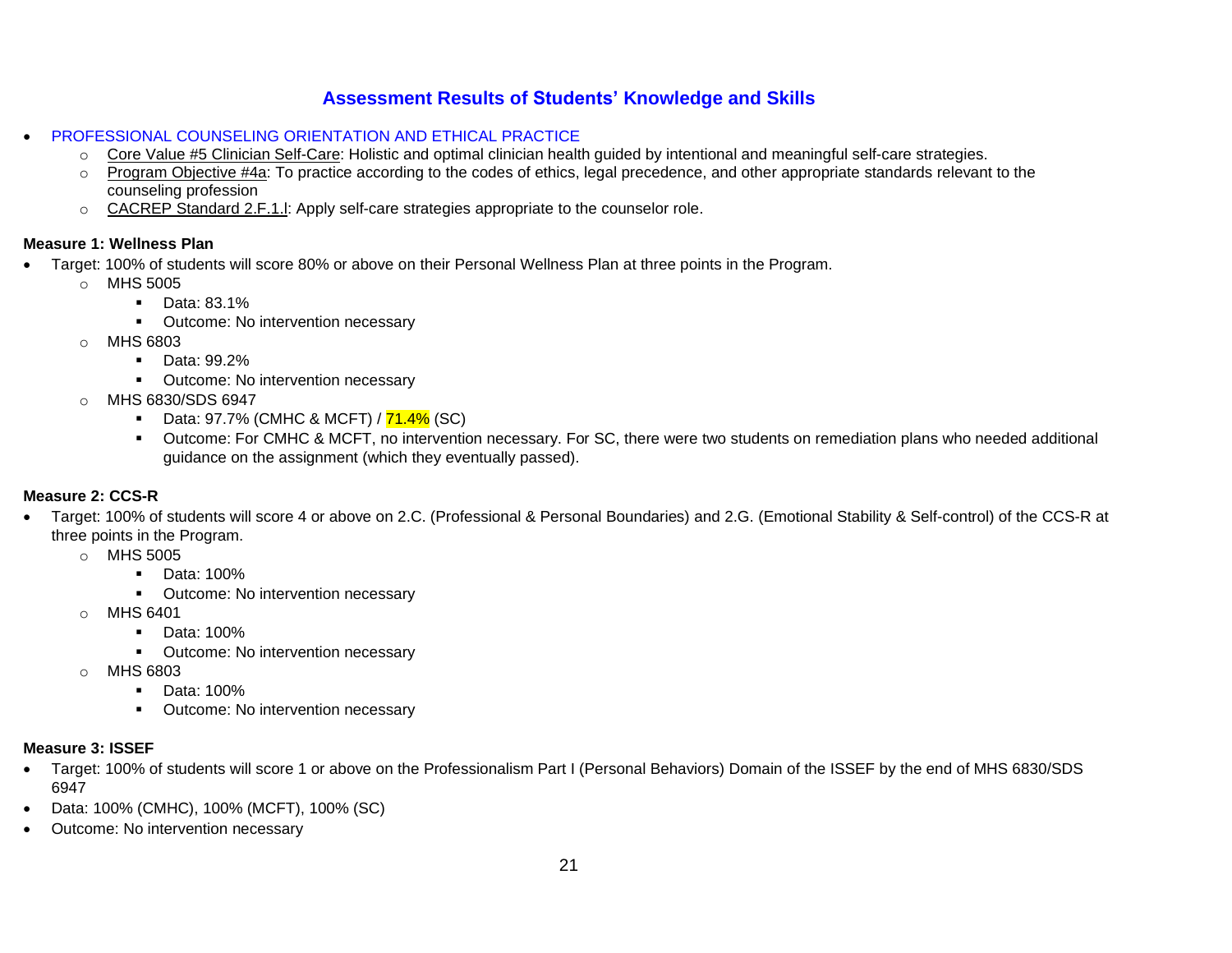## Assessment Results of Students' Knowledge and Skills

- PROFESSIONAL COUNSELING ORIENTATION AND ETHICAL PRACTICE
    - Core Value #5 Clinician Self-Care: Holistic and optimal clinician health guided by intentional and meaningful self-care strategies.
    - Program Objective #4a: To practice according to the codes of ethics, legal precedence, and other appropriate standards relevant to the counseling profession
    - CACREP Standard 2.F.1.l: Apply self-care strategies appropriate to the counselor role.

**Measure 1: Wellness Plan**

- Target: 100% of students will score 80% or above on their Personal Wellness Plan at three points in the Program.
    - MHS 5005
        - Data: 83.1%
        - Outcome: No intervention necessary
    - MHS 6803
        - Data: 99.2%
        - Outcome: No intervention necessary
    - MHS 6830/SDS 6947
        - Data: 97.7% (CMHC & MCFT) / 71.4% (SC)
        - Outcome: For CMHC & MCFT, no intervention necessary. For SC, there were two students on remediation plans who needed additional guidance on the assignment (which they eventually passed).

**Measure 2: CCS-R**

- Target: 100% of students will score 4 or above on 2.C. (Professional & Personal Boundaries) and 2.G. (Emotional Stability & Self-control) of the CCS-R at three points in the Program.
    - MHS 5005
        - Data: 100%
        - Outcome: No intervention necessary
    - MHS 6401
        - Data: 100%
        - Outcome: No intervention necessary
    - MHS 6803
        - Data: 100%
        - Outcome: No intervention necessary

**Measure 3: ISSEF**

- Target: 100% of students will score 1 or above on the Professionalism Part I (Personal Behaviors) Domain of the ISSEF by the end of MHS 6830/SDS 6947
- Data: 100% (CMHC), 100% (MCFT), 100% (SC)
- Outcome: No intervention necessary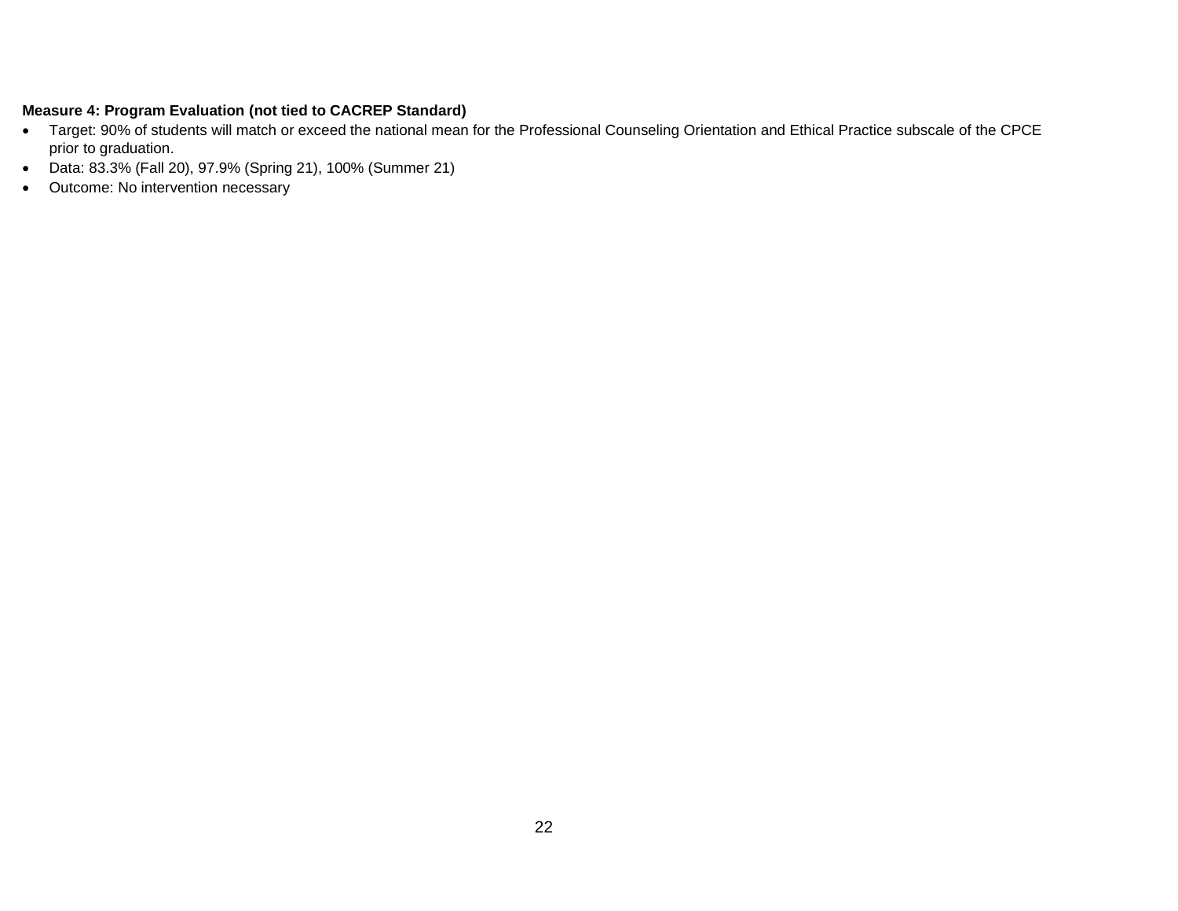**Measure 4: Program Evaluation (not tied to CACREP Standard)**

- Target: 90% of students will match or exceed the national mean for the Professional Counseling Orientation and Ethical Practice subscale of the CPCE prior to graduation.
- Data: 83.3% (Fall 20), 97.9% (Spring 21), 100% (Summer 21)
- Outcome: No intervention necessary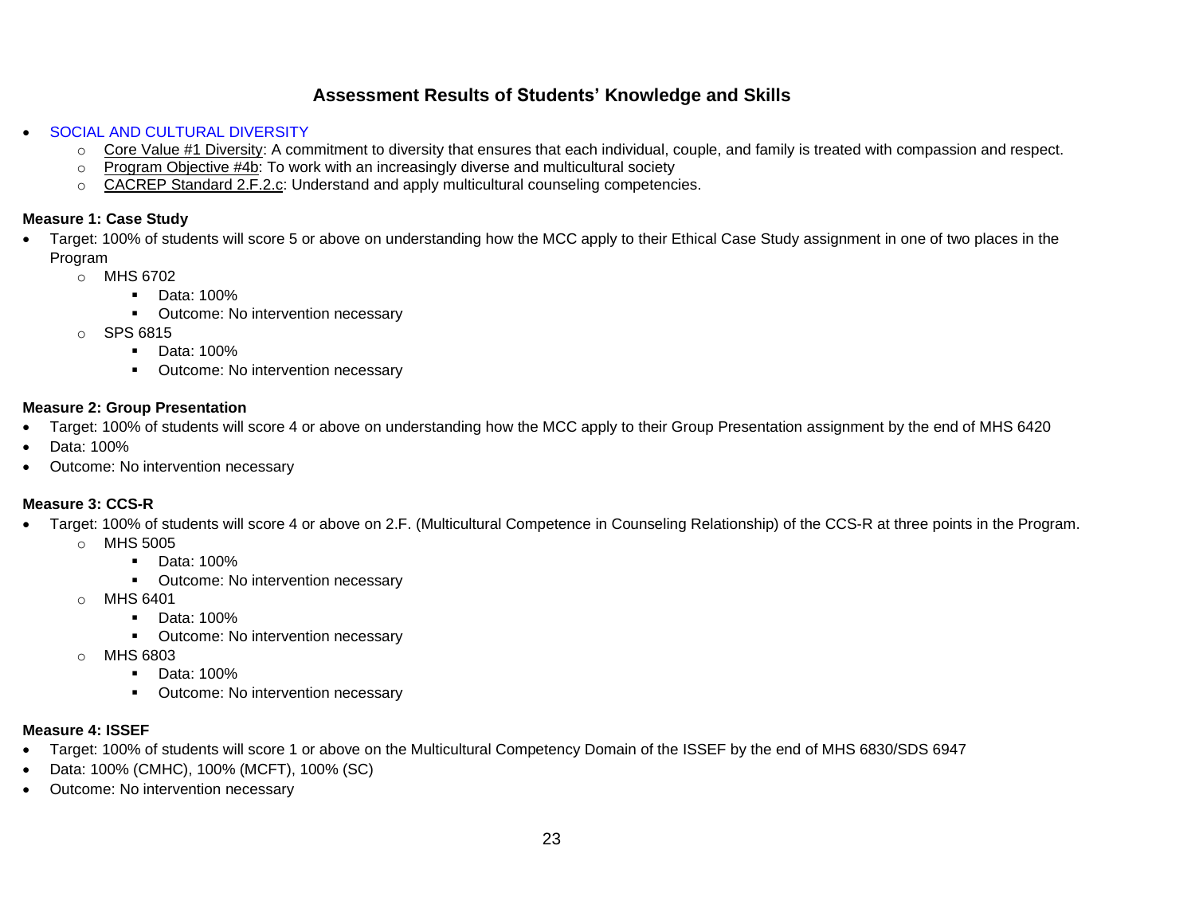## Assessment Results of Students' Knowledge and Skills

- SOCIAL AND CULTURAL DIVERSITY
  - Core Value #1 Diversity: A commitment to diversity that ensures that each individual, couple, and family is treated with compassion and respect.
  - Program Objective #4b: To work with an increasingly diverse and multicultural society
  - CACREP Standard 2.F.2.c: Understand and apply multicultural counseling competencies.

**Measure 1: Case Study**

- Target: 100% of students will score 5 or above on understanding how the MCC apply to their Ethical Case Study assignment in one of two places in the Program
  - MHS 6702
    - Data: 100%
    - Outcome: No intervention necessary
  - SPS 6815
    - Data: 100%
    - Outcome: No intervention necessary

**Measure 2: Group Presentation**

- Target: 100% of students will score 4 or above on understanding how the MCC apply to their Group Presentation assignment by the end of MHS 6420
- Data: 100%
- Outcome: No intervention necessary

**Measure 3: CCS-R**

- Target: 100% of students will score 4 or above on 2.F. (Multicultural Competence in Counseling Relationship) of the CCS-R at three points in the Program.
  - MHS 5005
    - Data: 100%
    - Outcome: No intervention necessary
  - MHS 6401
    - Data: 100%
    - Outcome: No intervention necessary
  - MHS 6803
    - Data: 100%
    - Outcome: No intervention necessary

**Measure 4: ISSEF**

- Target: 100% of students will score 1 or above on the Multicultural Competency Domain of the ISSEF by the end of MHS 6830/SDS 6947
- Data: 100% (CMHC), 100% (MCFT), 100% (SC)
- Outcome: No intervention necessary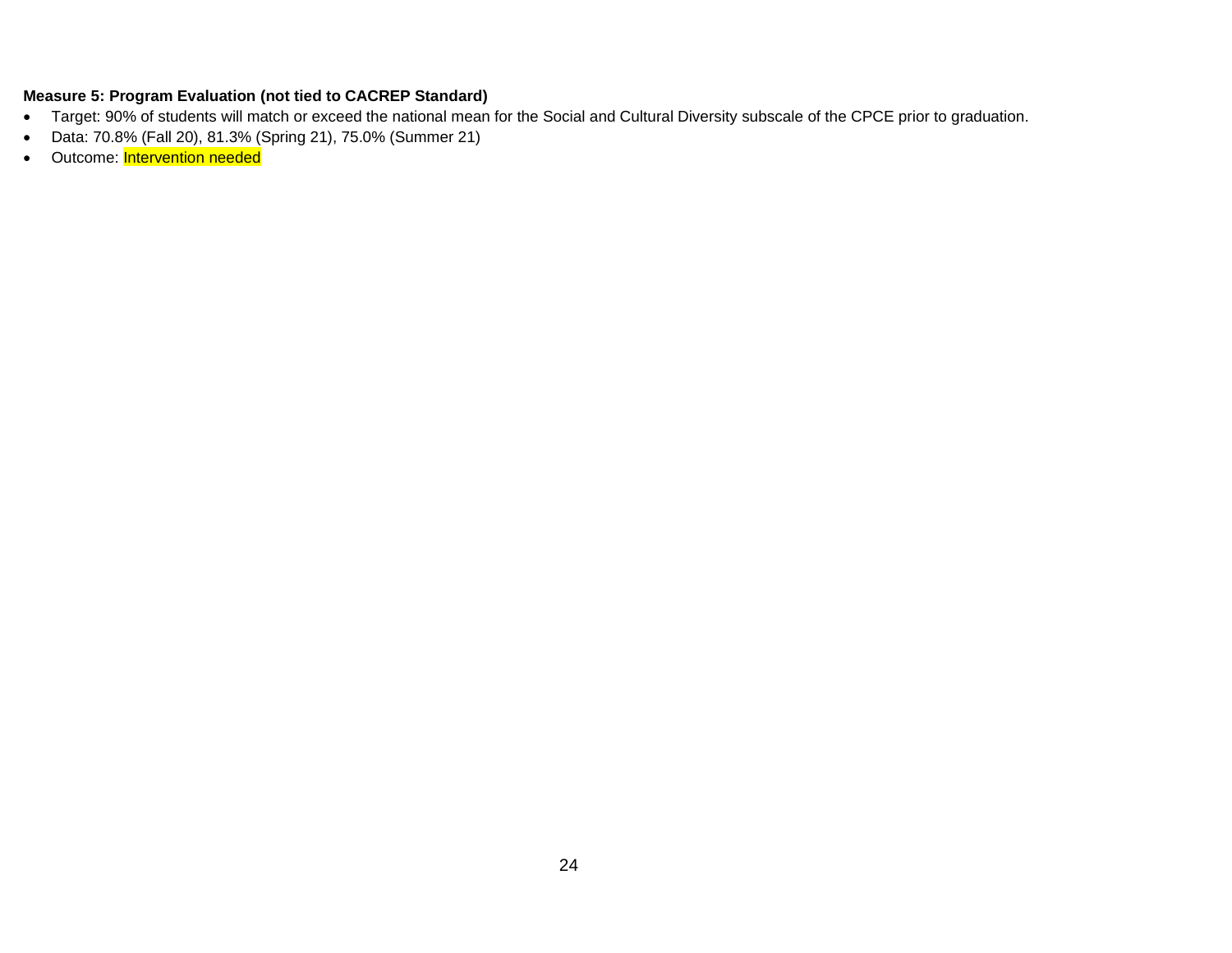**Measure 5: Program Evaluation (not tied to CACREP Standard)**

- Target: 90% of students will match or exceed the national mean for the Social and Cultural Diversity subscale of the CPCE prior to graduation.
- Data: 70.8% (Fall 20), 81.3% (Spring 21), 75.0% (Summer 21)
- Outcome: Intervention needed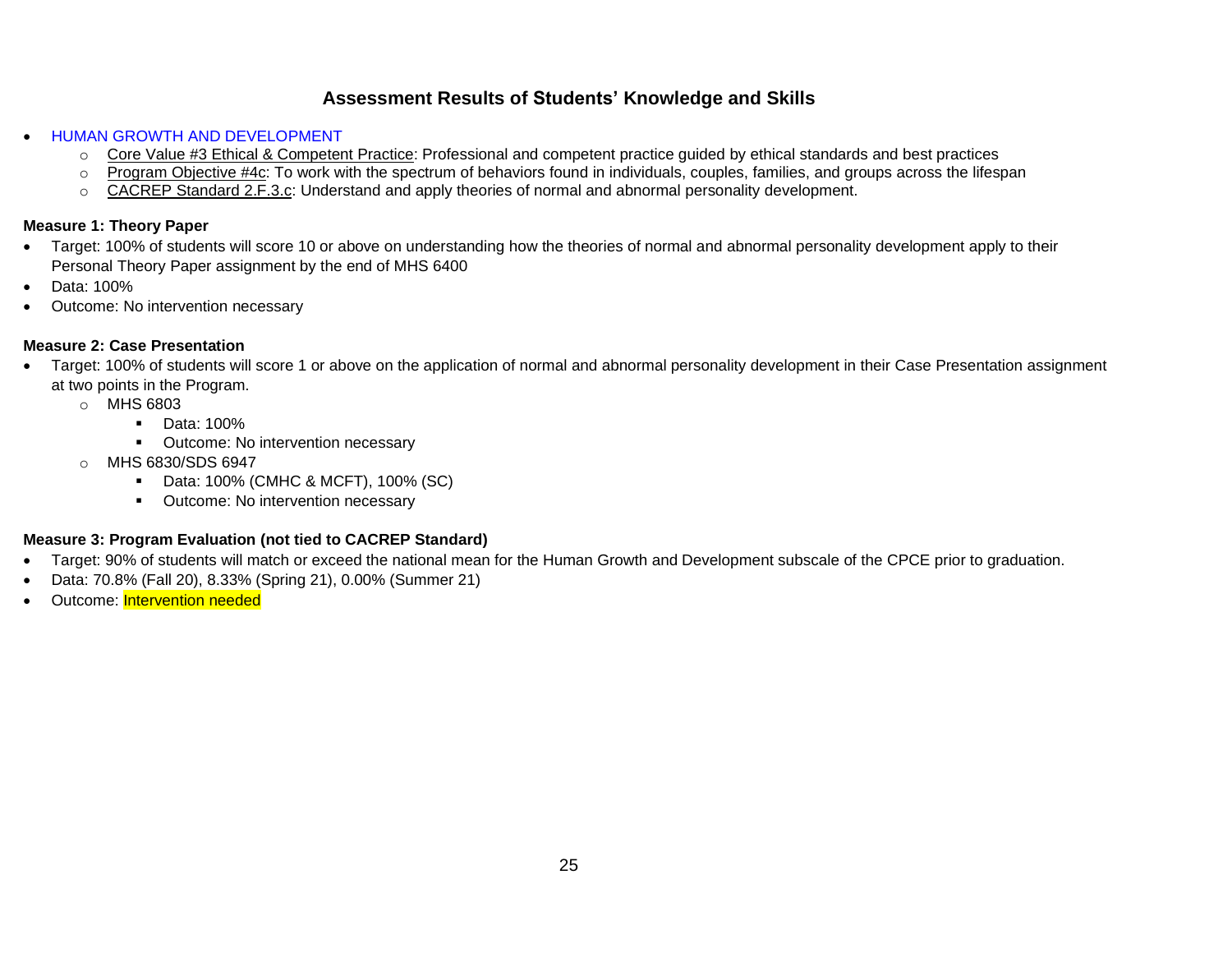## Assessment Results of Students' Knowledge and Skills

- HUMAN GROWTH AND DEVELOPMENT
  - Core Value #3 Ethical & Competent Practice: Professional and competent practice guided by ethical standards and best practices
  - Program Objective #4c: To work with the spectrum of behaviors found in individuals, couples, families, and groups across the lifespan
  - CACREP Standard 2.F.3.c: Understand and apply theories of normal and abnormal personality development.

**Measure 1: Theory Paper**

- Target: 100% of students will score 10 or above on understanding how the theories of normal and abnormal personality development apply to their Personal Theory Paper assignment by the end of MHS 6400
- Data: 100%
- Outcome: No intervention necessary

**Measure 2: Case Presentation**

- Target: 100% of students will score 1 or above on the application of normal and abnormal personality development in their Case Presentation assignment at two points in the Program.
  - MHS 6803
    - Data: 100%
    - Outcome: No intervention necessary
  - MHS 6830/SDS 6947
    - Data: 100% (CMHC & MCFT), 100% (SC)
    - Outcome: No intervention necessary

**Measure 3: Program Evaluation (not tied to CACREP Standard)**

- Target: 90% of students will match or exceed the national mean for the Human Growth and Development subscale of the CPCE prior to graduation.
- Data: 70.8% (Fall 20), 8.33% (Spring 21), 0.00% (Summer 21)
- Outcome: Intervention needed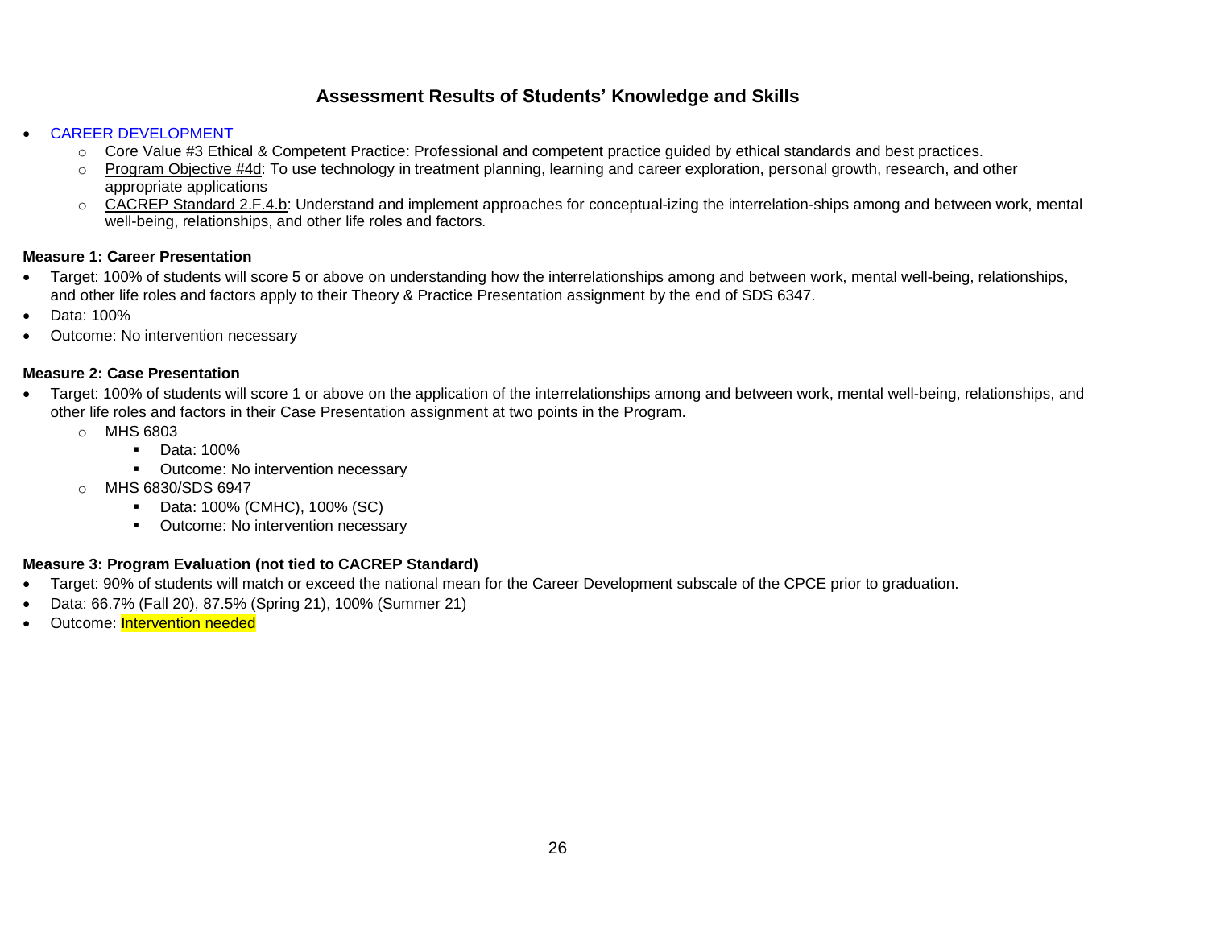## Assessment Results of Students' Knowledge and Skills

- CAREER DEVELOPMENT
  - Core Value #3 Ethical & Competent Practice: Professional and competent practice guided by ethical standards and best practices.
  - Program Objective #4d: To use technology in treatment planning, learning and career exploration, personal growth, research, and other appropriate applications
  - CACREP Standard 2.F.4.b: Understand and implement approaches for conceptual-izing the interrelation-ships among and between work, mental well-being, relationships, and other life roles and factors.

**Measure 1: Career Presentation**

- Target: 100% of students will score 5 or above on understanding how the interrelationships among and between work, mental well-being, relationships, and other life roles and factors apply to their Theory & Practice Presentation assignment by the end of SDS 6347.
- Data: 100%
- Outcome: No intervention necessary

**Measure 2: Case Presentation**

- Target: 100% of students will score 1 or above on the application of the interrelationships among and between work, mental well-being, relationships, and other life roles and factors in their Case Presentation assignment at two points in the Program.
  - MHS 6803
    - Data: 100%
    - Outcome: No intervention necessary
  - MHS 6830/SDS 6947
    - Data: 100% (CMHC), 100% (SC)
    - Outcome: No intervention necessary

**Measure 3: Program Evaluation (not tied to CACREP Standard)**

- Target: 90% of students will match or exceed the national mean for the Career Development subscale of the CPCE prior to graduation.
- Data: 66.7% (Fall 20), 87.5% (Spring 21), 100% (Summer 21)
- Outcome: Intervention needed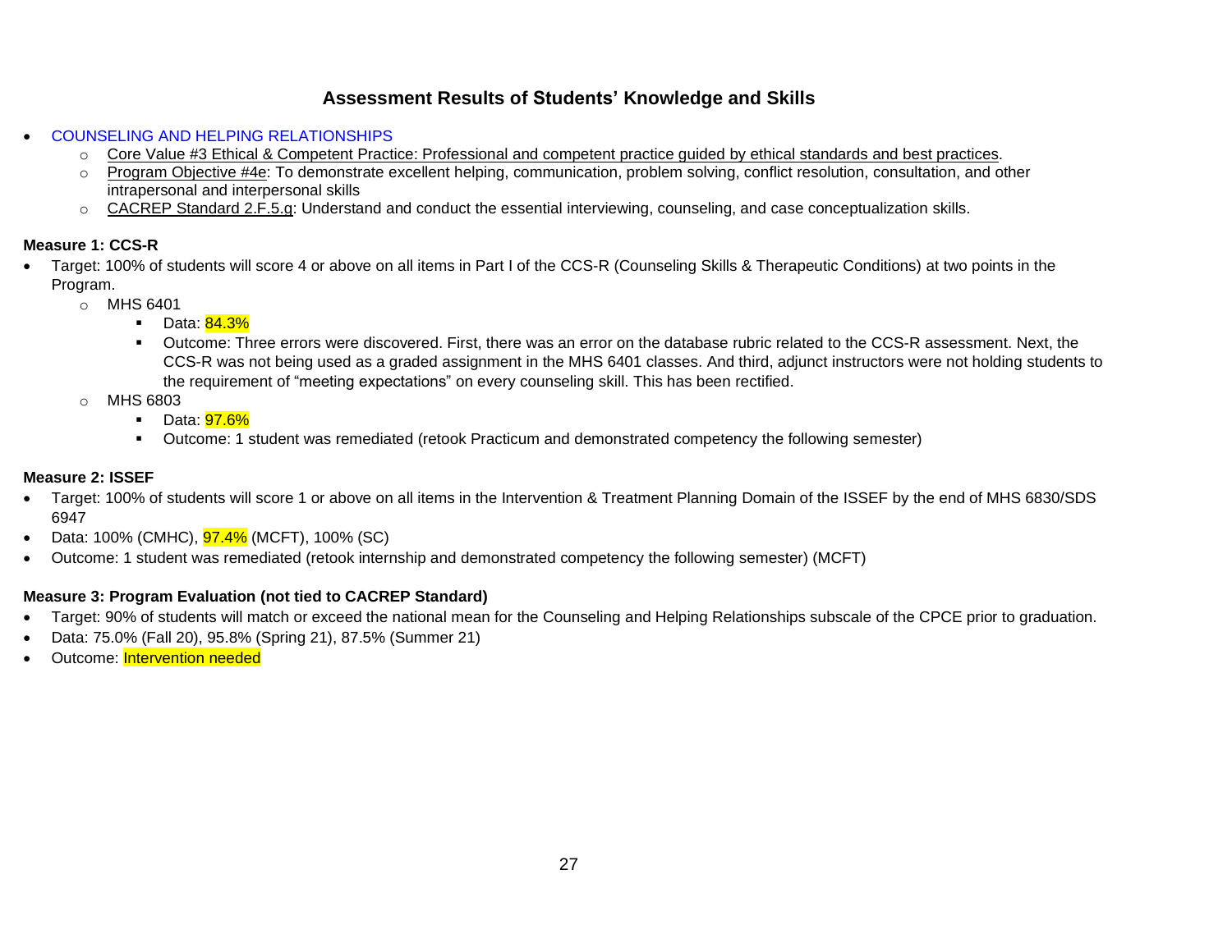## Assessment Results of Students' Knowledge and Skills

- COUNSELING AND HELPING RELATIONSHIPS
  - Core Value #3 Ethical & Competent Practice: Professional and competent practice guided by ethical standards and best practices.
  - Program Objective #4e: To demonstrate excellent helping, communication, problem solving, conflict resolution, consultation, and other intrapersonal and interpersonal skills
  - CACREP Standard 2.F.5.g: Understand and conduct the essential interviewing, counseling, and case conceptualization skills.

**Measure 1: CCS-R**

- Target: 100% of students will score 4 or above on all items in Part I of the CCS-R (Counseling Skills & Therapeutic Conditions) at two points in the Program.
  - MHS 6401
    - Data: 84.3%
    - Outcome: Three errors were discovered. First, there was an error on the database rubric related to the CCS-R assessment. Next, the CCS-R was not being used as a graded assignment in the MHS 6401 classes. And third, adjunct instructors were not holding students to the requirement of "meeting expectations" on every counseling skill. This has been rectified.
  - MHS 6803
    - Data: 97.6%
    - Outcome: 1 student was remediated (retook Practicum and demonstrated competency the following semester)

**Measure 2: ISSEF**

- Target: 100% of students will score 1 or above on all items in the Intervention & Treatment Planning Domain of the ISSEF by the end of MHS 6830/SDS 6947
- Data: 100% (CMHC), 97.4% (MCFT), 100% (SC)
- Outcome: 1 student was remediated (retook internship and demonstrated competency the following semester) (MCFT)

**Measure 3: Program Evaluation (not tied to CACREP Standard)**

- Target: 90% of students will match or exceed the national mean for the Counseling and Helping Relationships subscale of the CPCE prior to graduation.
- Data: 75.0% (Fall 20), 95.8% (Spring 21), 87.5% (Summer 21)
- Outcome: Intervention needed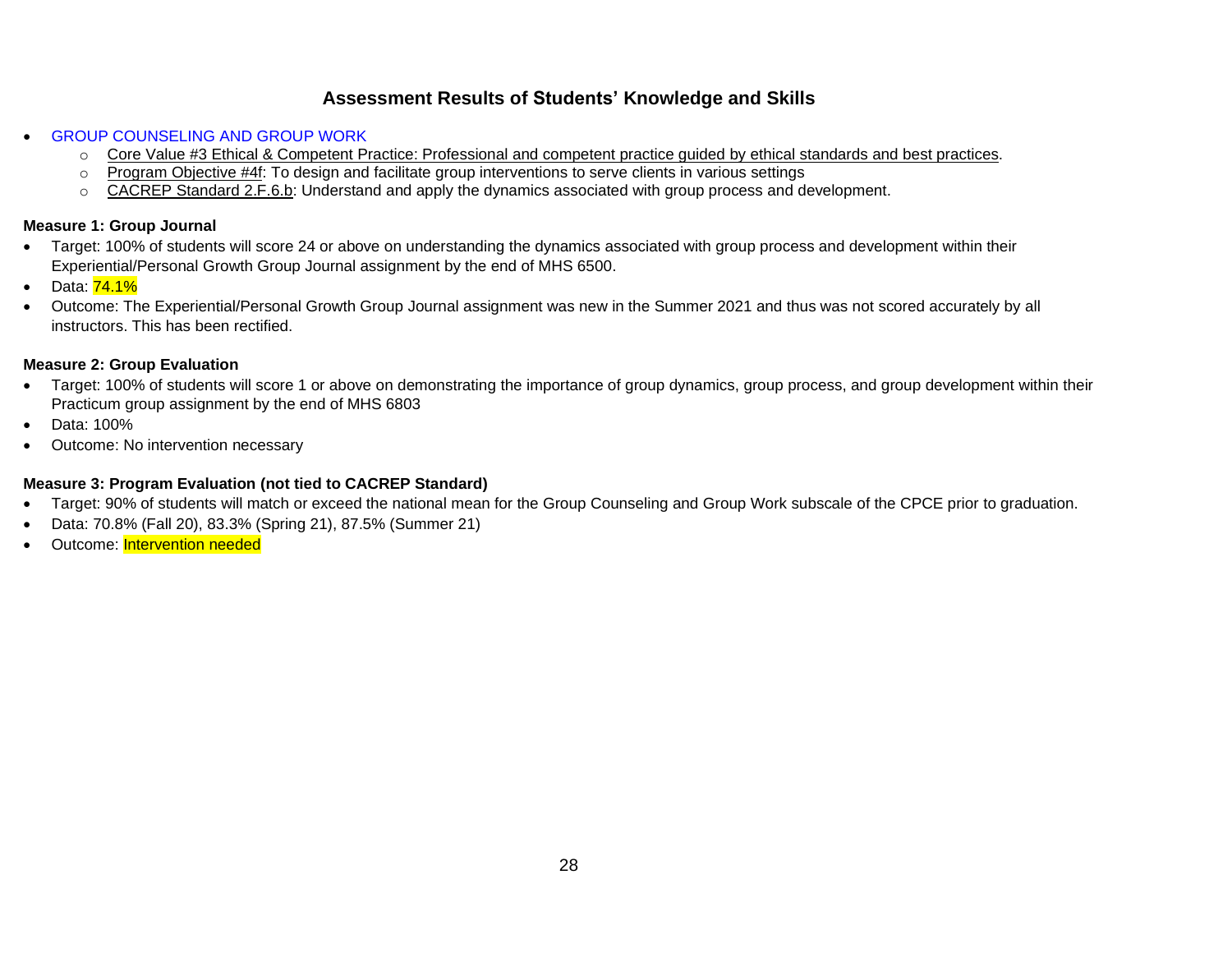## Assessment Results of Students' Knowledge and Skills

- GROUP COUNSELING AND GROUP WORK
  - Core Value #3 Ethical & Competent Practice: Professional and competent practice guided by ethical standards and best practices.
  - Program Objective #4f: To design and facilitate group interventions to serve clients in various settings
  - CACREP Standard 2.F.6.b: Understand and apply the dynamics associated with group process and development.

**Measure 1: Group Journal**

- Target: 100% of students will score 24 or above on understanding the dynamics associated with group process and development within their Experiential/Personal Growth Group Journal assignment by the end of MHS 6500.
- Data: 74.1%
- Outcome: The Experiential/Personal Growth Group Journal assignment was new in the Summer 2021 and thus was not scored accurately by all instructors. This has been rectified.

**Measure 2: Group Evaluation**

- Target: 100% of students will score 1 or above on demonstrating the importance of group dynamics, group process, and group development within their Practicum group assignment by the end of MHS 6803
- Data: 100%
- Outcome: No intervention necessary

**Measure 3: Program Evaluation (not tied to CACREP Standard)**

- Target: 90% of students will match or exceed the national mean for the Group Counseling and Group Work subscale of the CPCE prior to graduation.
- Data: 70.8% (Fall 20), 83.3% (Spring 21), 87.5% (Summer 21)
- Outcome: Intervention needed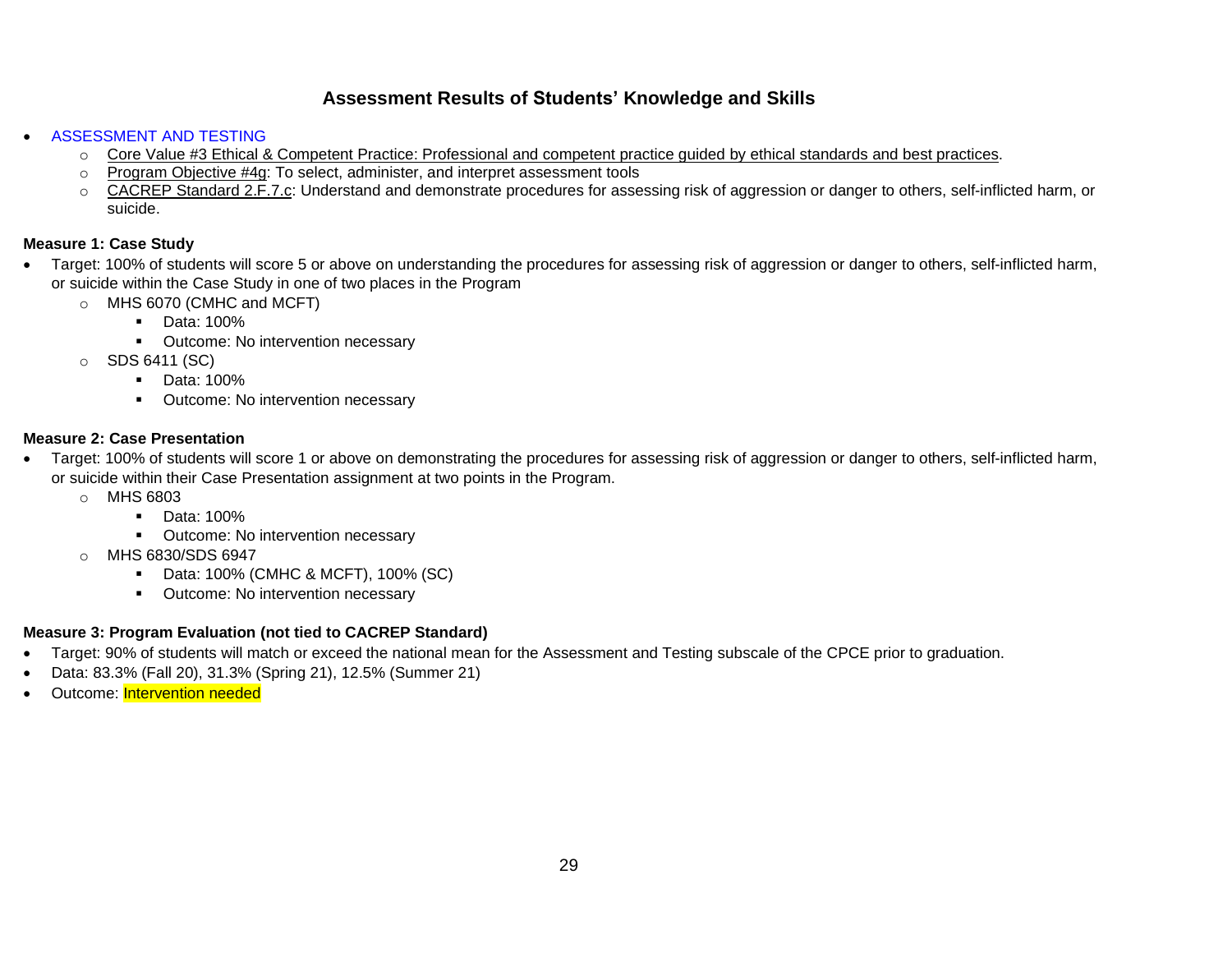## Assessment Results of Students' Knowledge and Skills

- ASSESSMENT AND TESTING
    - Core Value #3 Ethical & Competent Practice: Professional and competent practice guided by ethical standards and best practices.
    - Program Objective #4g: To select, administer, and interpret assessment tools
    - CACREP Standard 2.F.7.c: Understand and demonstrate procedures for assessing risk of aggression or danger to others, self-inflicted harm, or suicide.

**Measure 1: Case Study**

- Target: 100% of students will score 5 or above on understanding the procedures for assessing risk of aggression or danger to others, self-inflicted harm, or suicide within the Case Study in one of two places in the Program
    - MHS 6070 (CMHC and MCFT)
        - Data: 100%
        - Outcome: No intervention necessary
    - SDS 6411 (SC)
        - Data: 100%
        - Outcome: No intervention necessary

**Measure 2: Case Presentation**

- Target: 100% of students will score 1 or above on demonstrating the procedures for assessing risk of aggression or danger to others, self-inflicted harm, or suicide within their Case Presentation assignment at two points in the Program.
    - MHS 6803
        - Data: 100%
        - Outcome: No intervention necessary
    - MHS 6830/SDS 6947
        - Data: 100% (CMHC & MCFT), 100% (SC)
        - Outcome: No intervention necessary

**Measure 3: Program Evaluation (not tied to CACREP Standard)**

- Target: 90% of students will match or exceed the national mean for the Assessment and Testing subscale of the CPCE prior to graduation.
- Data: 83.3% (Fall 20), 31.3% (Spring 21), 12.5% (Summer 21)
- Outcome: Intervention needed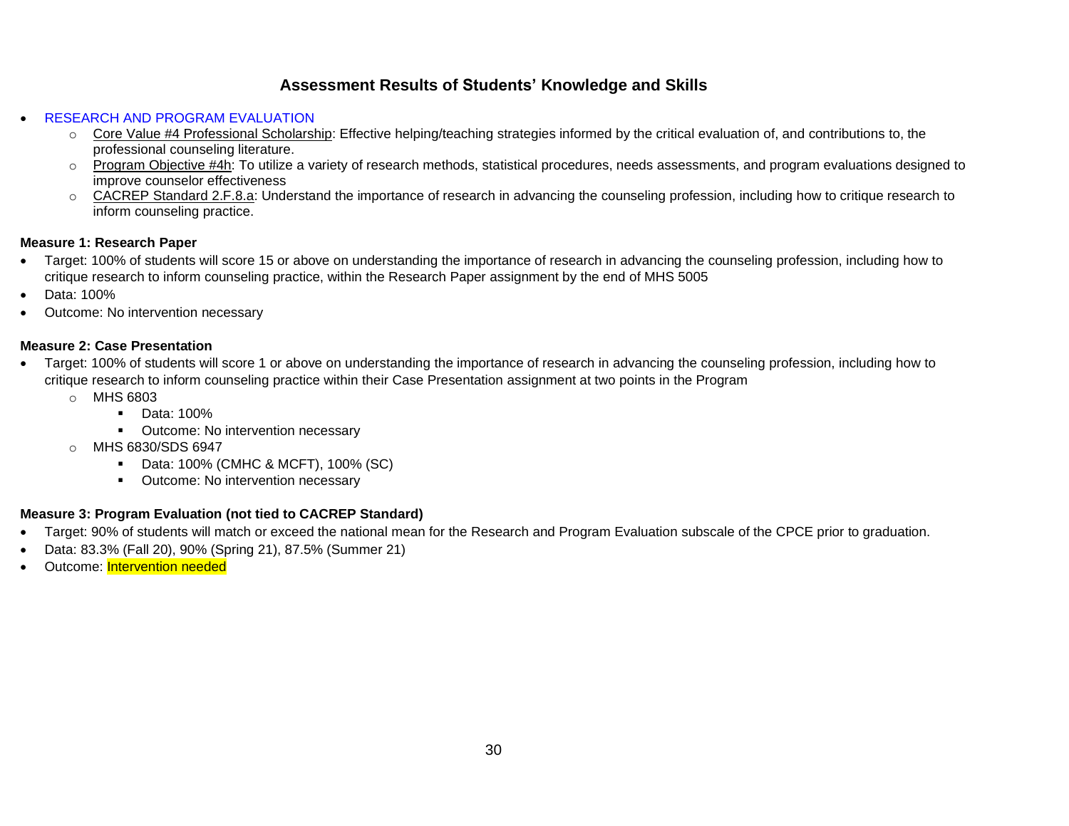## Assessment Results of Students' Knowledge and Skills

- RESEARCH AND PROGRAM EVALUATION
  - Core Value #4 Professional Scholarship: Effective helping/teaching strategies informed by the critical evaluation of, and contributions to, the professional counseling literature.
  - Program Objective #4h: To utilize a variety of research methods, statistical procedures, needs assessments, and program evaluations designed to improve counselor effectiveness
  - CACREP Standard 2.F.8.a: Understand the importance of research in advancing the counseling profession, including how to critique research to inform counseling practice.

**Measure 1: Research Paper**

- Target: 100% of students will score 15 or above on understanding the importance of research in advancing the counseling profession, including how to critique research to inform counseling practice, within the Research Paper assignment by the end of MHS 5005
- Data: 100%
- Outcome: No intervention necessary

**Measure 2: Case Presentation**

- Target: 100% of students will score 1 or above on understanding the importance of research in advancing the counseling profession, including how to critique research to inform counseling practice within their Case Presentation assignment at two points in the Program
  - MHS 6803
    - Data: 100%
    - Outcome: No intervention necessary
  - MHS 6830/SDS 6947
    - Data: 100% (CMHC & MCFT), 100% (SC)
    - Outcome: No intervention necessary

**Measure 3: Program Evaluation (not tied to CACREP Standard)**

- Target: 90% of students will match or exceed the national mean for the Research and Program Evaluation subscale of the CPCE prior to graduation.
- Data: 83.3% (Fall 20), 90% (Spring 21), 87.5% (Summer 21)
- Outcome: Intervention needed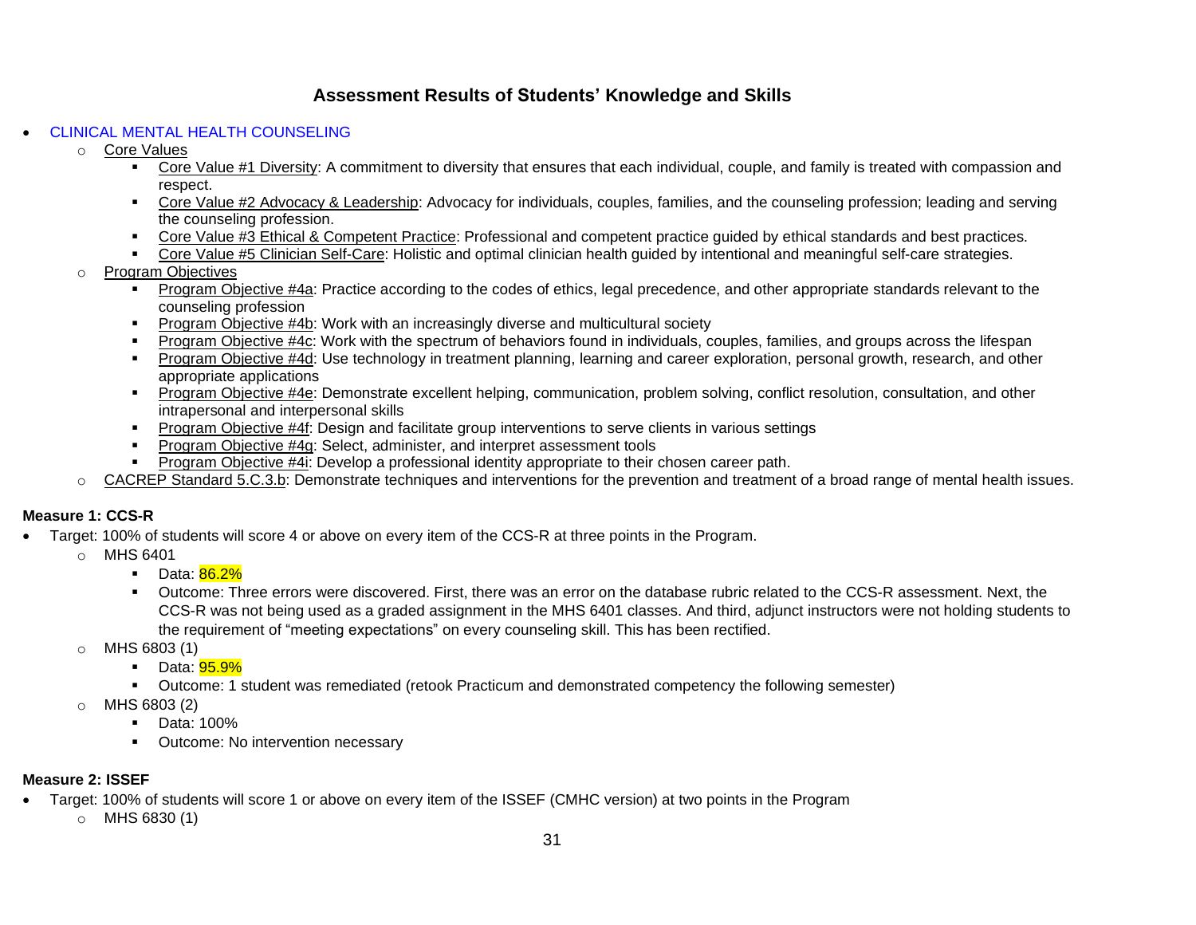## Assessment Results of Students' Knowledge and Skills

- CLINICAL MENTAL HEALTH COUNSELING
  - Core Values
    - Core Value #1 Diversity: A commitment to diversity that ensures that each individual, couple, and family is treated with compassion and respect.
    - Core Value #2 Advocacy & Leadership: Advocacy for individuals, couples, families, and the counseling profession; leading and serving the counseling profession.
    - Core Value #3 Ethical & Competent Practice: Professional and competent practice guided by ethical standards and best practices.
    - Core Value #5 Clinician Self-Care: Holistic and optimal clinician health guided by intentional and meaningful self-care strategies.
  - Program Objectives
    - Program Objective #4a: Practice according to the codes of ethics, legal precedence, and other appropriate standards relevant to the counseling profession
    - Program Objective #4b: Work with an increasingly diverse and multicultural society
    - Program Objective #4c: Work with the spectrum of behaviors found in individuals, couples, families, and groups across the lifespan
    - Program Objective #4d: Use technology in treatment planning, learning and career exploration, personal growth, research, and other appropriate applications
    - Program Objective #4e: Demonstrate excellent helping, communication, problem solving, conflict resolution, consultation, and other intrapersonal and interpersonal skills
    - Program Objective #4f: Design and facilitate group interventions to serve clients in various settings
    - Program Objective #4g: Select, administer, and interpret assessment tools
    - Program Objective #4i: Develop a professional identity appropriate to their chosen career path.
  - CACREP Standard 5.C.3.b: Demonstrate techniques and interventions for the prevention and treatment of a broad range of mental health issues.

**Measure 1: CCS-R**

- Target: 100% of students will score 4 or above on every item of the CCS-R at three points in the Program.
  - MHS 6401
    - Data: 86.2%
    - Outcome: Three errors were discovered. First, there was an error on the database rubric related to the CCS-R assessment. Next, the CCS-R was not being used as a graded assignment in the MHS 6401 classes. And third, adjunct instructors were not holding students to the requirement of "meeting expectations" on every counseling skill. This has been rectified.
  - MHS 6803 (1)
    - Data: 95.9%
    - Outcome: 1 student was remediated (retook Practicum and demonstrated competency the following semester)
  - MHS 6803 (2)
    - Data: 100%
    - Outcome: No intervention necessary

**Measure 2: ISSEF**

- Target: 100% of students will score 1 or above on every item of the ISSEF (CMHC version) at two points in the Program
  - MHS 6830 (1)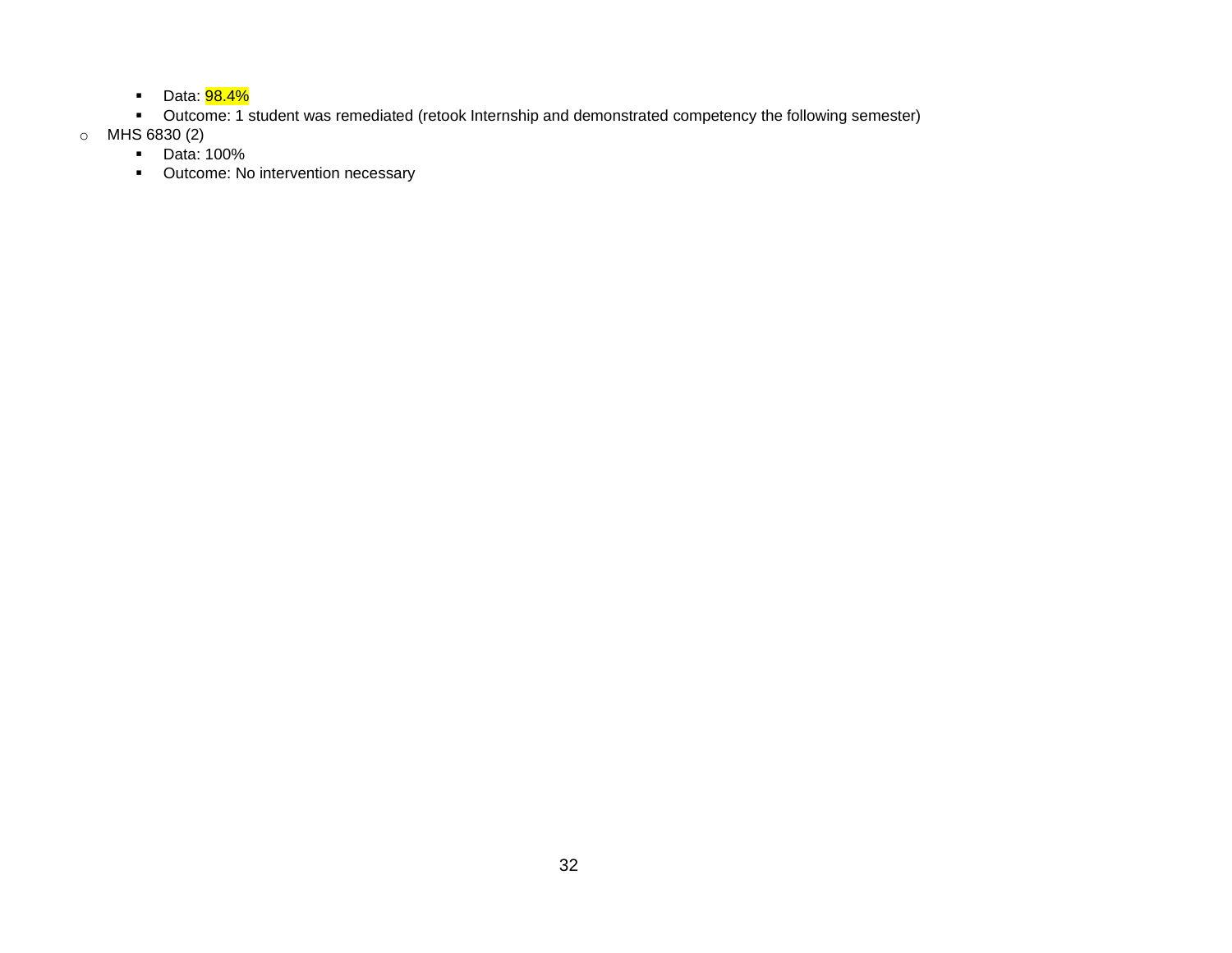- Data: 98.4%
    - Outcome: 1 student was remediated (retook Internship and demonstrated competency the following semester)
- MHS 6830 (2)
    - Data: 100%
    - Outcome: No intervention necessary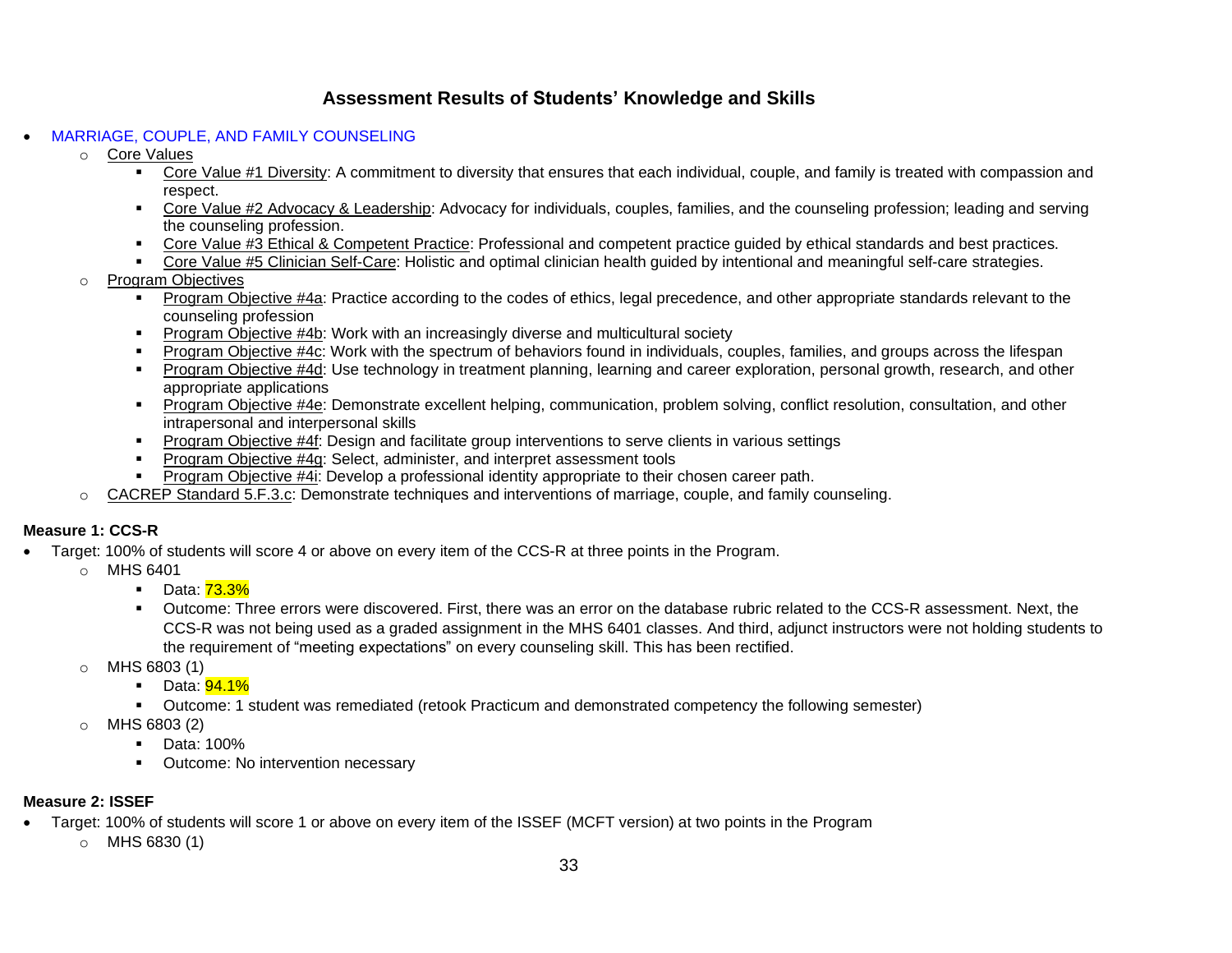## Assessment Results of Students' Knowledge and Skills

- MARRIAGE, COUPLE, AND FAMILY COUNSELING
  - Core Values
    - Core Value #1 Diversity: A commitment to diversity that ensures that each individual, couple, and family is treated with compassion and respect.
    - Core Value #2 Advocacy & Leadership: Advocacy for individuals, couples, families, and the counseling profession; leading and serving the counseling profession.
    - Core Value #3 Ethical & Competent Practice: Professional and competent practice guided by ethical standards and best practices.
    - Core Value #5 Clinician Self-Care: Holistic and optimal clinician health guided by intentional and meaningful self-care strategies.
  - Program Objectives
    - Program Objective #4a: Practice according to the codes of ethics, legal precedence, and other appropriate standards relevant to the counseling profession
    - Program Objective #4b: Work with an increasingly diverse and multicultural society
    - Program Objective #4c: Work with the spectrum of behaviors found in individuals, couples, families, and groups across the lifespan
    - Program Objective #4d: Use technology in treatment planning, learning and career exploration, personal growth, research, and other appropriate applications
    - Program Objective #4e: Demonstrate excellent helping, communication, problem solving, conflict resolution, consultation, and other intrapersonal and interpersonal skills
    - Program Objective #4f: Design and facilitate group interventions to serve clients in various settings
    - Program Objective #4g: Select, administer, and interpret assessment tools
    - Program Objective #4i: Develop a professional identity appropriate to their chosen career path.
  - CACREP Standard 5.F.3.c: Demonstrate techniques and interventions of marriage, couple, and family counseling.

**Measure 1: CCS-R**

- Target: 100% of students will score 4 or above on every item of the CCS-R at three points in the Program.
  - MHS 6401
    - Data: 73.3%
    - Outcome: Three errors were discovered. First, there was an error on the database rubric related to the CCS-R assessment. Next, the CCS-R was not being used as a graded assignment in the MHS 6401 classes. And third, adjunct instructors were not holding students to the requirement of "meeting expectations" on every counseling skill. This has been rectified.
  - MHS 6803 (1)
    - Data: 94.1%
    - Outcome: 1 student was remediated (retook Practicum and demonstrated competency the following semester)
  - MHS 6803 (2)
    - Data: 100%
    - Outcome: No intervention necessary

**Measure 2: ISSEF**

- Target: 100% of students will score 1 or above on every item of the ISSEF (MCFT version) at two points in the Program
  - MHS 6830 (1)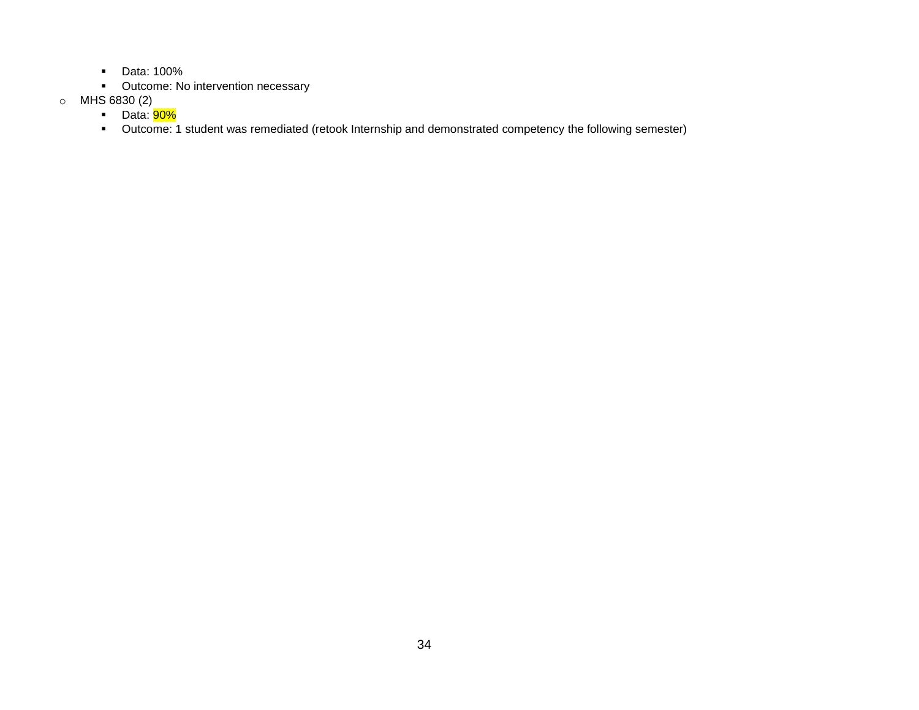- Data: 100%
    - Outcome: No intervention necessary
  - MHS 6830 (2)
    - Data: 90%
    - Outcome: 1 student was remediated (retook Internship and demonstrated competency the following semester)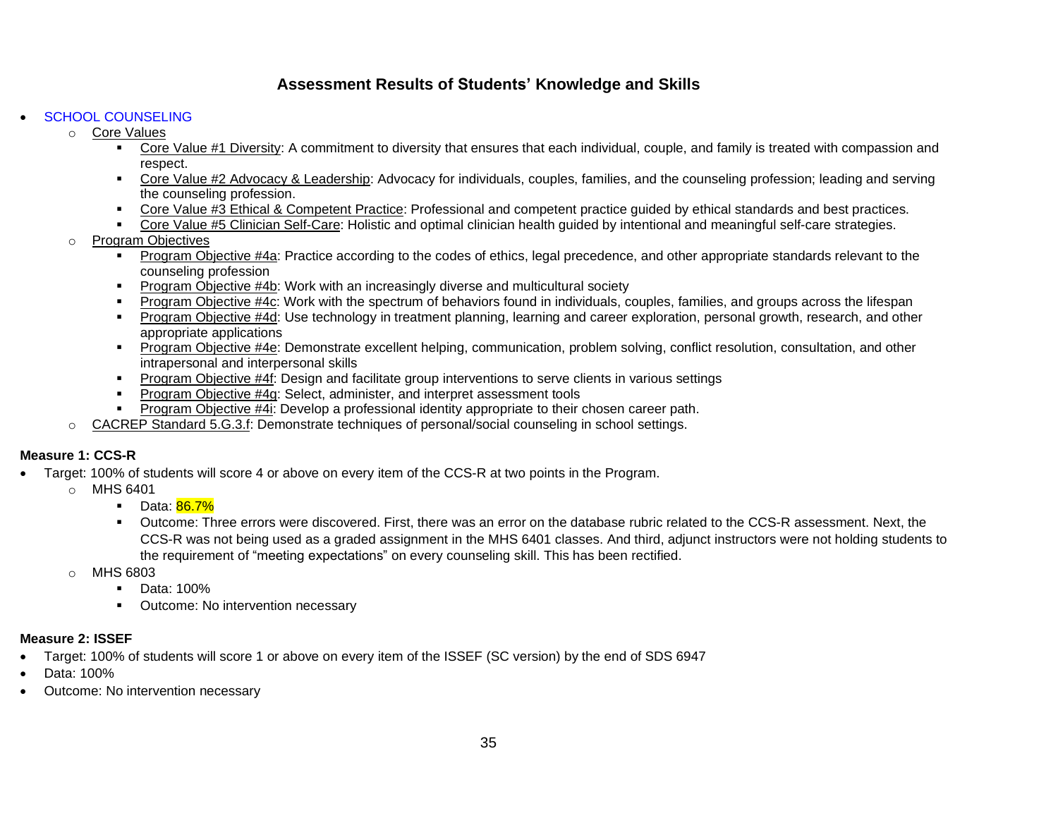## Assessment Results of Students' Knowledge and Skills

- SCHOOL COUNSELING
  - Core Values
    - Core Value #1 Diversity: A commitment to diversity that ensures that each individual, couple, and family is treated with compassion and respect.
    - Core Value #2 Advocacy & Leadership: Advocacy for individuals, couples, families, and the counseling profession; leading and serving the counseling profession.
    - Core Value #3 Ethical & Competent Practice: Professional and competent practice guided by ethical standards and best practices.
    - Core Value #5 Clinician Self-Care: Holistic and optimal clinician health guided by intentional and meaningful self-care strategies.
  - Program Objectives
    - Program Objective #4a: Practice according to the codes of ethics, legal precedence, and other appropriate standards relevant to the counseling profession
    - Program Objective #4b: Work with an increasingly diverse and multicultural society
    - Program Objective #4c: Work with the spectrum of behaviors found in individuals, couples, families, and groups across the lifespan
    - Program Objective #4d: Use technology in treatment planning, learning and career exploration, personal growth, research, and other appropriate applications
    - Program Objective #4e: Demonstrate excellent helping, communication, problem solving, conflict resolution, consultation, and other intrapersonal and interpersonal skills
    - Program Objective #4f: Design and facilitate group interventions to serve clients in various settings
    - Program Objective #4g: Select, administer, and interpret assessment tools
    - Program Objective #4i: Develop a professional identity appropriate to their chosen career path.
  - CACREP Standard 5.G.3.f: Demonstrate techniques of personal/social counseling in school settings.

**Measure 1: CCS-R**

- Target: 100% of students will score 4 or above on every item of the CCS-R at two points in the Program.
  - MHS 6401
    - Data: 86.7%
    - Outcome: Three errors were discovered. First, there was an error on the database rubric related to the CCS-R assessment. Next, the CCS-R was not being used as a graded assignment in the MHS 6401 classes. And third, adjunct instructors were not holding students to the requirement of "meeting expectations" on every counseling skill. This has been rectified.
  - MHS 6803
    - Data: 100%
    - Outcome: No intervention necessary

**Measure 2: ISSEF**

- Target: 100% of students will score 1 or above on every item of the ISSEF (SC version) by the end of SDS 6947
- Data: 100%
- Outcome: No intervention necessary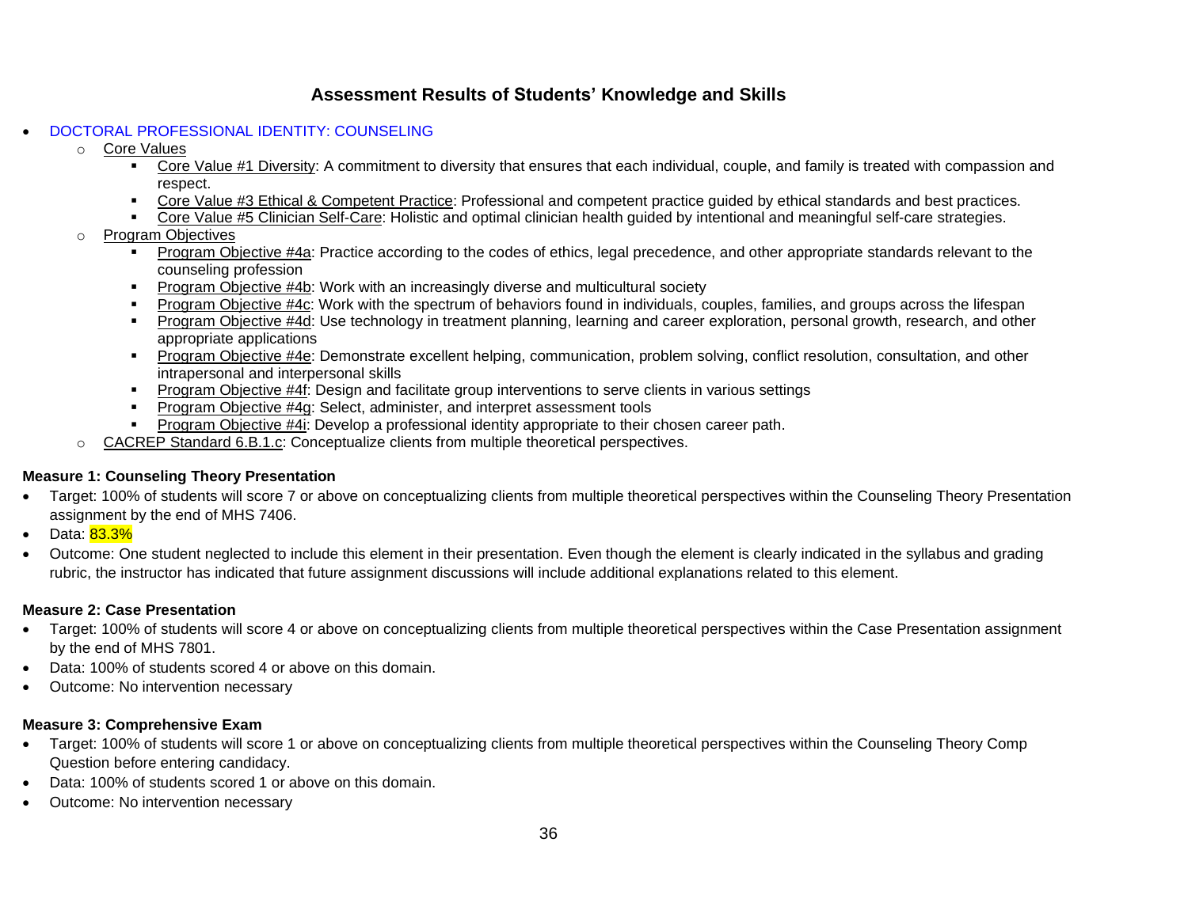## Assessment Results of Students' Knowledge and Skills

- DOCTORAL PROFESSIONAL IDENTITY: COUNSELING
  - Core Values
    - Core Value #1 Diversity: A commitment to diversity that ensures that each individual, couple, and family is treated with compassion and respect.
    - Core Value #3 Ethical & Competent Practice: Professional and competent practice guided by ethical standards and best practices.
    - Core Value #5 Clinician Self-Care: Holistic and optimal clinician health guided by intentional and meaningful self-care strategies.
  - Program Objectives
    - Program Objective #4a: Practice according to the codes of ethics, legal precedence, and other appropriate standards relevant to the counseling profession
    - Program Objective #4b: Work with an increasingly diverse and multicultural society
    - Program Objective #4c: Work with the spectrum of behaviors found in individuals, couples, families, and groups across the lifespan
    - Program Objective #4d: Use technology in treatment planning, learning and career exploration, personal growth, research, and other appropriate applications
    - Program Objective #4e: Demonstrate excellent helping, communication, problem solving, conflict resolution, consultation, and other intrapersonal and interpersonal skills
    - Program Objective #4f: Design and facilitate group interventions to serve clients in various settings
    - Program Objective #4g: Select, administer, and interpret assessment tools
    - Program Objective #4i: Develop a professional identity appropriate to their chosen career path.
  - CACREP Standard 6.B.1.c: Conceptualize clients from multiple theoretical perspectives.

**Measure 1: Counseling Theory Presentation**

- Target: 100% of students will score 7 or above on conceptualizing clients from multiple theoretical perspectives within the Counseling Theory Presentation assignment by the end of MHS 7406.
- Data: 83.3%
- Outcome: One student neglected to include this element in their presentation. Even though the element is clearly indicated in the syllabus and grading rubric, the instructor has indicated that future assignment discussions will include additional explanations related to this element.

**Measure 2: Case Presentation**

- Target: 100% of students will score 4 or above on conceptualizing clients from multiple theoretical perspectives within the Case Presentation assignment by the end of MHS 7801.
- Data: 100% of students scored 4 or above on this domain.
- Outcome: No intervention necessary

**Measure 3: Comprehensive Exam**

- Target: 100% of students will score 1 or above on conceptualizing clients from multiple theoretical perspectives within the Counseling Theory Comp Question before entering candidacy.
- Data: 100% of students scored 1 or above on this domain.
- Outcome: No intervention necessary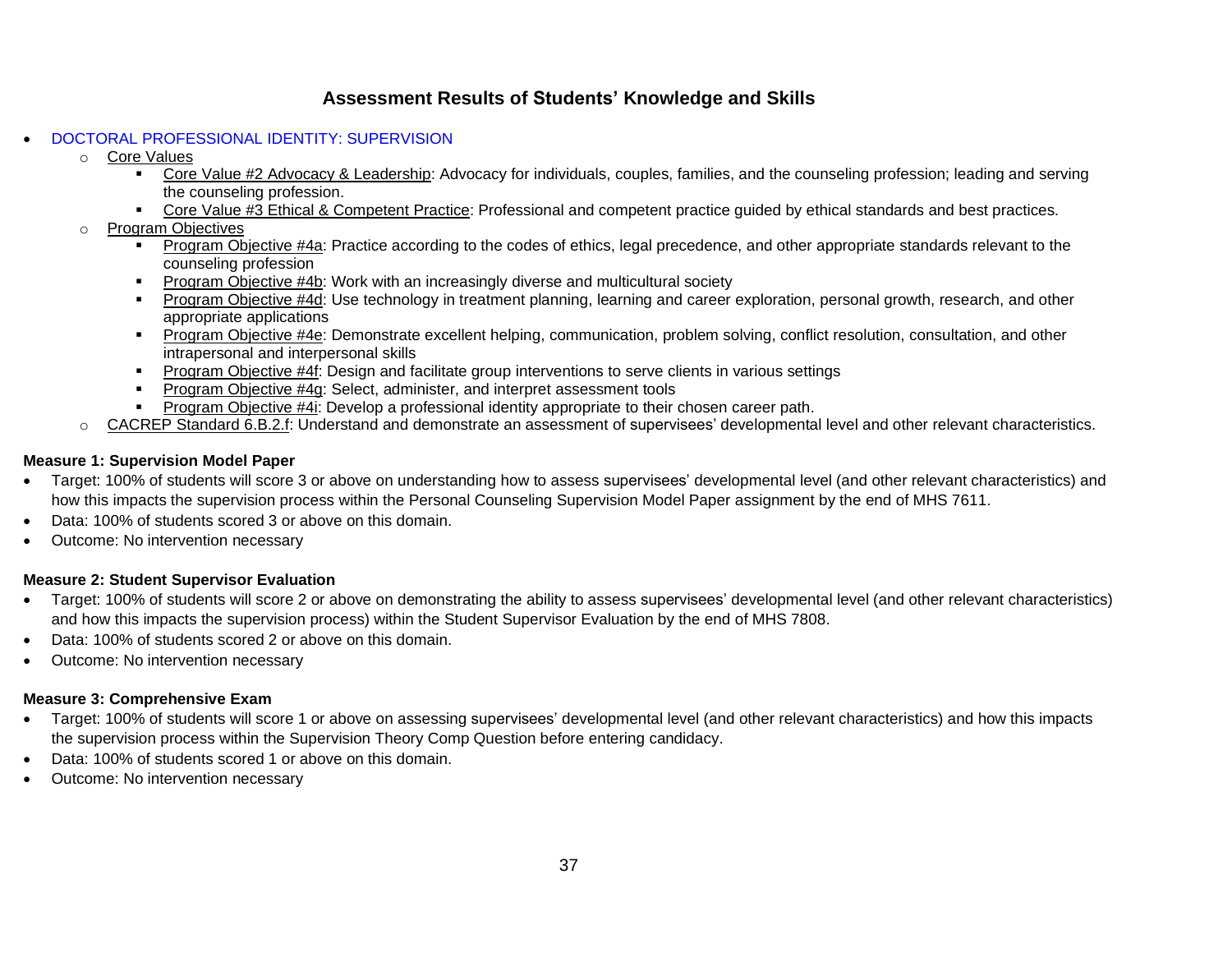## Assessment Results of Students' Knowledge and Skills

- DOCTORAL PROFESSIONAL IDENTITY: SUPERVISION
  - Core Values
    - Core Value #2 Advocacy & Leadership: Advocacy for individuals, couples, families, and the counseling profession; leading and serving the counseling profession.
    - Core Value #3 Ethical & Competent Practice: Professional and competent practice guided by ethical standards and best practices.
  - Program Objectives
    - Program Objective #4a: Practice according to the codes of ethics, legal precedence, and other appropriate standards relevant to the counseling profession
    - Program Objective #4b: Work with an increasingly diverse and multicultural society
    - Program Objective #4d: Use technology in treatment planning, learning and career exploration, personal growth, research, and other appropriate applications
    - Program Objective #4e: Demonstrate excellent helping, communication, problem solving, conflict resolution, consultation, and other intrapersonal and interpersonal skills
    - Program Objective #4f: Design and facilitate group interventions to serve clients in various settings
    - Program Objective #4g: Select, administer, and interpret assessment tools
    - Program Objective #4i: Develop a professional identity appropriate to their chosen career path.
  - CACREP Standard 6.B.2.f: Understand and demonstrate an assessment of supervisees' developmental level and other relevant characteristics.

**Measure 1: Supervision Model Paper**

- Target: 100% of students will score 3 or above on understanding how to assess supervisees' developmental level (and other relevant characteristics) and how this impacts the supervision process within the Personal Counseling Supervision Model Paper assignment by the end of MHS 7611.
- Data: 100% of students scored 3 or above on this domain.
- Outcome: No intervention necessary

**Measure 2: Student Supervisor Evaluation**

- Target: 100% of students will score 2 or above on demonstrating the ability to assess supervisees' developmental level (and other relevant characteristics) and how this impacts the supervision process) within the Student Supervisor Evaluation by the end of MHS 7808.
- Data: 100% of students scored 2 or above on this domain.
- Outcome: No intervention necessary

**Measure 3: Comprehensive Exam**

- Target: 100% of students will score 1 or above on assessing supervisees' developmental level (and other relevant characteristics) and how this impacts the supervision process within the Supervision Theory Comp Question before entering candidacy.
- Data: 100% of students scored 1 or above on this domain.
- Outcome: No intervention necessary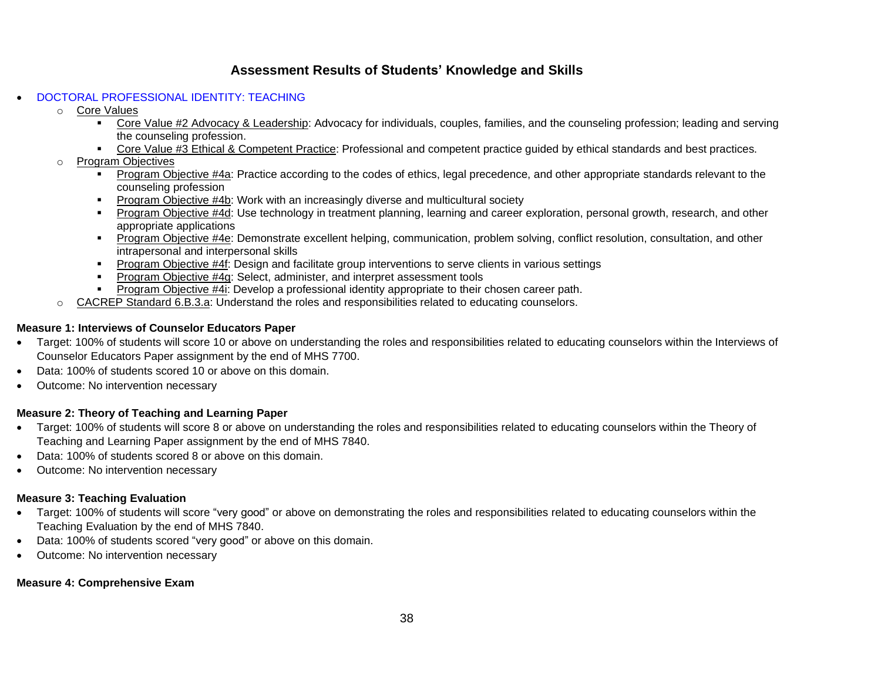## Assessment Results of Students' Knowledge and Skills

- DOCTORAL PROFESSIONAL IDENTITY: TEACHING
  - Core Values
    - Core Value #2 Advocacy & Leadership: Advocacy for individuals, couples, families, and the counseling profession; leading and serving the counseling profession.
    - Core Value #3 Ethical & Competent Practice: Professional and competent practice guided by ethical standards and best practices.
  - Program Objectives
    - Program Objective #4a: Practice according to the codes of ethics, legal precedence, and other appropriate standards relevant to the counseling profession
    - Program Objective #4b: Work with an increasingly diverse and multicultural society
    - Program Objective #4d: Use technology in treatment planning, learning and career exploration, personal growth, research, and other appropriate applications
    - Program Objective #4e: Demonstrate excellent helping, communication, problem solving, conflict resolution, consultation, and other intrapersonal and interpersonal skills
    - Program Objective #4f: Design and facilitate group interventions to serve clients in various settings
    - Program Objective #4g: Select, administer, and interpret assessment tools
    - Program Objective #4i: Develop a professional identity appropriate to their chosen career path.
  - CACREP Standard 6.B.3.a: Understand the roles and responsibilities related to educating counselors.

**Measure 1: Interviews of Counselor Educators Paper**

- Target: 100% of students will score 10 or above on understanding the roles and responsibilities related to educating counselors within the Interviews of Counselor Educators Paper assignment by the end of MHS 7700.
- Data: 100% of students scored 10 or above on this domain.
- Outcome: No intervention necessary

**Measure 2: Theory of Teaching and Learning Paper**

- Target: 100% of students will score 8 or above on understanding the roles and responsibilities related to educating counselors within the Theory of Teaching and Learning Paper assignment by the end of MHS 7840.
- Data: 100% of students scored 8 or above on this domain.
- Outcome: No intervention necessary

**Measure 3: Teaching Evaluation**

- Target: 100% of students will score "very good" or above on demonstrating the roles and responsibilities related to educating counselors within the Teaching Evaluation by the end of MHS 7840.
- Data: 100% of students scored "very good" or above on this domain.
- Outcome: No intervention necessary

**Measure 4: Comprehensive Exam**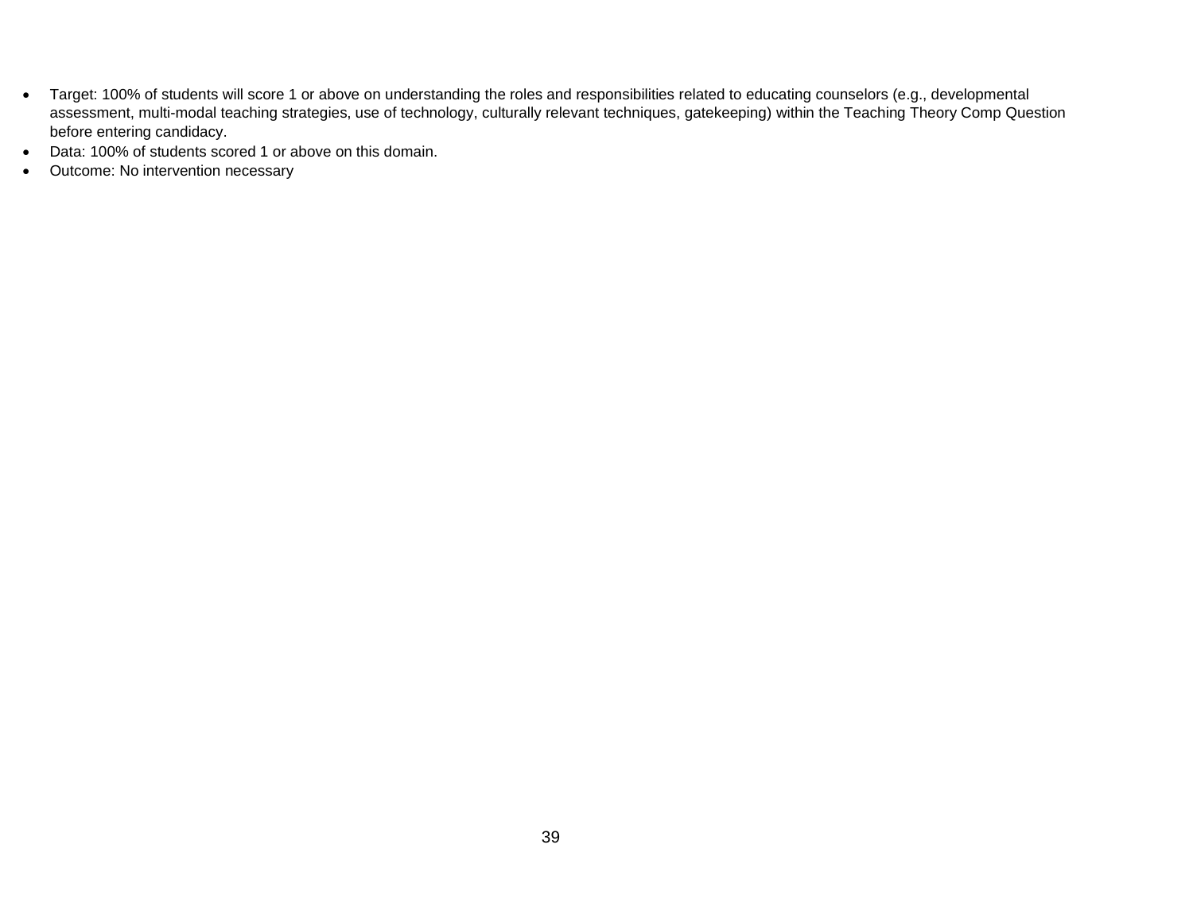- Target: 100% of students will score 1 or above on understanding the roles and responsibilities related to educating counselors (e.g., developmental assessment, multi-modal teaching strategies, use of technology, culturally relevant techniques, gatekeeping) within the Teaching Theory Comp Question before entering candidacy.
- Data: 100% of students scored 1 or above on this domain.
- Outcome: No intervention necessary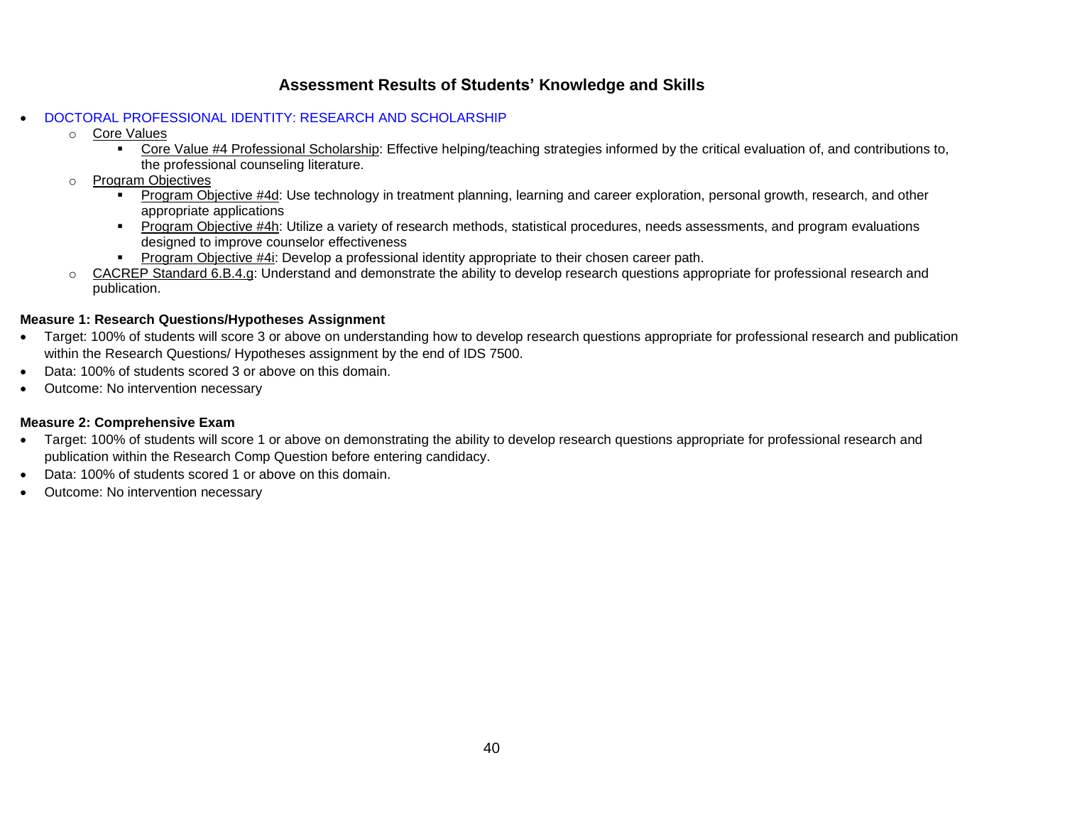## Assessment Results of Students' Knowledge and Skills

- DOCTORAL PROFESSIONAL IDENTITY: RESEARCH AND SCHOLARSHIP
  - Core Values
    - Core Value #4 Professional Scholarship: Effective helping/teaching strategies informed by the critical evaluation of, and contributions to, the professional counseling literature.
  - Program Objectives
    - Program Objective #4d: Use technology in treatment planning, learning and career exploration, personal growth, research, and other appropriate applications
    - Program Objective #4h: Utilize a variety of research methods, statistical procedures, needs assessments, and program evaluations designed to improve counselor effectiveness
    - Program Objective #4i: Develop a professional identity appropriate to their chosen career path.
  - CACREP Standard 6.B.4.g: Understand and demonstrate the ability to develop research questions appropriate for professional research and publication.

**Measure 1: Research Questions/Hypotheses Assignment**

- Target: 100% of students will score 3 or above on understanding how to develop research questions appropriate for professional research and publication within the Research Questions/ Hypotheses assignment by the end of IDS 7500.
- Data: 100% of students scored 3 or above on this domain.
- Outcome: No intervention necessary

**Measure 2: Comprehensive Exam**

- Target: 100% of students will score 1 or above on demonstrating the ability to develop research questions appropriate for professional research and publication within the Research Comp Question before entering candidacy.
- Data: 100% of students scored 1 or above on this domain.
- Outcome: No intervention necessary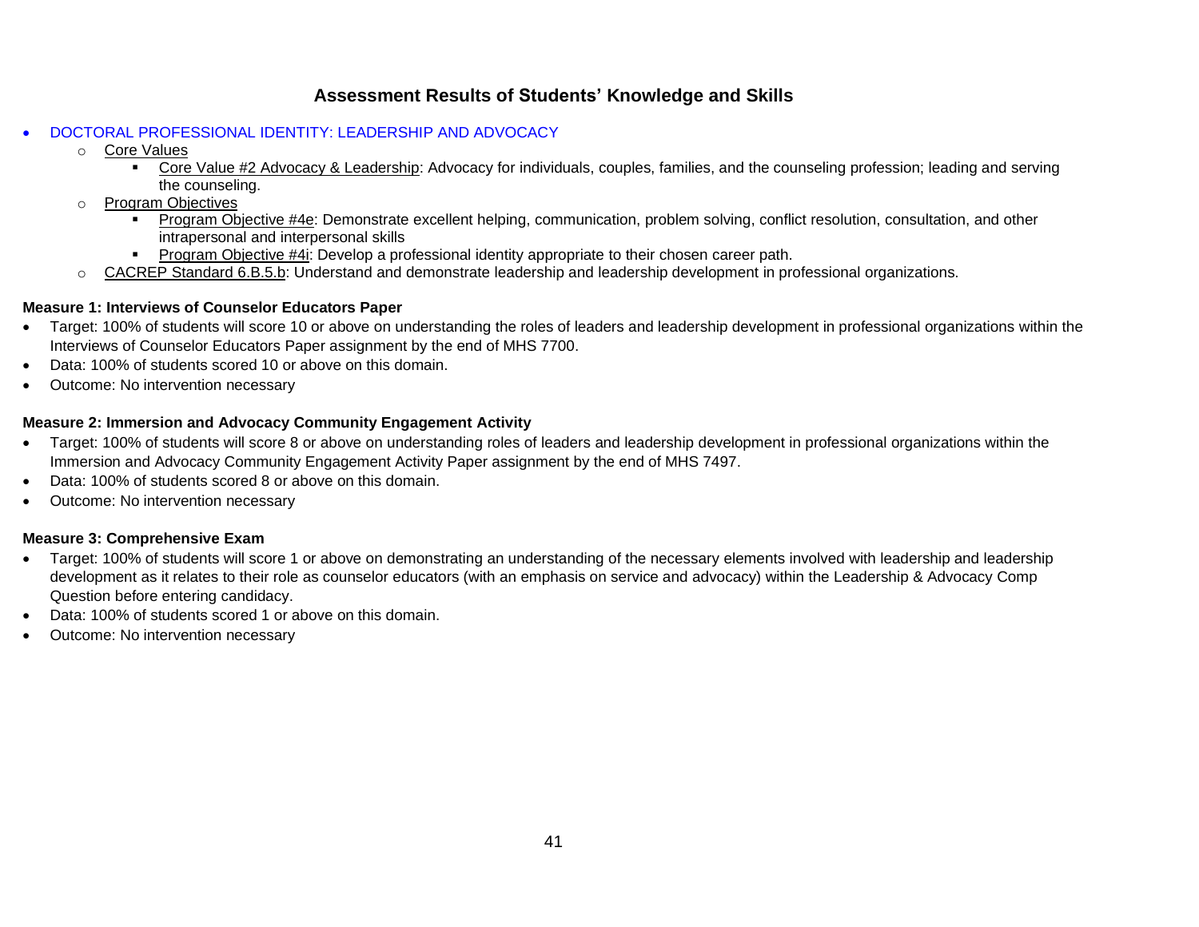## Assessment Results of Students' Knowledge and Skills

- DOCTORAL PROFESSIONAL IDENTITY: LEADERSHIP AND ADVOCACY
  - Core Values
    - Core Value #2 Advocacy & Leadership: Advocacy for individuals, couples, families, and the counseling profession; leading and serving the counseling.
  - Program Objectives
    - Program Objective #4e: Demonstrate excellent helping, communication, problem solving, conflict resolution, consultation, and other intrapersonal and interpersonal skills
    - Program Objective #4i: Develop a professional identity appropriate to their chosen career path.
  - CACREP Standard 6.B.5.b: Understand and demonstrate leadership and leadership development in professional organizations.

**Measure 1: Interviews of Counselor Educators Paper**

- Target: 100% of students will score 10 or above on understanding the roles of leaders and leadership development in professional organizations within the Interviews of Counselor Educators Paper assignment by the end of MHS 7700.
- Data: 100% of students scored 10 or above on this domain.
- Outcome: No intervention necessary

**Measure 2: Immersion and Advocacy Community Engagement Activity**

- Target: 100% of students will score 8 or above on understanding roles of leaders and leadership development in professional organizations within the Immersion and Advocacy Community Engagement Activity Paper assignment by the end of MHS 7497.
- Data: 100% of students scored 8 or above on this domain.
- Outcome: No intervention necessary

**Measure 3: Comprehensive Exam**

- Target: 100% of students will score 1 or above on demonstrating an understanding of the necessary elements involved with leadership and leadership development as it relates to their role as counselor educators (with an emphasis on service and advocacy) within the Leadership & Advocacy Comp Question before entering candidacy.
- Data: 100% of students scored 1 or above on this domain.
- Outcome: No intervention necessary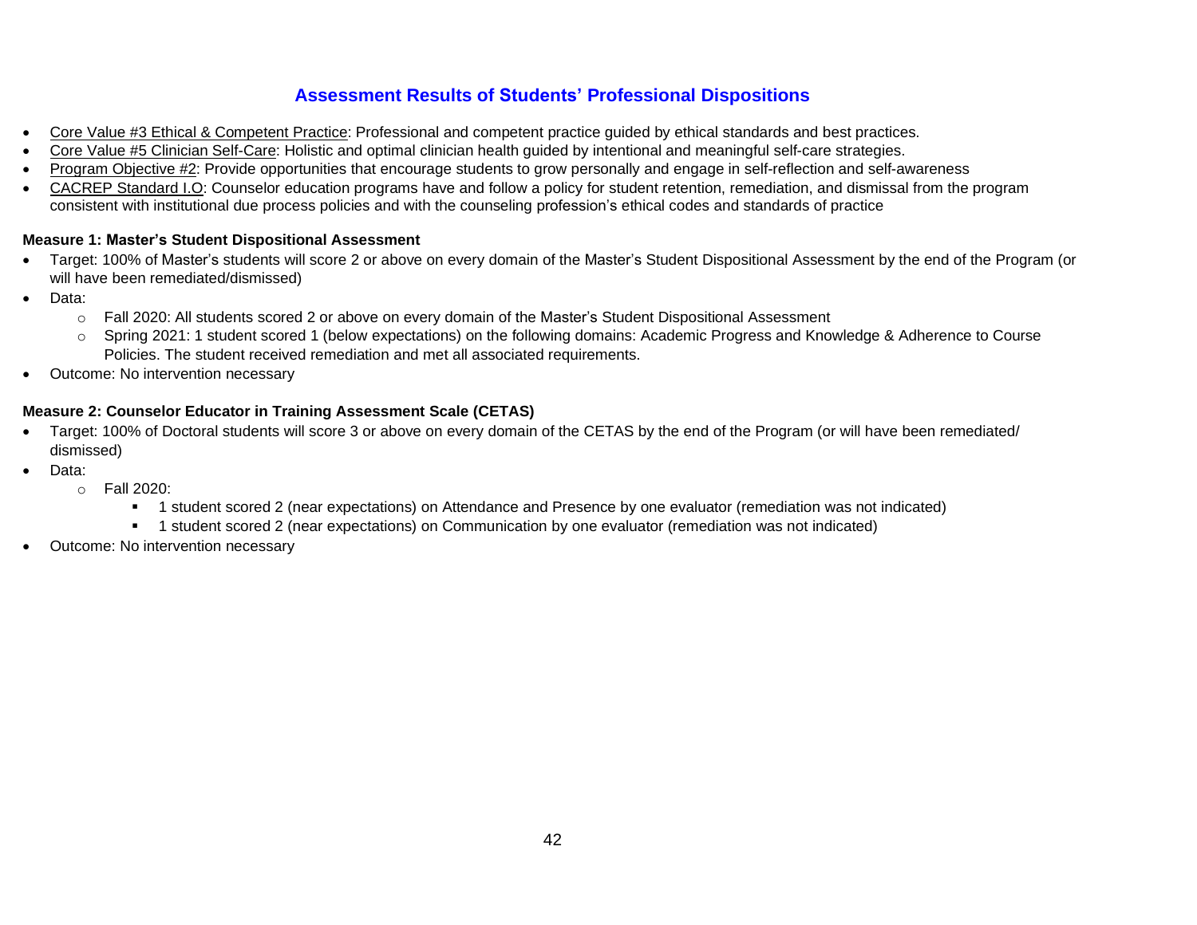## Assessment Results of Students' Professional Dispositions

- <u>Core Value #3 Ethical & Competent Practice</u>: Professional and competent practice guided by ethical standards and best practices.
- <u>Core Value #5 Clinician Self-Care</u>: Holistic and optimal clinician health guided by intentional and meaningful self-care strategies.
- <u>Program Objective #2</u>: Provide opportunities that encourage students to grow personally and engage in self-reflection and self-awareness
- <u>CACREP Standard I.O</u>: Counselor education programs have and follow a policy for student retention, remediation, and dismissal from the program consistent with institutional due process policies and with the counseling profession's ethical codes and standards of practice

**Measure 1: Master's Student Dispositional Assessment**

- Target: 100% of Master's students will score 2 or above on every domain of the Master's Student Dispositional Assessment by the end of the Program (or will have been remediated/dismissed)
- Data:
  - Fall 2020: All students scored 2 or above on every domain of the Master's Student Dispositional Assessment
  - Spring 2021: 1 student scored 1 (below expectations) on the following domains: Academic Progress and Knowledge & Adherence to Course Policies. The student received remediation and met all associated requirements.
- Outcome: No intervention necessary

**Measure 2: Counselor Educator in Training Assessment Scale (CETAS)**

- Target: 100% of Doctoral students will score 3 or above on every domain of the CETAS by the end of the Program (or will have been remediated/ dismissed)
- Data:
  - Fall 2020:
    - 1 student scored 2 (near expectations) on Attendance and Presence by one evaluator (remediation was not indicated)
    - 1 student scored 2 (near expectations) on Communication by one evaluator (remediation was not indicated)
- Outcome: No intervention necessary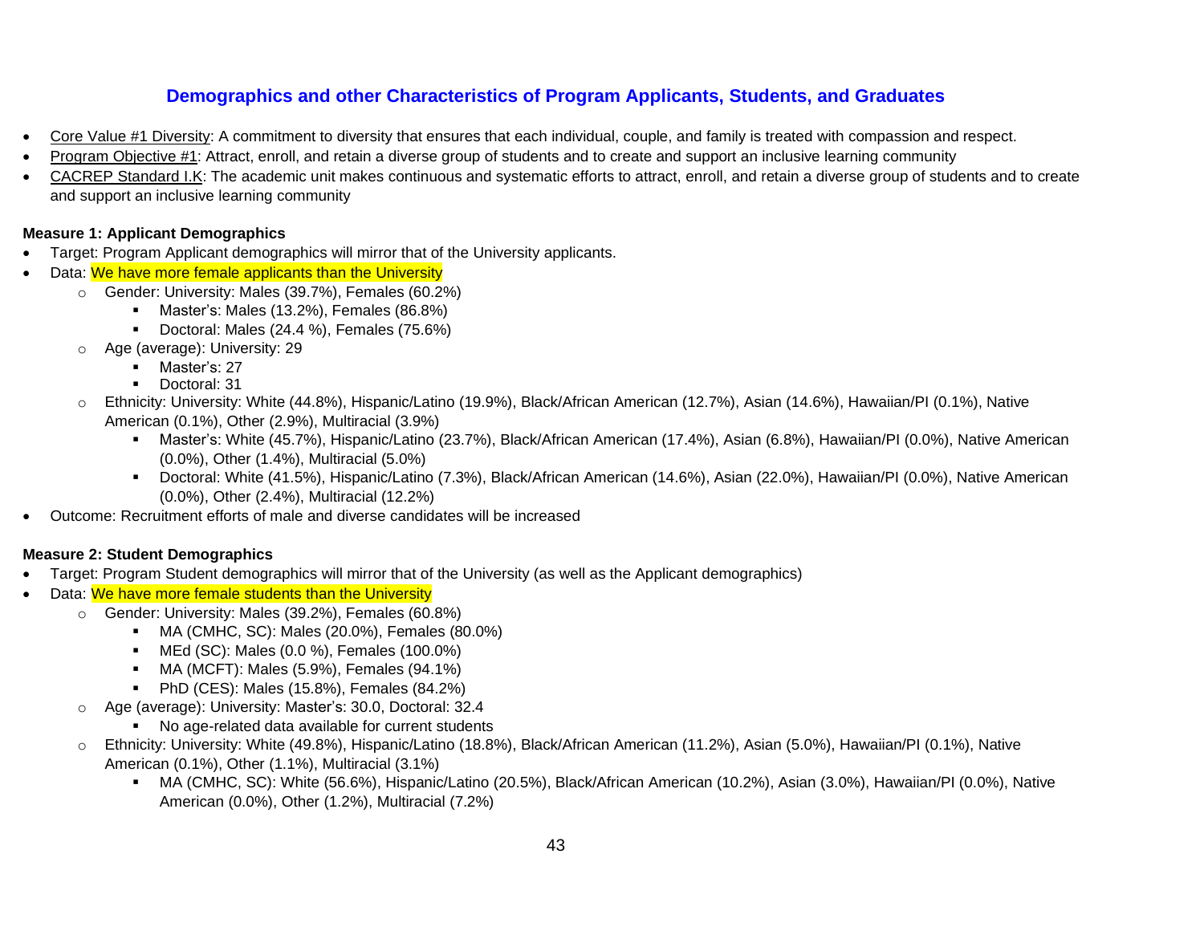## Demographics and other Characteristics of Program Applicants, Students, and Graduates

- <u>Core Value #1 Diversity</u>: A commitment to diversity that ensures that each individual, couple, and family is treated with compassion and respect.
- <u>Program Objective #1</u>: Attract, enroll, and retain a diverse group of students and to create and support an inclusive learning community
- <u>CACREP Standard I.K</u>: The academic unit makes continuous and systematic efforts to attract, enroll, and retain a diverse group of students and to create and support an inclusive learning community

**Measure 1: Applicant Demographics**

- Target: Program Applicant demographics will mirror that of the University applicants.
- Data: We have more female applicants than the University
  - Gender: University: Males (39.7%), Females (60.2%)
    - Master's: Males (13.2%), Females (86.8%)
    - Doctoral: Males (24.4 %), Females (75.6%)
  - Age (average): University: 29
    - Master's: 27
    - Doctoral: 31
  - Ethnicity: University: White (44.8%), Hispanic/Latino (19.9%), Black/African American (12.7%), Asian (14.6%), Hawaiian/PI (0.1%), Native American (0.1%), Other (2.9%), Multiracial (3.9%)
    - Master's: White (45.7%), Hispanic/Latino (23.7%), Black/African American (17.4%), Asian (6.8%), Hawaiian/PI (0.0%), Native American (0.0%), Other (1.4%), Multiracial (5.0%)
    - Doctoral: White (41.5%), Hispanic/Latino (7.3%), Black/African American (14.6%), Asian (22.0%), Hawaiian/PI (0.0%), Native American (0.0%), Other (2.4%), Multiracial (12.2%)
- Outcome: Recruitment efforts of male and diverse candidates will be increased

**Measure 2: Student Demographics**

- Target: Program Student demographics will mirror that of the University (as well as the Applicant demographics)
- Data: We have more female students than the University
  - Gender: University: Males (39.2%), Females (60.8%)
    - MA (CMHC, SC): Males (20.0%), Females (80.0%)
    - MEd (SC): Males (0.0 %), Females (100.0%)
    - MA (MCFT): Males (5.9%), Females (94.1%)
    - PhD (CES): Males (15.8%), Females (84.2%)
  - Age (average): University: Master's: 30.0, Doctoral: 32.4
    - No age-related data available for current students
  - Ethnicity: University: White (49.8%), Hispanic/Latino (18.8%), Black/African American (11.2%), Asian (5.0%), Hawaiian/PI (0.1%), Native American (0.1%), Other (1.1%), Multiracial (3.1%)
    - MA (CMHC, SC): White (56.6%), Hispanic/Latino (20.5%), Black/African American (10.2%), Asian (3.0%), Hawaiian/PI (0.0%), Native American (0.0%), Other (1.2%), Multiracial (7.2%)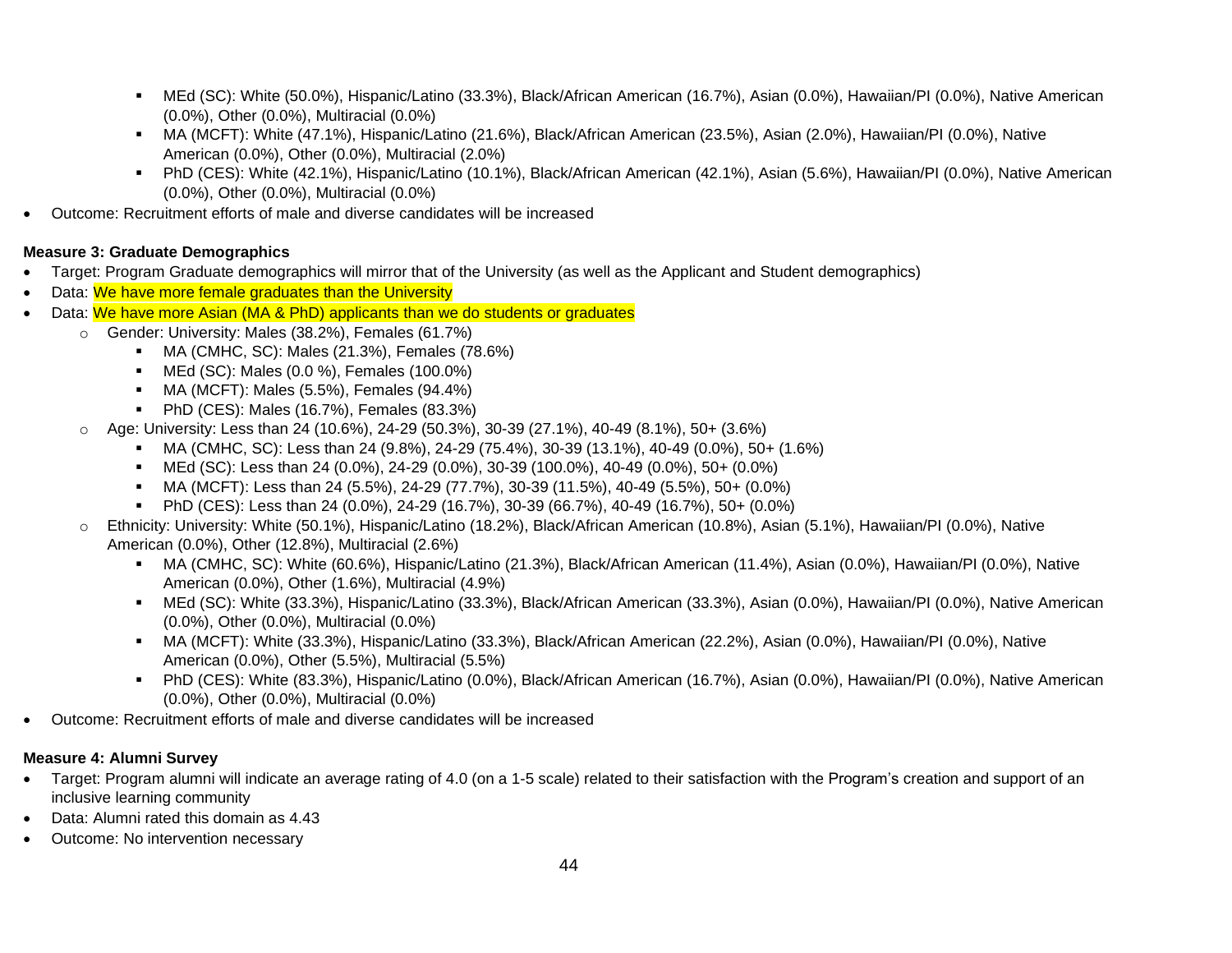- MEd (SC): White (50.0%), Hispanic/Latino (33.3%), Black/African American (16.7%), Asian (0.0%), Hawaiian/PI (0.0%), Native American (0.0%), Other (0.0%), Multiracial (0.0%)
        - MA (MCFT): White (47.1%), Hispanic/Latino (21.6%), Black/African American (23.5%), Asian (2.0%), Hawaiian/PI (0.0%), Native American (0.0%), Other (0.0%), Multiracial (2.0%)
        - PhD (CES): White (42.1%), Hispanic/Latino (10.1%), Black/African American (42.1%), Asian (5.6%), Hawaiian/PI (0.0%), Native American (0.0%), Other (0.0%), Multiracial (0.0%)
- Outcome: Recruitment efforts of male and diverse candidates will be increased

**Measure 3: Graduate Demographics**

- Target: Program Graduate demographics will mirror that of the University (as well as the Applicant and Student demographics)
- Data: We have more female graduates than the University
- Data: We have more Asian (MA & PhD) applicants than we do students or graduates
    - Gender: University: Males (38.2%), Females (61.7%)
        - MA (CMHC, SC): Males (21.3%), Females (78.6%)
        - MEd (SC): Males (0.0 %), Females (100.0%)
        - MA (MCFT): Males (5.5%), Females (94.4%)
        - PhD (CES): Males (16.7%), Females (83.3%)
    - Age: University: Less than 24 (10.6%), 24-29 (50.3%), 30-39 (27.1%), 40-49 (8.1%), 50+ (3.6%)
        - MA (CMHC, SC): Less than 24 (9.8%), 24-29 (75.4%), 30-39 (13.1%), 40-49 (0.0%), 50+ (1.6%)
        - MEd (SC): Less than 24 (0.0%), 24-29 (0.0%), 30-39 (100.0%), 40-49 (0.0%), 50+ (0.0%)
        - MA (MCFT): Less than 24 (5.5%), 24-29 (77.7%), 30-39 (11.5%), 40-49 (5.5%), 50+ (0.0%)
        - PhD (CES): Less than 24 (0.0%), 24-29 (16.7%), 30-39 (66.7%), 40-49 (16.7%), 50+ (0.0%)
    - Ethnicity: University: White (50.1%), Hispanic/Latino (18.2%), Black/African American (10.8%), Asian (5.1%), Hawaiian/PI (0.0%), Native American (0.0%), Other (12.8%), Multiracial (2.6%)
        - MA (CMHC, SC): White (60.6%), Hispanic/Latino (21.3%), Black/African American (11.4%), Asian (0.0%), Hawaiian/PI (0.0%), Native American (0.0%), Other (1.6%), Multiracial (4.9%)
        - MEd (SC): White (33.3%), Hispanic/Latino (33.3%), Black/African American (33.3%), Asian (0.0%), Hawaiian/PI (0.0%), Native American (0.0%), Other (0.0%), Multiracial (0.0%)
        - MA (MCFT): White (33.3%), Hispanic/Latino (33.3%), Black/African American (22.2%), Asian (0.0%), Hawaiian/PI (0.0%), Native American (0.0%), Other (5.5%), Multiracial (5.5%)
        - PhD (CES): White (83.3%), Hispanic/Latino (0.0%), Black/African American (16.7%), Asian (0.0%), Hawaiian/PI (0.0%), Native American (0.0%), Other (0.0%), Multiracial (0.0%)
- Outcome: Recruitment efforts of male and diverse candidates will be increased

**Measure 4: Alumni Survey**

- Target: Program alumni will indicate an average rating of 4.0 (on a 1-5 scale) related to their satisfaction with the Program's creation and support of an inclusive learning community
- Data: Alumni rated this domain as 4.43
- Outcome: No intervention necessary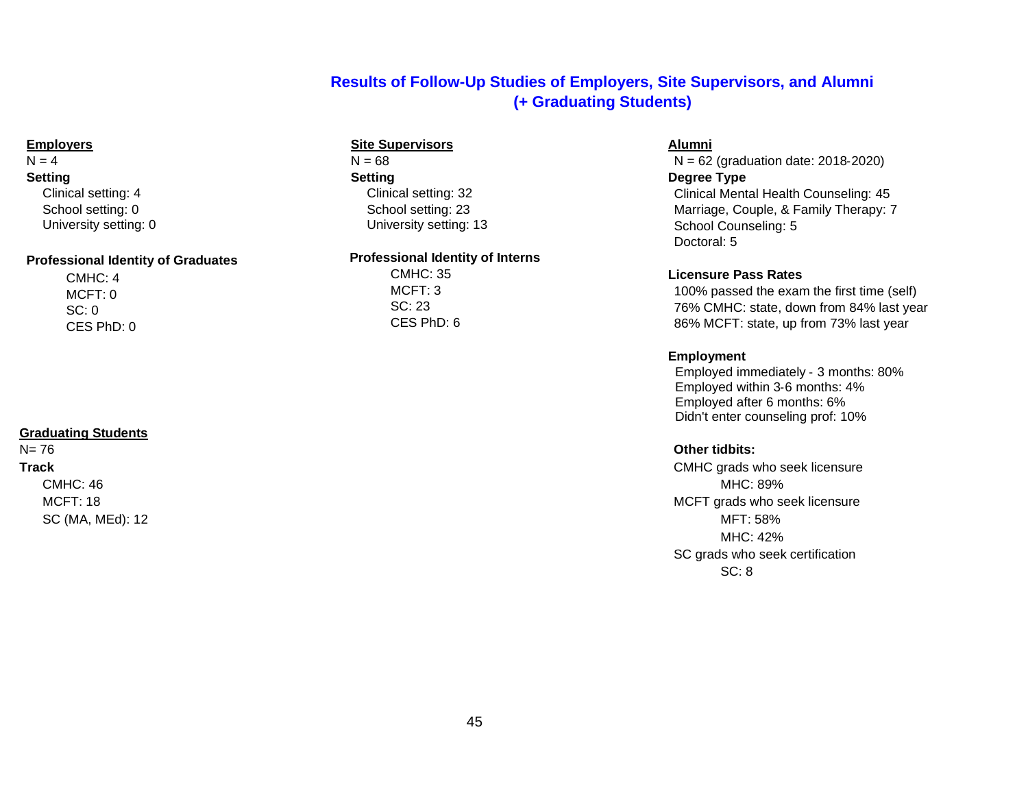## Results of Follow-Up Studies of Employers, Site Supervisors, and Alumni (+ Graduating Students)

### Employers

N = 4

**Setting**

- Clinical setting: 4
- School setting: 0
- University setting: 0

**Professional Identity of Graduates**

- CMHC: 4
- MCFT: 0
- SC: 0
- CES PhD: 0

### Site Supervisors

N = 68

**Setting**

- Clinical setting: 32
- School setting: 23
- University setting: 13

**Professional Identity of Interns**

- CMHC: 35
- MCFT: 3
- SC: 23
- CES PhD: 6

### Alumni

N = 62 (graduation date: 2018-2020)

**Degree Type**

- Clinical Mental Health Counseling: 45
- Marriage, Couple, & Family Therapy: 7
- School Counseling: 5
- Doctoral: 5

**Licensure Pass Rates**

- 100% passed the exam the first time (self)
- 76% CMHC: state, down from 84% last year
- 86% MCFT: state, up from 73% last year

**Employment**

- Employed immediately - 3 months: 80%
- Employed within 3-6 months: 4%
- Employed after 6 months: 6%
- Didn't enter counseling prof: 10%

**Other tidbits:**

- CMHC grads who seek licensure
  - MHC: 89%
- MCFT grads who seek licensure
  - MFT: 58%
  - MHC: 42%
- SC grads who seek certification
  - SC: 8

### Graduating Students

N= 76

**Track**

- CMHC: 46
- MCFT: 18
- SC (MA, MEd): 12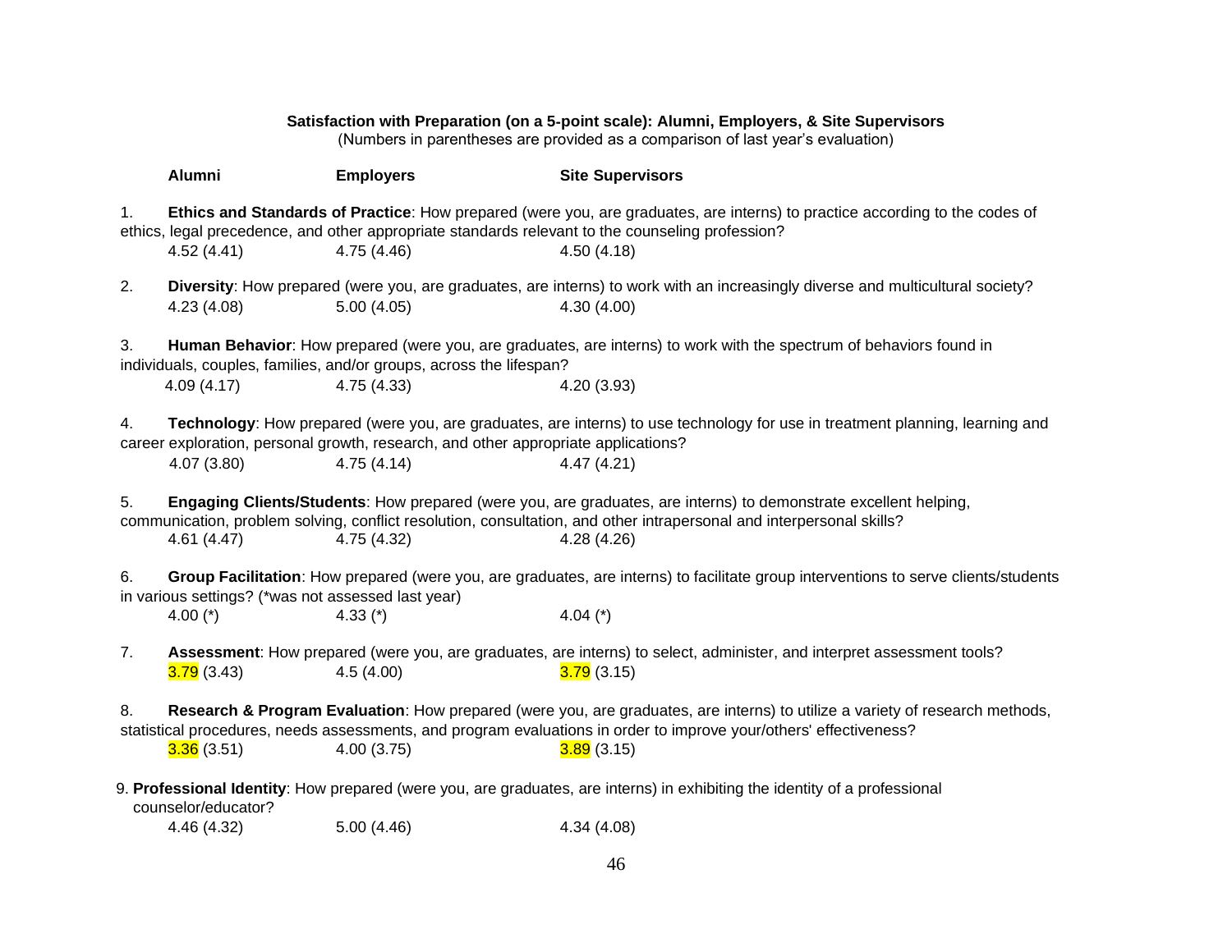**Satisfaction with Preparation (on a 5-point scale): Alumni, Employers, & Site Supervisors**

(Numbers in parentheses are provided as a comparison of last year's evaluation)

| | **Alumni** | **Employers** | **Site Supervisors** |
|---|---|---|---|
| 1. **Ethics and Standards of Practice**: How prepared (were you, are graduates, are interns) to practice according to the codes of ethics, legal precedence, and other appropriate standards relevant to the counseling profession? | 4.52 (4.41) | 4.75 (4.46) | 4.50 (4.18) |
| 2. **Diversity**: How prepared (were you, are graduates, are interns) to work with an increasingly diverse and multicultural society? | 4.23 (4.08) | 5.00 (4.05) | 4.30 (4.00) |
| 3. **Human Behavior**: How prepared (were you, are graduates, are interns) to work with the spectrum of behaviors found in individuals, couples, families, and/or groups, across the lifespan? | 4.09 (4.17) | 4.75 (4.33) | 4.20 (3.93) |
| 4. **Technology**: How prepared (were you, are graduates, are interns) to use technology for use in treatment planning, learning and career exploration, personal growth, research, and other appropriate applications? | 4.07 (3.80) | 4.75 (4.14) | 4.47 (4.21) |
| 5. **Engaging Clients/Students**: How prepared (were you, are graduates, are interns) to demonstrate excellent helping, communication, problem solving, conflict resolution, consultation, and other intrapersonal and interpersonal skills? | 4.61 (4.47) | 4.75 (4.32) | 4.28 (4.26) |
| 6. **Group Facilitation**: How prepared (were you, are graduates, are interns) to facilitate group interventions to serve clients/students in various settings? (*was not assessed last year) | 4.00 (*) | 4.33 (*) | 4.04 (*) |
| 7. **Assessment**: How prepared (were you, are graduates, are interns) to select, administer, and interpret assessment tools? | 3.79 (3.43) | 4.5 (4.00) | 3.79 (3.15) |
| 8. **Research & Program Evaluation**: How prepared (were you, are graduates, are interns) to utilize a variety of research methods, statistical procedures, needs assessments, and program evaluations in order to improve your/others' effectiveness? | 3.36 (3.51) | 4.00 (3.75) | 3.89 (3.15) |
| 9. **Professional Identity**: How prepared (were you, are graduates, are interns) in exhibiting the identity of a professional counselor/educator? | 4.46 (4.32) | 5.00 (4.46) | 4.34 (4.08) |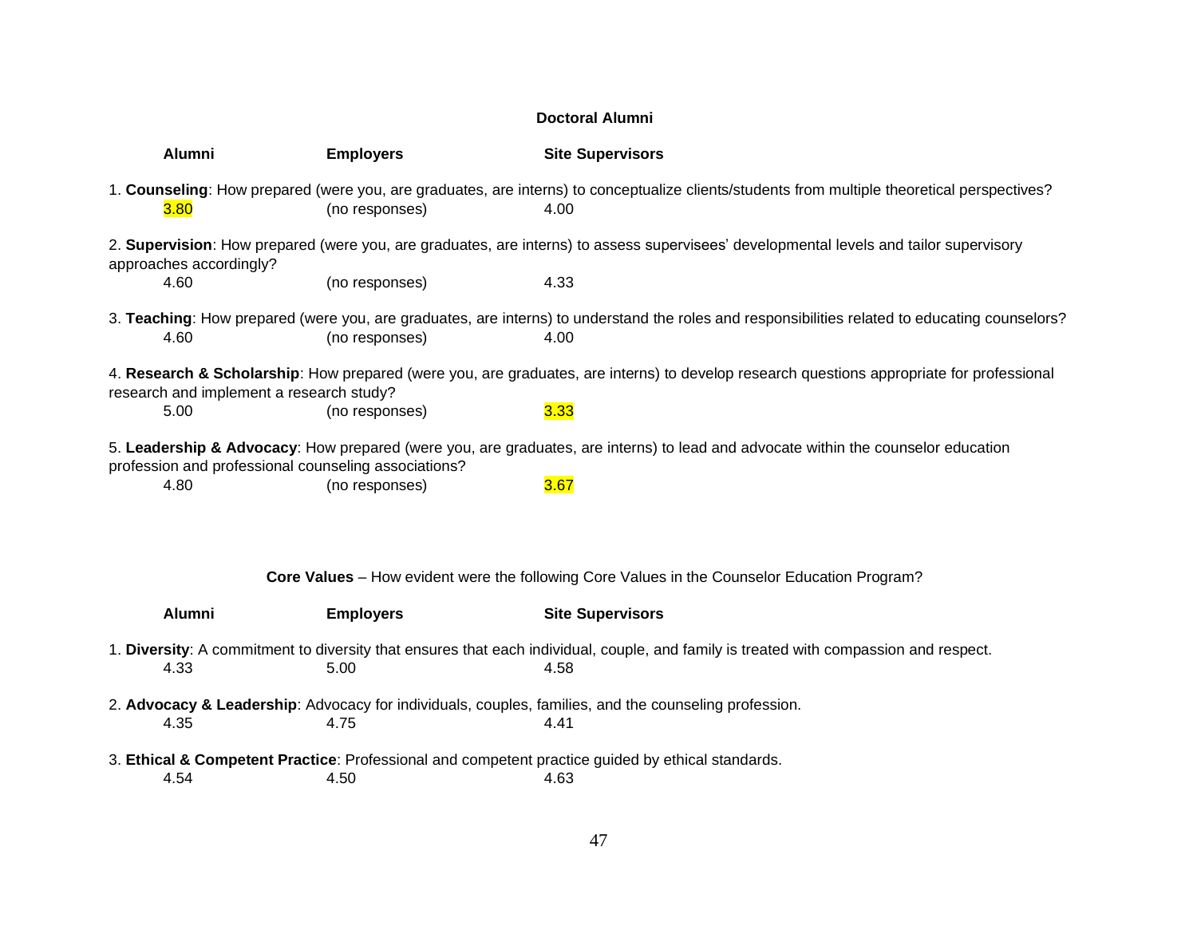**Doctoral Alumni**

| Alumni | Employers | Site Supervisors |
|---|---|---|

1. **Counseling**: How prepared (were you, are graduates, are interns) to conceptualize clients/students from multiple theoretical perspectives?

| 3.80 | (no responses) | 4.00 |
|---|---|---|

2. **Supervision**: How prepared (were you, are graduates, are interns) to assess supervisees' developmental levels and tailor supervisory approaches accordingly?

| 4.60 | (no responses) | 4.33 |
|---|---|---|

3. **Teaching**: How prepared (were you, are graduates, are interns) to understand the roles and responsibilities related to educating counselors?

| 4.60 | (no responses) | 4.00 |
|---|---|---|

4. **Research & Scholarship**: How prepared (were you, are graduates, are interns) to develop research questions appropriate for professional research and implement a research study?

| 5.00 | (no responses) | 3.33 |
|---|---|---|

5. **Leadership & Advocacy**: How prepared (were you, are graduates, are interns) to lead and advocate within the counselor education profession and professional counseling associations?

| 4.80 | (no responses) | 3.67 |
|---|---|---|

**Core Values** – How evident were the following Core Values in the Counselor Education Program?

| Alumni | Employers | Site Supervisors |
|---|---|---|

1. **Diversity**: A commitment to diversity that ensures that each individual, couple, and family is treated with compassion and respect.

| 4.33 | 5.00 | 4.58 |
|---|---|---|

2. **Advocacy & Leadership**: Advocacy for individuals, couples, families, and the counseling profession.

| 4.35 | 4.75 | 4.41 |
|---|---|---|

3. **Ethical & Competent Practice**: Professional and competent practice guided by ethical standards.

| 4.54 | 4.50 | 4.63 |
|---|---|---|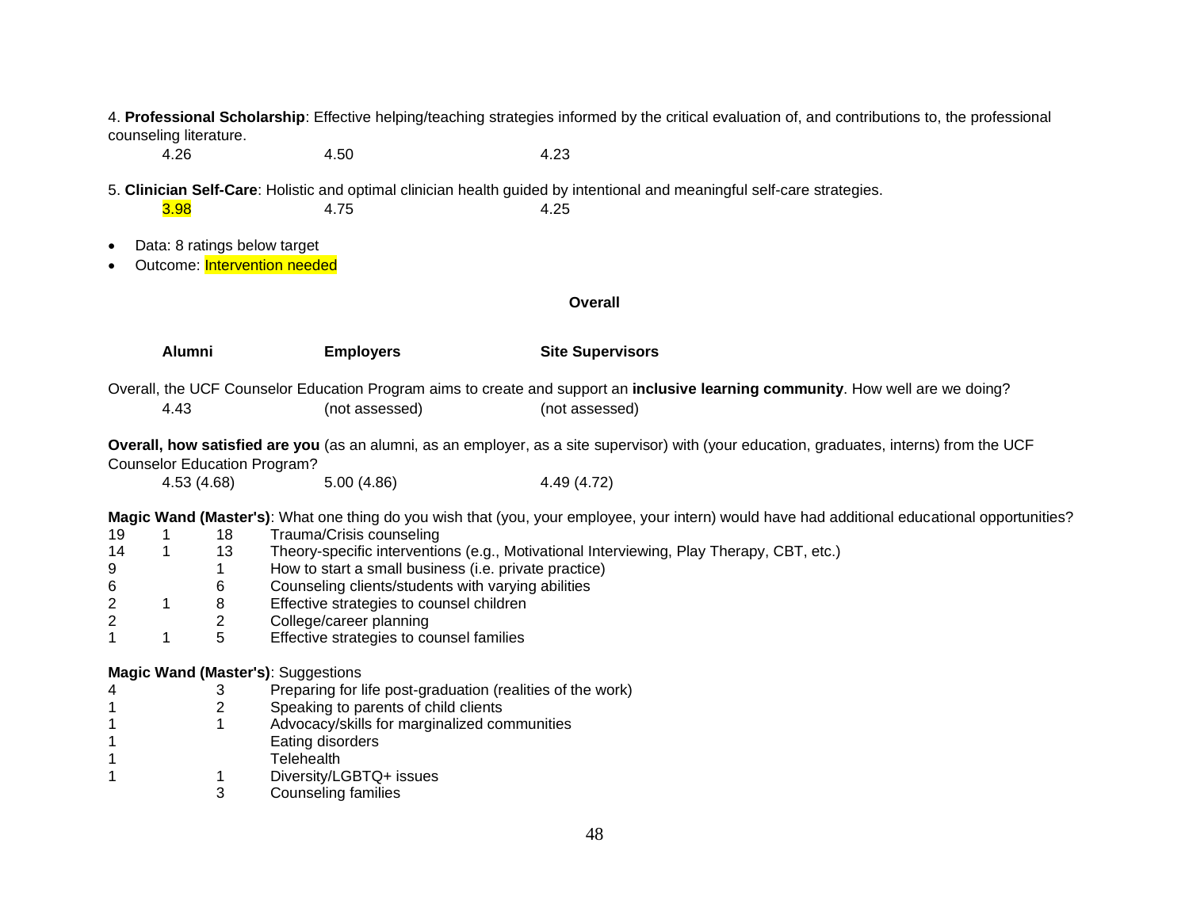4. **Professional Scholarship**: Effective helping/teaching strategies informed by the critical evaluation of, and contributions to, the professional counseling literature.

| | | |
|---|---|---|
| 4.26 | 4.50 | 4.23 |

5. **Clinician Self-Care**: Holistic and optimal clinician health guided by intentional and meaningful self-care strategies.

| | | |
|---|---|---|
| 3.98 | 4.75 | 4.25 |

- Data: 8 ratings below target
- Outcome: Intervention needed

**Overall**

| **Alumni** | **Employers** | **Site Supervisors** |
|---|---|---|

Overall, the UCF Counselor Education Program aims to create and support an **inclusive learning community**. How well are we doing?

| | | |
|---|---|---|
| 4.43 | (not assessed) | (not assessed) |

**Overall, how satisfied are you** (as an alumni, as an employer, as a site supervisor) with (your education, graduates, interns) from the UCF Counselor Education Program?

| | | |
|---|---|---|
| 4.53 (4.68) | 5.00 (4.86) | 4.49 (4.72) |

**Magic Wand (Master's)**: What one thing do you wish that (you, your employee, your intern) would have had additional educational opportunities?

| | | | |
|---|---|---|---|
| 19 | 1 | 18 | Trauma/Crisis counseling |
| 14 | 1 | 13 | Theory-specific interventions (e.g., Motivational Interviewing, Play Therapy, CBT, etc.) |
| 9 | | 1 | How to start a small business (i.e. private practice) |
| 6 | | 6 | Counseling clients/students with varying abilities |
| 2 | 1 | 8 | Effective strategies to counsel children |
| 2 | | 2 | College/career planning |
| 1 | 1 | 5 | Effective strategies to counsel families |

**Magic Wand (Master's)**: Suggestions

| | | | |
|---|---|---|---|
| 4 | | 3 | Preparing for life post-graduation (realities of the work) |
| 1 | | 2 | Speaking to parents of child clients |
| 1 | | 1 | Advocacy/skills for marginalized communities |
| 1 | | | Eating disorders |
| 1 | | | Telehealth |
| 1 | | 1 | Diversity/LGBTQ+ issues |
| | | 3 | Counseling families |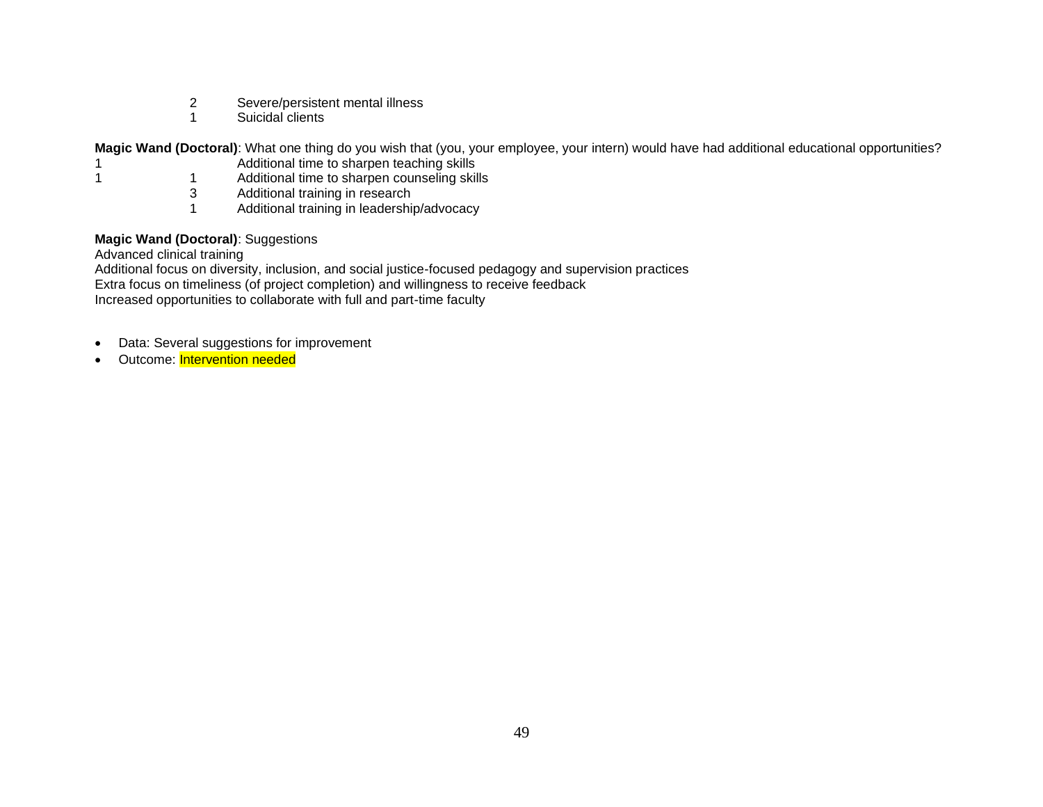| | | |
|---|---|---|
| | 2 | Severe/persistent mental illness |
| | 1 | Suicidal clients |

**Magic Wand (Doctoral)**: What one thing do you wish that (you, your employee, your intern) would have had additional educational opportunities?

| | | |
|---|---|---|
| 1 | | Additional time to sharpen teaching skills |
| 1 | 1 | Additional time to sharpen counseling skills |
| | 3 | Additional training in research |
| | 1 | Additional training in leadership/advocacy |

**Magic Wand (Doctoral)**: Suggestions

Advanced clinical training
Additional focus on diversity, inclusion, and social justice-focused pedagogy and supervision practices
Extra focus on timeliness (of project completion) and willingness to receive feedback
Increased opportunities to collaborate with full and part-time faculty

- Data: Several suggestions for improvement
- Outcome: Intervention needed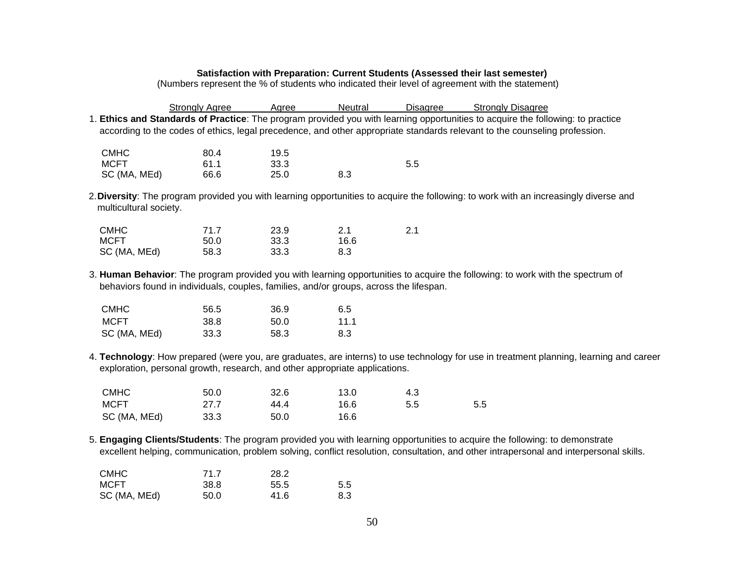**Satisfaction with Preparation: Current Students (Assessed their last semester)**

(Numbers represent the % of students who indicated their level of agreement with the statement)

1. **Ethics and Standards of Practice**: The program provided you with learning opportunities to acquire the following: to practice according to the codes of ethics, legal precedence, and other appropriate standards relevant to the counseling profession.

| | Strongly Agree | Agree | Neutral | Disagree | Strongly Disagree |
|---|---|---|---|---|---|
| CMHC | 80.4 | 19.5 | | | |
| MCFT | 61.1 | 33.3 | | 5.5 | |
| SC (MA, MEd) | 66.6 | 25.0 | 8.3 | | |

2. **Diversity**: The program provided you with learning opportunities to acquire the following: to work with an increasingly diverse and multicultural society.

| | Strongly Agree | Agree | Neutral | Disagree | Strongly Disagree |
|---|---|---|---|---|---|
| CMHC | 71.7 | 23.9 | 2.1 | 2.1 | |
| MCFT | 50.0 | 33.3 | 16.6 | | |
| SC (MA, MEd) | 58.3 | 33.3 | 8.3 | | |

3. **Human Behavior**: The program provided you with learning opportunities to acquire the following: to work with the spectrum of behaviors found in individuals, couples, families, and/or groups, across the lifespan.

| | Strongly Agree | Agree | Neutral | Disagree | Strongly Disagree |
|---|---|---|---|---|---|
| CMHC | 56.5 | 36.9 | 6.5 | | |
| MCFT | 38.8 | 50.0 | 11.1 | | |
| SC (MA, MEd) | 33.3 | 58.3 | 8.3 | | |

4. **Technology**: How prepared (were you, are graduates, are interns) to use technology for use in treatment planning, learning and career exploration, personal growth, research, and other appropriate applications.

| | Strongly Agree | Agree | Neutral | Disagree | Strongly Disagree |
|---|---|---|---|---|---|
| CMHC | 50.0 | 32.6 | 13.0 | 4.3 | |
| MCFT | 27.7 | 44.4 | 16.6 | 5.5 | 5.5 |
| SC (MA, MEd) | 33.3 | 50.0 | 16.6 | | |

5. **Engaging Clients/Students**: The program provided you with learning opportunities to acquire the following: to demonstrate excellent helping, communication, problem solving, conflict resolution, consultation, and other intrapersonal and interpersonal skills.

| | Strongly Agree | Agree | Neutral | Disagree | Strongly Disagree |
|---|---|---|---|---|---|
| CMHC | 71.7 | 28.2 | | | |
| MCFT | 38.8 | 55.5 | 5.5 | | |
| SC (MA, MEd) | 50.0 | 41.6 | 8.3 | | |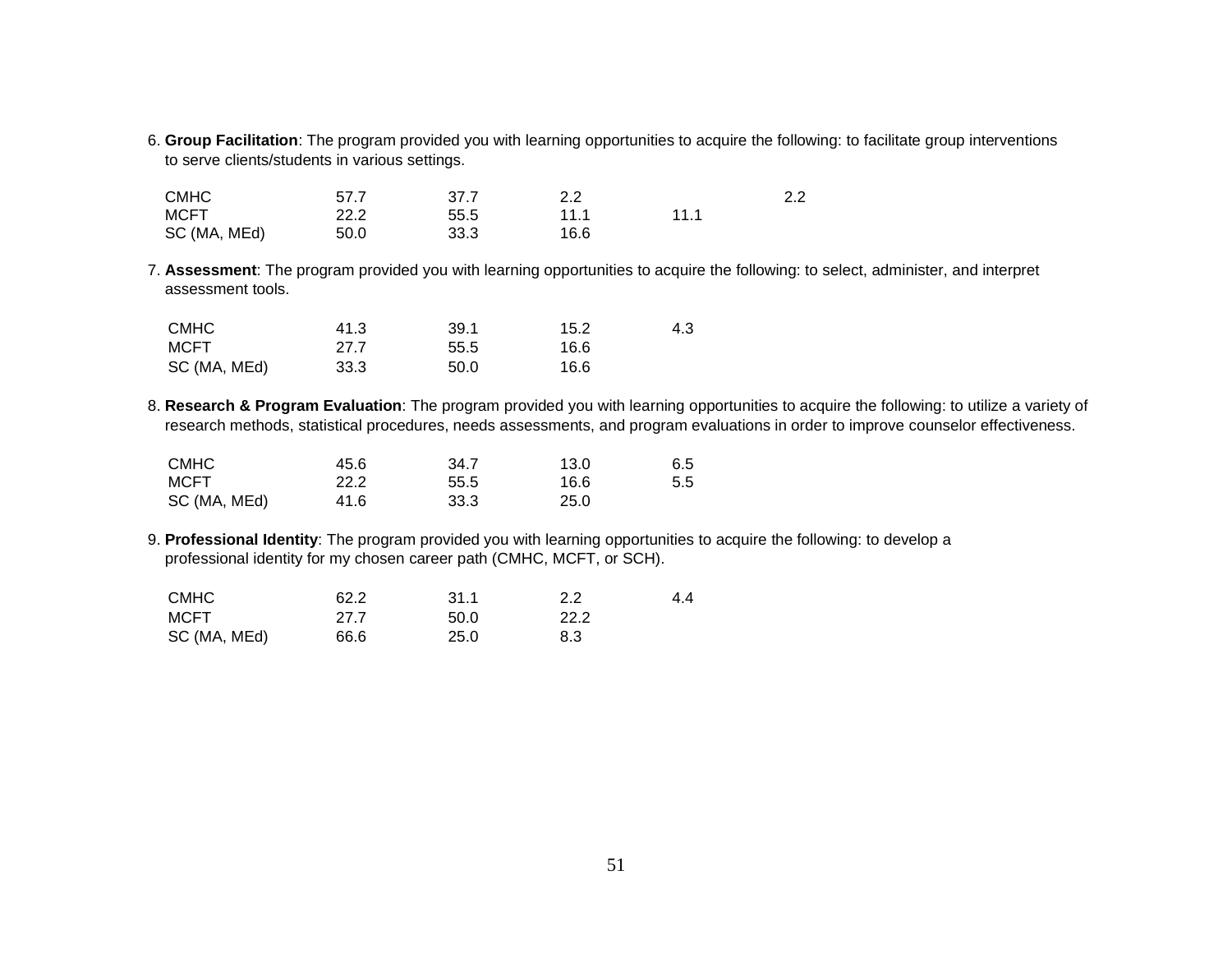6. **Group Facilitation**: The program provided you with learning opportunities to acquire the following: to facilitate group interventions to serve clients/students in various settings.

| | | | | | |
|---|---|---|---|---|---|
| CMHC | 57.7 | 37.7 | 2.2 | | 2.2 |
| MCFT | 22.2 | 55.5 | 11.1 | 11.1 | |
| SC (MA, MEd) | 50.0 | 33.3 | 16.6 | | |

7. **Assessment**: The program provided you with learning opportunities to acquire the following: to select, administer, and interpret assessment tools.

| | | | | | |
|---|---|---|---|---|---|
| CMHC | 41.3 | 39.1 | 15.2 | 4.3 | |
| MCFT | 27.7 | 55.5 | 16.6 | | |
| SC (MA, MEd) | 33.3 | 50.0 | 16.6 | | |

8. **Research & Program Evaluation**: The program provided you with learning opportunities to acquire the following: to utilize a variety of research methods, statistical procedures, needs assessments, and program evaluations in order to improve counselor effectiveness.

| | | | | | |
|---|---|---|---|---|---|
| CMHC | 45.6 | 34.7 | 13.0 | 6.5 | |
| MCFT | 22.2 | 55.5 | 16.6 | 5.5 | |
| SC (MA, MEd) | 41.6 | 33.3 | 25.0 | | |

9. **Professional Identity**: The program provided you with learning opportunities to acquire the following: to develop a professional identity for my chosen career path (CMHC, MCFT, or SCH).

| | | | | | |
|---|---|---|---|---|---|
| CMHC | 62.2 | 31.1 | 2.2 | 4.4 | |
| MCFT | 27.7 | 50.0 | 22.2 | | |
| SC (MA, MEd) | 66.6 | 25.0 | 8.3 | | |